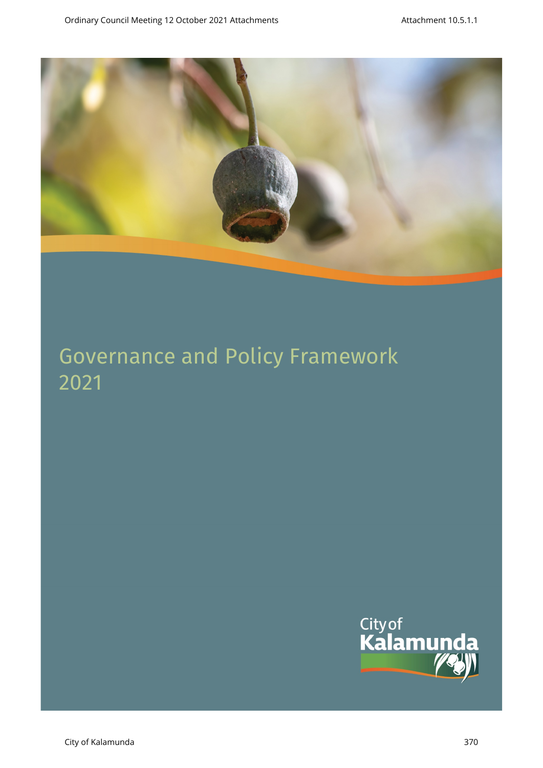# Governance and Policy Framework 2021

City of Kalamunda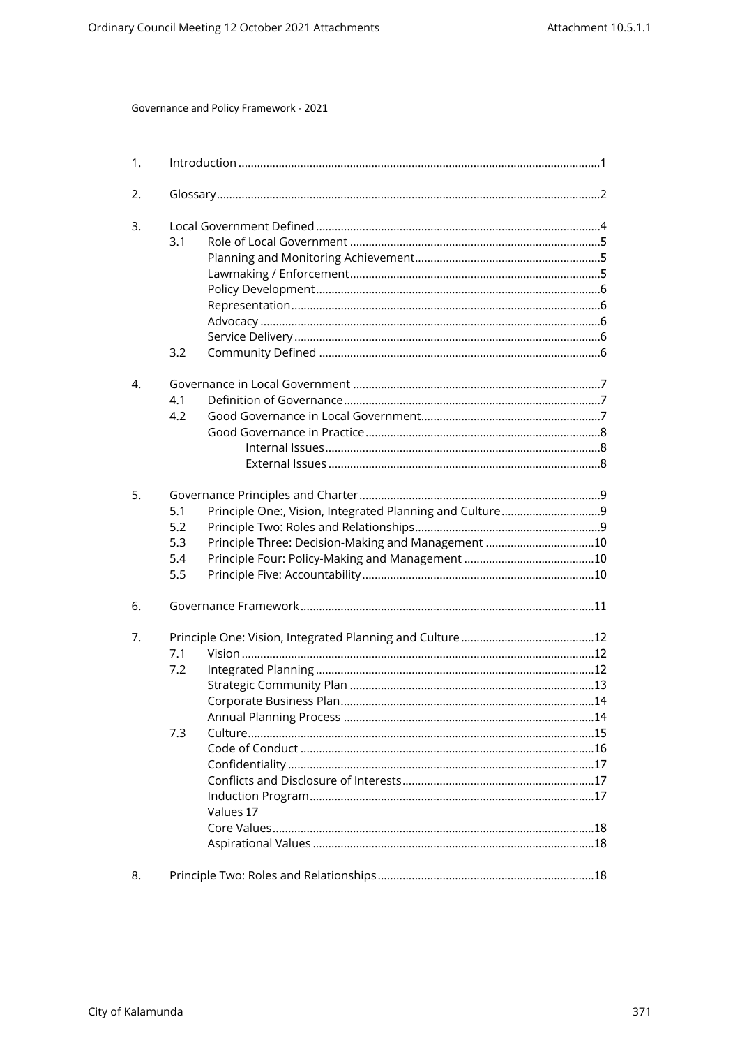Governance and Policy Framework - 2021

| | | | |
|---|---|---|---|
| 1. | Introduction | | 1 |
| 2. | Glossary | | 2 |
| 3. | Local Government Defined | | 4 |
| | 3.1 | Role of Local Government | 5 |
| | | Planning and Monitoring Achievement | 5 |
| | | Lawmaking / Enforcement | 5 |
| | | Policy Development | 6 |
| | | Representation | 6 |
| | | Advocacy | 6 |
| | | Service Delivery | 6 |
| | 3.2 | Community Defined | 6 |
| 4. | Governance in Local Government | | 7 |
| | 4.1 | Definition of Governance | 7 |
| | 4.2 | Good Governance in Local Government | 7 |
| | | Good Governance in Practice | 8 |
| | | Internal Issues | 8 |
| | | External Issues | 8 |
| 5. | Governance Principles and Charter | | 9 |
| | 5.1 | Principle One:, Vision, Integrated Planning and Culture | 9 |
| | 5.2 | Principle Two: Roles and Relationships | 9 |
| | 5.3 | Principle Three: Decision-Making and Management | 10 |
| | 5.4 | Principle Four: Policy-Making and Management | 10 |
| | 5.5 | Principle Five: Accountability | 10 |
| 6. | Governance Framework | | 11 |
| 7. | Principle One: Vision, Integrated Planning and Culture | | 12 |
| | 7.1 | Vision | 12 |
| | 7.2 | Integrated Planning | 12 |
| | | Strategic Community Plan | 13 |
| | | Corporate Business Plan | 14 |
| | | Annual Planning Process | 14 |
| | 7.3 | Culture | 15 |
| | | Code of Conduct | 16 |
| | | Confidentiality | 17 |
| | | Conflicts and Disclosure of Interests | 17 |
| | | Induction Program | 17 |
| | | Values | 17 |
| | | Core Values | 18 |
| | | Aspirational Values | 18 |
| 8. | Principle Two: Roles and Relationships | | 18 |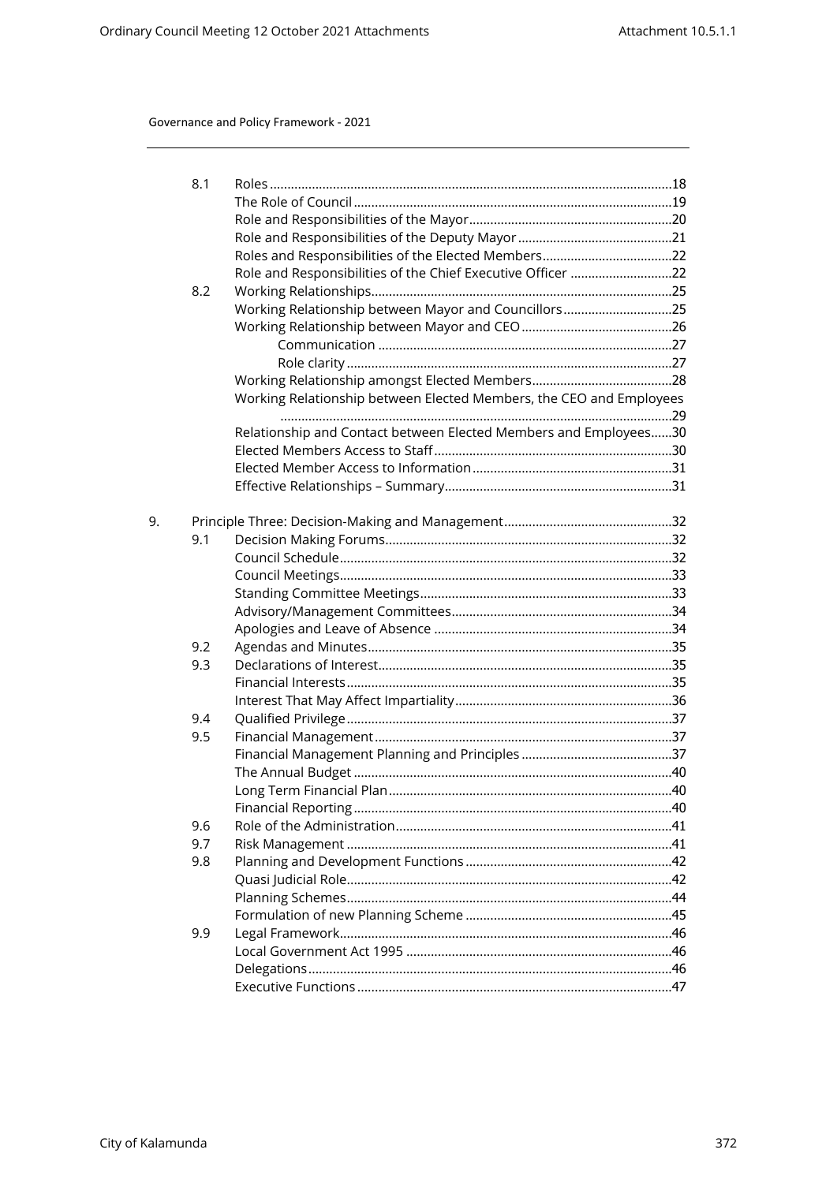| | | | |
|---|---|---|---|
| | 8.1 | Roles | 18 |
| | | The Role of Council | 19 |
| | | Role and Responsibilities of the Mayor | 20 |
| | | Role and Responsibilities of the Deputy Mayor | 21 |
| | | Roles and Responsibilities of the Elected Members | 22 |
| | | Role and Responsibilities of the Chief Executive Officer | 22 |
| | 8.2 | Working Relationships | 25 |
| | | Working Relationship between Mayor and Councillors | 25 |
| | | Working Relationship between Mayor and CEO | 26 |
| | | Communication | 27 |
| | | Role clarity | 27 |
| | | Working Relationship amongst Elected Members | 28 |
| | | Working Relationship between Elected Members, the CEO and Employees | 29 |
| | | Relationship and Contact between Elected Members and Employees | 30 |
| | | Elected Members Access to Staff | 30 |
| | | Elected Member Access to Information | 31 |
| | | Effective Relationships – Summary | 31 |
| 9. | | Principle Three: Decision-Making and Management | 32 |
| | 9.1 | Decision Making Forums | 32 |
| | | Council Schedule | 32 |
| | | Council Meetings | 33 |
| | | Standing Committee Meetings | 33 |
| | | Advisory/Management Committees | 34 |
| | | Apologies and Leave of Absence | 34 |
| | 9.2 | Agendas and Minutes | 35 |
| | 9.3 | Declarations of Interest | 35 |
| | | Financial Interests | 35 |
| | | Interest That May Affect Impartiality | 36 |
| | 9.4 | Qualified Privilege | 37 |
| | 9.5 | Financial Management | 37 |
| | | Financial Management Planning and Principles | 37 |
| | | The Annual Budget | 40 |
| | | Long Term Financial Plan | 40 |
| | | Financial Reporting | 40 |
| | 9.6 | Role of the Administration | 41 |
| | 9.7 | Risk Management | 41 |
| | 9.8 | Planning and Development Functions | 42 |
| | | Quasi Judicial Role | 42 |
| | | Planning Schemes | 44 |
| | | Formulation of new Planning Scheme | 45 |
| | 9.9 | Legal Framework | 46 |
| | | Local Government Act 1995 | 46 |
| | | Delegations | 46 |
| | | Executive Functions | 47 |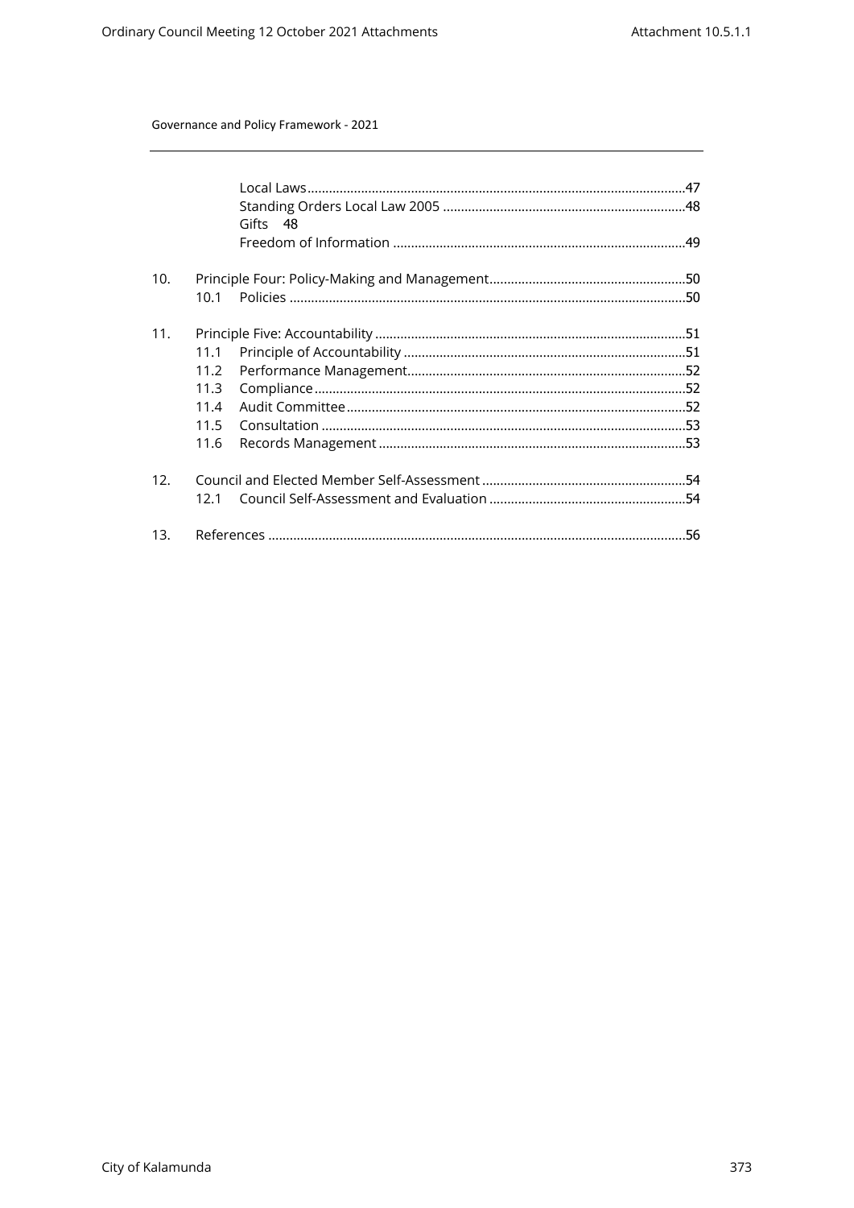Local Laws ....................................................................................................47
Standing Orders Local Law 2005 ......................................................................48
Gifts 48
Freedom of Information .....................................................................................49

10. Principle Four: Policy-Making and Management......................................................50
    10.1 Policies .........................................................................................................50

11. Principle Five: Accountability .....................................................................................51
    11.1 Principle of Accountability ..............................................................................51
    11.2 Performance Management..............................................................................52
    11.3 Compliance ......................................................................................................52
    11.4 Audit Committee ..............................................................................................52
    11.5 Consultation .....................................................................................................53
    11.6 Records Management .......................................................................................53

12. Council and Elected Member Self-Assessment ........................................................54
    12.1 Council Self-Assessment and Evaluation ........................................................54

13. References ...................................................................................................................56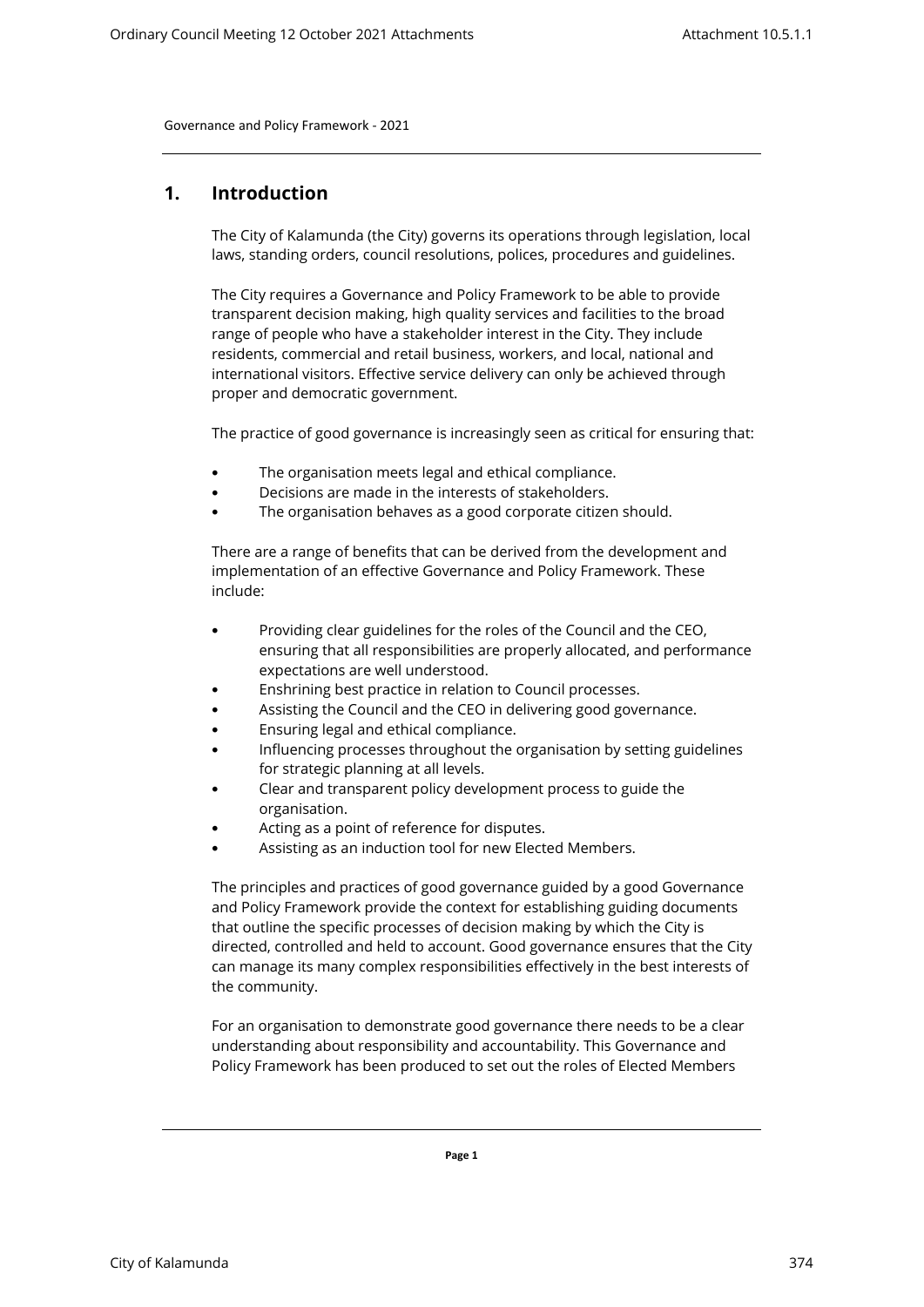## 1. Introduction

The City of Kalamunda (the City) governs its operations through legislation, local laws, standing orders, council resolutions, polices, procedures and guidelines.

The City requires a Governance and Policy Framework to be able to provide transparent decision making, high quality services and facilities to the broad range of people who have a stakeholder interest in the City. They include residents, commercial and retail business, workers, and local, national and international visitors. Effective service delivery can only be achieved through proper and democratic government.

The practice of good governance is increasingly seen as critical for ensuring that:

- The organisation meets legal and ethical compliance.
- Decisions are made in the interests of stakeholders.
- The organisation behaves as a good corporate citizen should.

There are a range of benefits that can be derived from the development and implementation of an effective Governance and Policy Framework. These include:

- Providing clear guidelines for the roles of the Council and the CEO, ensuring that all responsibilities are properly allocated, and performance expectations are well understood.
- Enshrining best practice in relation to Council processes.
- Assisting the Council and the CEO in delivering good governance.
- Ensuring legal and ethical compliance.
- Influencing processes throughout the organisation by setting guidelines for strategic planning at all levels.
- Clear and transparent policy development process to guide the organisation.
- Acting as a point of reference for disputes.
- Assisting as an induction tool for new Elected Members.

The principles and practices of good governance guided by a good Governance and Policy Framework provide the context for establishing guiding documents that outline the specific processes of decision making by which the City is directed, controlled and held to account. Good governance ensures that the City can manage its many complex responsibilities effectively in the best interests of the community.

For an organisation to demonstrate good governance there needs to be a clear understanding about responsibility and accountability. This Governance and Policy Framework has been produced to set out the roles of Elected Members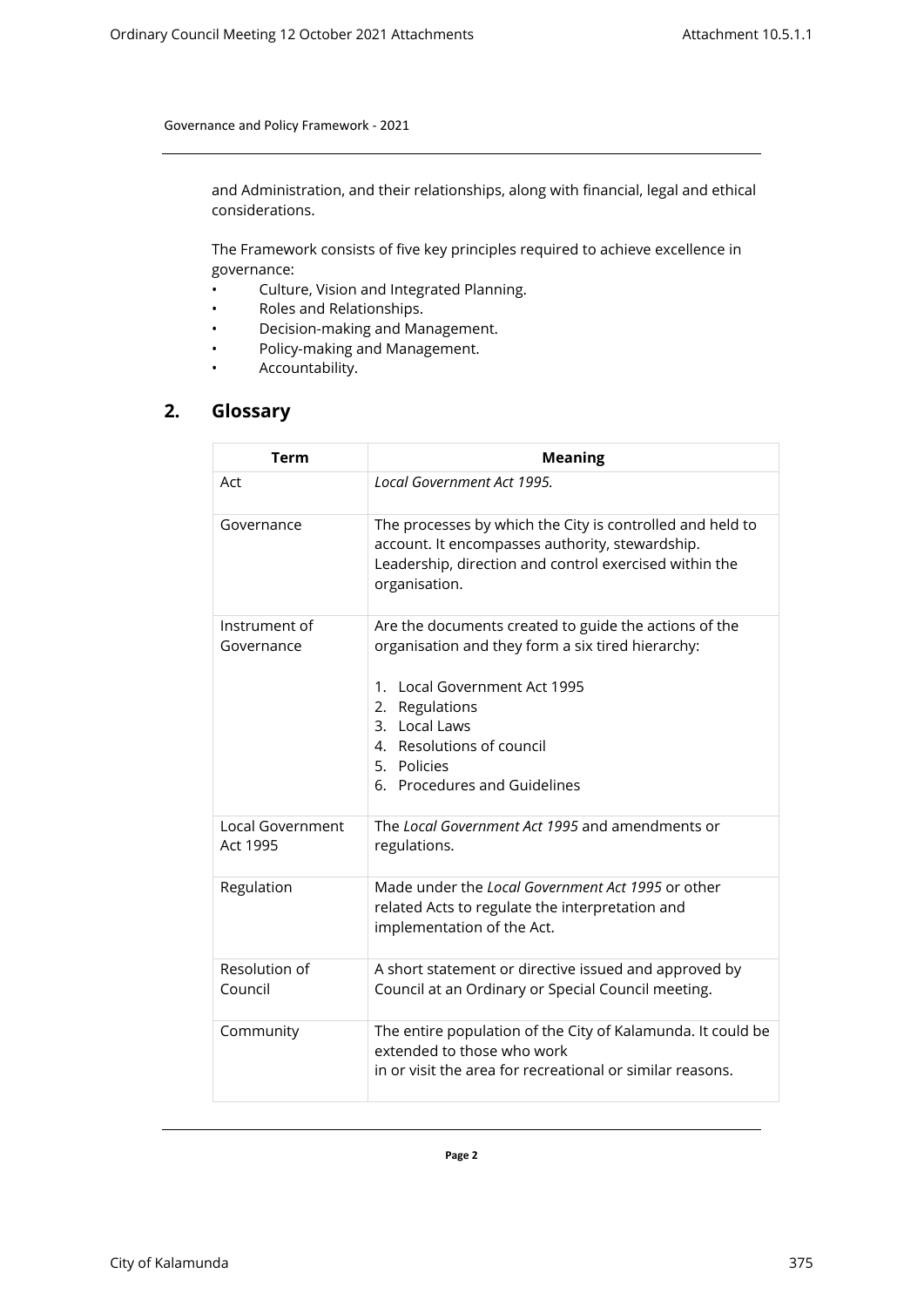and Administration, and their relationships, along with financial, legal and ethical considerations.

The Framework consists of five key principles required to achieve excellence in governance:

- Culture, Vision and Integrated Planning.
- Roles and Relationships.
- Decision-making and Management.
- Policy-making and Management.
- Accountability.

## 2. Glossary

| Term | Meaning |
|---|---|
| Act | *Local Government Act 1995.* |
| Governance | The processes by which the City is controlled and held to account. It encompasses authority, stewardship. Leadership, direction and control exercised within the organisation. |
| Instrument of Governance | Are the documents created to guide the actions of the organisation and they form a six tired hierarchy:<br><br>1. Local Government Act 1995<br>2. Regulations<br>3. Local Laws<br>4. Resolutions of council<br>5. Policies<br>6. Procedures and Guidelines |
| Local Government Act 1995 | The *Local Government Act 1995* and amendments or regulations. |
| Regulation | Made under the *Local Government Act 1995* or other related Acts to regulate the interpretation and implementation of the Act. |
| Resolution of Council | A short statement or directive issued and approved by Council at an Ordinary or Special Council meeting. |
| Community | The entire population of the City of Kalamunda. It could be extended to those who work in or visit the area for recreational or similar reasons. |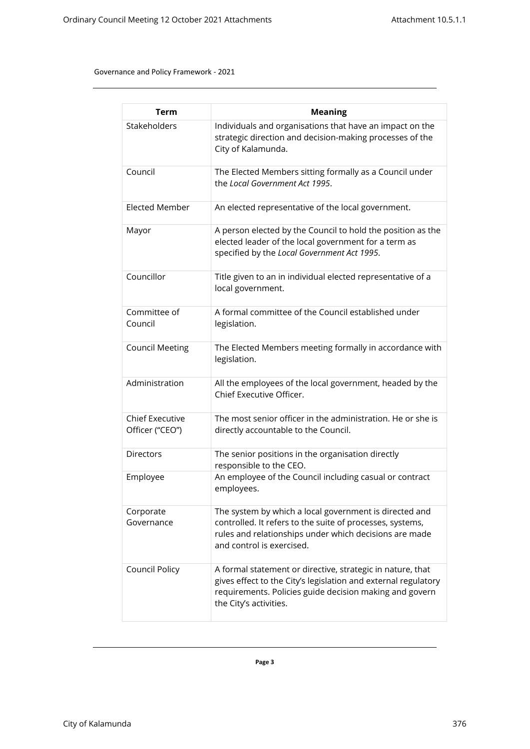| Term | Meaning |
|---|---|
| Stakeholders | Individuals and organisations that have an impact on the strategic direction and decision-making processes of the City of Kalamunda. |
| Council | The Elected Members sitting formally as a Council under the *Local Government Act 1995*. |
| Elected Member | An elected representative of the local government. |
| Mayor | A person elected by the Council to hold the position as the elected leader of the local government for a term as specified by the *Local Government Act 1995*. |
| Councillor | Title given to an in individual elected representative of a local government. |
| Committee of Council | A formal committee of the Council established under legislation. |
| Council Meeting | The Elected Members meeting formally in accordance with legislation. |
| Administration | All the employees of the local government, headed by the Chief Executive Officer. |
| Chief Executive Officer ("CEO") | The most senior officer in the administration. He or she is directly accountable to the Council. |
| Directors | The senior positions in the organisation directly responsible to the CEO. |
| Employee | An employee of the Council including casual or contract employees. |
| Corporate Governance | The system by which a local government is directed and controlled. It refers to the suite of processes, systems, rules and relationships under which decisions are made and control is exercised. |
| Council Policy | A formal statement or directive, strategic in nature, that gives effect to the City's legislation and external regulatory requirements. Policies guide decision making and govern the City's activities. |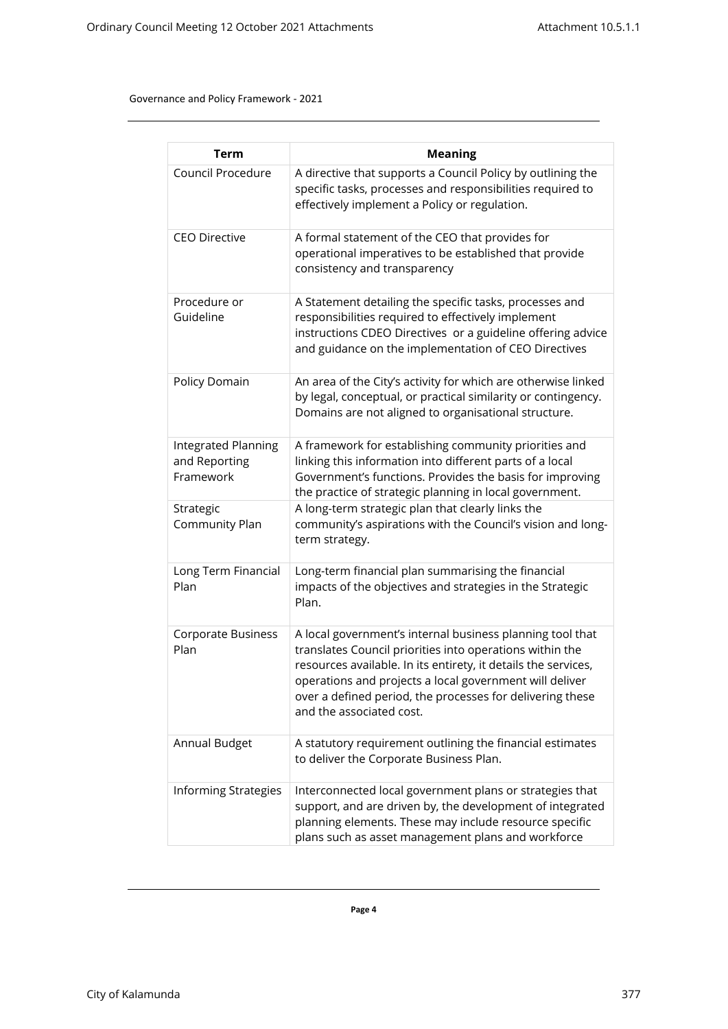Governance and Policy Framework - 2021

| Term | Meaning |
|---|---|
| Council Procedure | A directive that supports a Council Policy by outlining the specific tasks, processes and responsibilities required to effectively implement a Policy or regulation. |
| CEO Directive | A formal statement of the CEO that provides for operational imperatives to be established that provide consistency and transparency |
| Procedure or Guideline | A Statement detailing the specific tasks, processes and responsibilities required to effectively implement instructions CDEO Directives or a guideline offering advice and guidance on the implementation of CEO Directives |
| Policy Domain | An area of the City's activity for which are otherwise linked by legal, conceptual, or practical similarity or contingency. Domains are not aligned to organisational structure. |
| Integrated Planning and Reporting Framework | A framework for establishing community priorities and linking this information into different parts of a local Government's functions. Provides the basis for improving the practice of strategic planning in local government. |
| Strategic Community Plan | A long-term strategic plan that clearly links the community's aspirations with the Council's vision and long-term strategy. |
| Long Term Financial Plan | Long-term financial plan summarising the financial impacts of the objectives and strategies in the Strategic Plan. |
| Corporate Business Plan | A local government's internal business planning tool that translates Council priorities into operations within the resources available. In its entirety, it details the services, operations and projects a local government will deliver over a defined period, the processes for delivering these and the associated cost. |
| Annual Budget | A statutory requirement outlining the financial estimates to deliver the Corporate Business Plan. |
| Informing Strategies | Interconnected local government plans or strategies that support, and are driven by, the development of integrated planning elements. These may include resource specific plans such as asset management plans and workforce |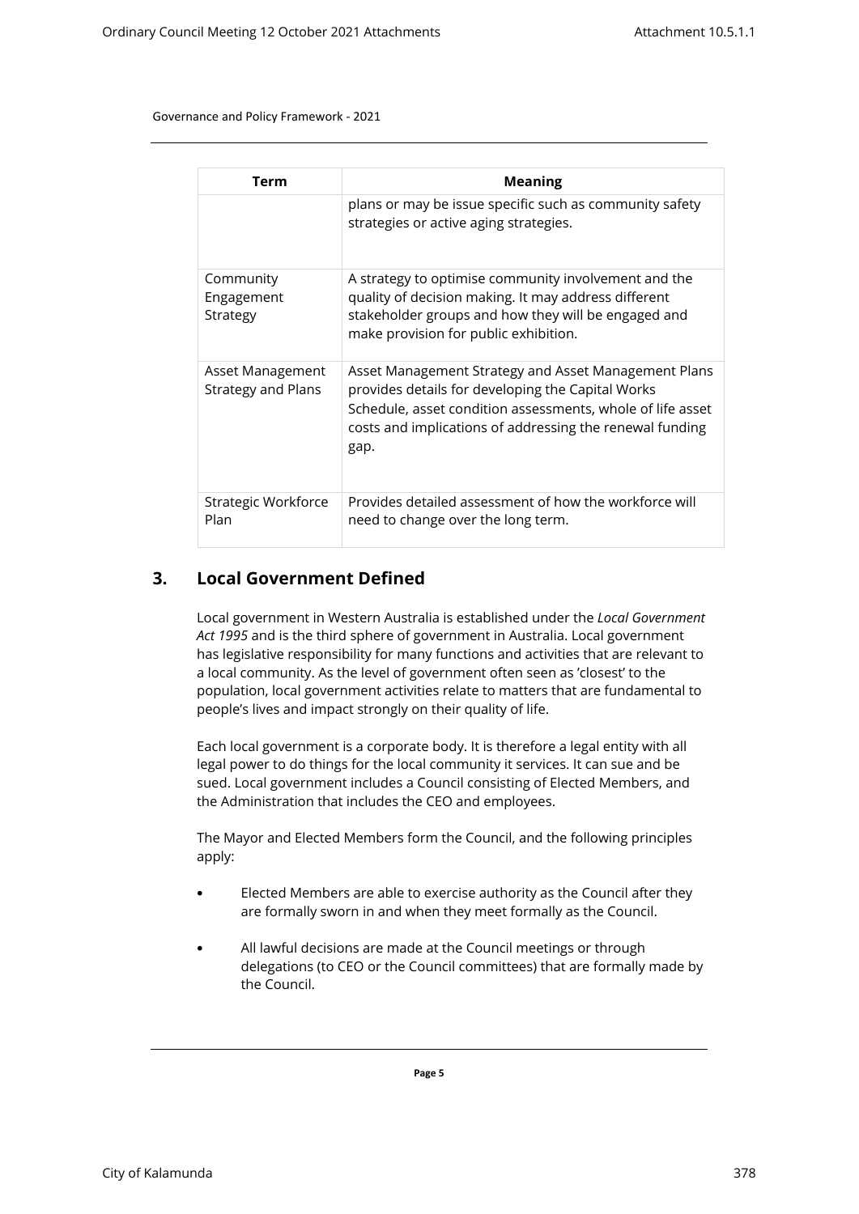| Term | Meaning |
|---|---|
| | plans or may be issue specific such as community safety strategies or active aging strategies. |
| Community Engagement Strategy | A strategy to optimise community involvement and the quality of decision making. It may address different stakeholder groups and how they will be engaged and make provision for public exhibition. |
| Asset Management Strategy and Plans | Asset Management Strategy and Asset Management Plans provides details for developing the Capital Works Schedule, asset condition assessments, whole of life asset costs and implications of addressing the renewal funding gap. |
| Strategic Workforce Plan | Provides detailed assessment of how the workforce will need to change over the long term. |

## 3. Local Government Defined

Local government in Western Australia is established under the *Local Government Act 1995* and is the third sphere of government in Australia. Local government has legislative responsibility for many functions and activities that are relevant to a local community. As the level of government often seen as 'closest' to the population, local government activities relate to matters that are fundamental to people's lives and impact strongly on their quality of life.

Each local government is a corporate body. It is therefore a legal entity with all legal power to do things for the local community it services. It can sue and be sued. Local government includes a Council consisting of Elected Members, and the Administration that includes the CEO and employees.

The Mayor and Elected Members form the Council, and the following principles apply:

- Elected Members are able to exercise authority as the Council after they are formally sworn in and when they meet formally as the Council.
- All lawful decisions are made at the Council meetings or through delegations (to CEO or the Council committees) that are formally made by the Council.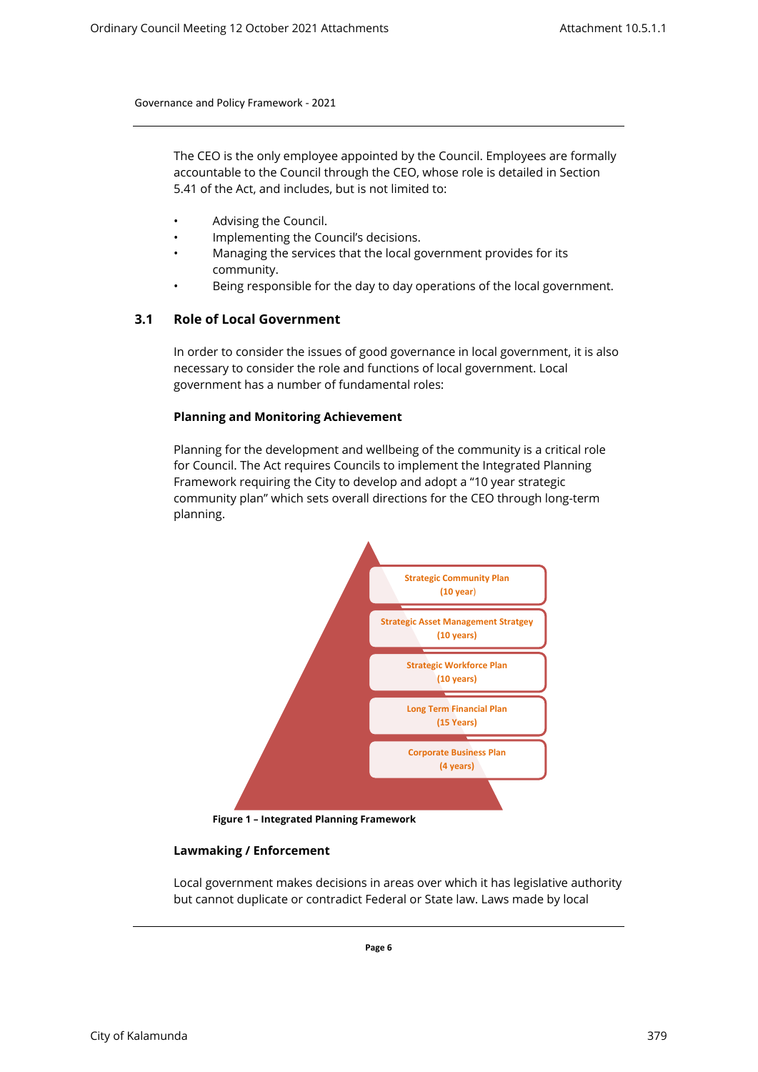The CEO is the only employee appointed by the Council. Employees are formally accountable to the Council through the CEO, whose role is detailed in Section 5.41 of the Act, and includes, but is not limited to:

- Advising the Council.
- Implementing the Council's decisions.
- Managing the services that the local government provides for its community.
- Being responsible for the day to day operations of the local government.

## 3.1 Role of Local Government

In order to consider the issues of good governance in local government, it is also necessary to consider the role and functions of local government. Local government has a number of fundamental roles:

**Planning and Monitoring Achievement**

Planning for the development and wellbeing of the community is a critical role for Council. The Act requires Councils to implement the Integrated Planning Framework requiring the City to develop and adopt a "10 year strategic community plan" which sets overall directions for the CEO through long-term planning.

- Strategic Community Plan (10 year)
- Strategic Asset Management Stratgey (10 years)
- Strategic Workforce Plan (10 years)
- Long Term Financial Plan (15 Years)
- Corporate Business Plan (4 years)

**Figure 1 – Integrated Planning Framework**

**Lawmaking / Enforcement**

Local government makes decisions in areas over which it has legislative authority but cannot duplicate or contradict Federal or State law. Laws made by local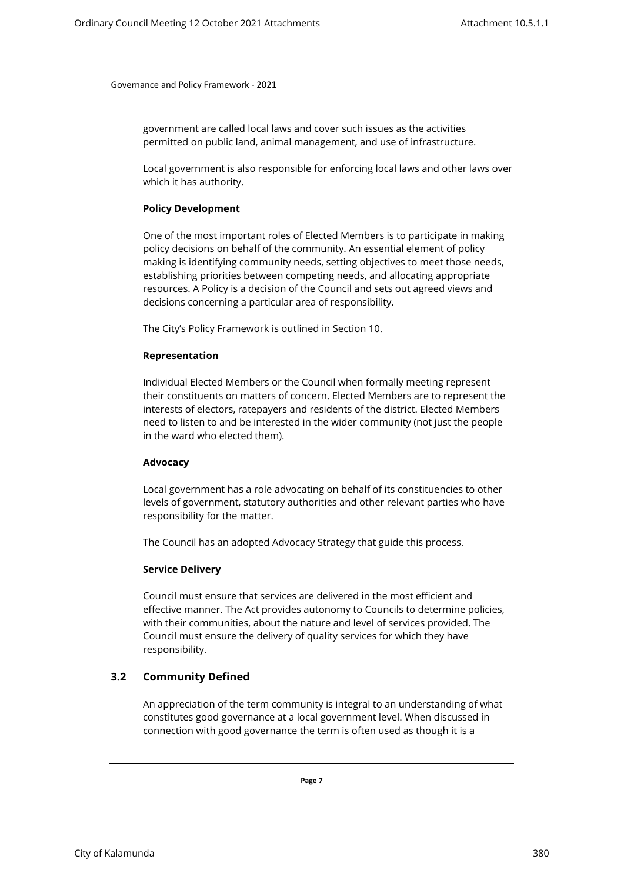government are called local laws and cover such issues as the activities permitted on public land, animal management, and use of infrastructure.

Local government is also responsible for enforcing local laws and other laws over which it has authority.

**Policy Development**

One of the most important roles of Elected Members is to participate in making policy decisions on behalf of the community. An essential element of policy making is identifying community needs, setting objectives to meet those needs, establishing priorities between competing needs, and allocating appropriate resources. A Policy is a decision of the Council and sets out agreed views and decisions concerning a particular area of responsibility.

The City's Policy Framework is outlined in Section 10.

**Representation**

Individual Elected Members or the Council when formally meeting represent their constituents on matters of concern. Elected Members are to represent the interests of electors, ratepayers and residents of the district. Elected Members need to listen to and be interested in the wider community (not just the people in the ward who elected them).

**Advocacy**

Local government has a role advocating on behalf of its constituencies to other levels of government, statutory authorities and other relevant parties who have responsibility for the matter.

The Council has an adopted Advocacy Strategy that guide this process.

**Service Delivery**

Council must ensure that services are delivered in the most efficient and effective manner. The Act provides autonomy to Councils to determine policies, with their communities, about the nature and level of services provided. The Council must ensure the delivery of quality services for which they have responsibility.

## 3.2 Community Defined

An appreciation of the term community is integral to an understanding of what constitutes good governance at a local government level. When discussed in connection with good governance the term is often used as though it is a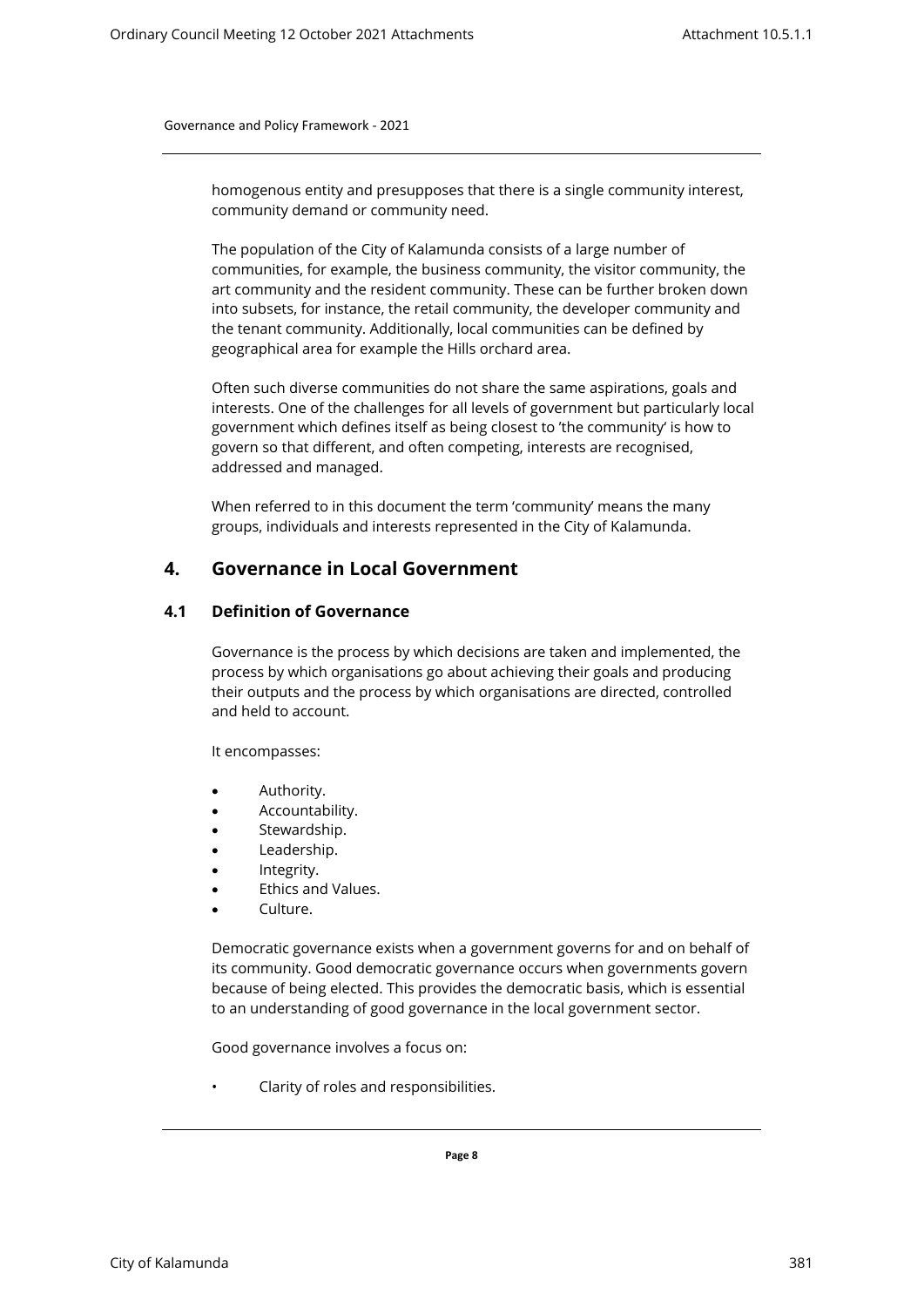homogenous entity and presupposes that there is a single community interest, community demand or community need.

The population of the City of Kalamunda consists of a large number of communities, for example, the business community, the visitor community, the art community and the resident community. These can be further broken down into subsets, for instance, the retail community, the developer community and the tenant community. Additionally, local communities can be defined by geographical area for example the Hills orchard area.

Often such diverse communities do not share the same aspirations, goals and interests. One of the challenges for all levels of government but particularly local government which defines itself as being closest to 'the community' is how to govern so that different, and often competing, interests are recognised, addressed and managed.

When referred to in this document the term 'community' means the many groups, individuals and interests represented in the City of Kalamunda.

## 4. Governance in Local Government

### 4.1 Definition of Governance

Governance is the process by which decisions are taken and implemented, the process by which organisations go about achieving their goals and producing their outputs and the process by which organisations are directed, controlled and held to account.

It encompasses:

- Authority.
- Accountability.
- Stewardship.
- Leadership.
- Integrity.
- Ethics and Values.
- Culture.

Democratic governance exists when a government governs for and on behalf of its community. Good democratic governance occurs when governments govern because of being elected. This provides the democratic basis, which is essential to an understanding of good governance in the local government sector.

Good governance involves a focus on:

- Clarity of roles and responsibilities.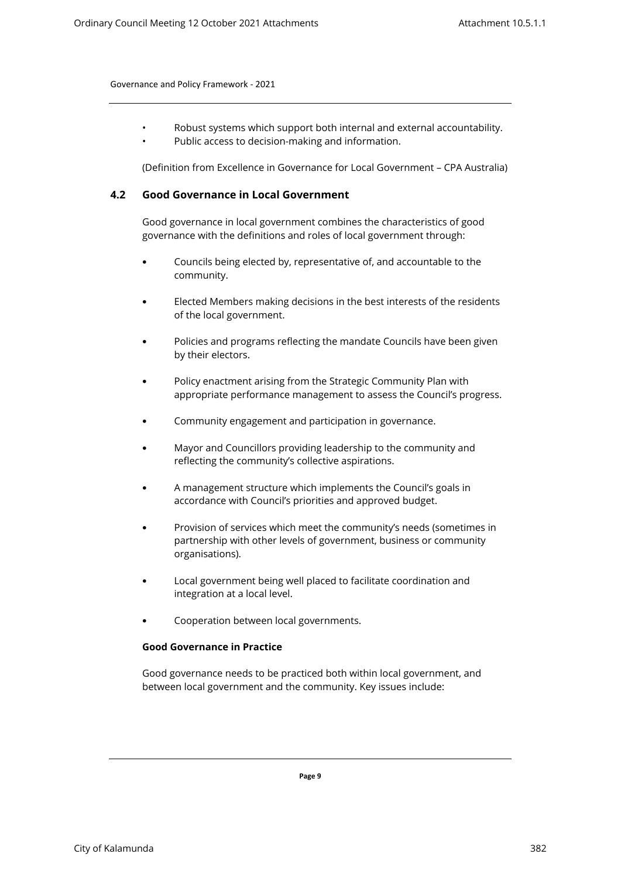- Robust systems which support both internal and external accountability.
- Public access to decision-making and information.

(Definition from Excellence in Governance for Local Government – CPA Australia)

## 4.2 Good Governance in Local Government

Good governance in local government combines the characteristics of good governance with the definitions and roles of local government through:

- Councils being elected by, representative of, and accountable to the community.
- Elected Members making decisions in the best interests of the residents of the local government.
- Policies and programs reflecting the mandate Councils have been given by their electors.
- Policy enactment arising from the Strategic Community Plan with appropriate performance management to assess the Council's progress.
- Community engagement and participation in governance.
- Mayor and Councillors providing leadership to the community and reflecting the community's collective aspirations.
- A management structure which implements the Council's goals in accordance with Council's priorities and approved budget.
- Provision of services which meet the community's needs (sometimes in partnership with other levels of government, business or community organisations).
- Local government being well placed to facilitate coordination and integration at a local level.
- Cooperation between local governments.

**Good Governance in Practice**

Good governance needs to be practiced both within local government, and between local government and the community. Key issues include: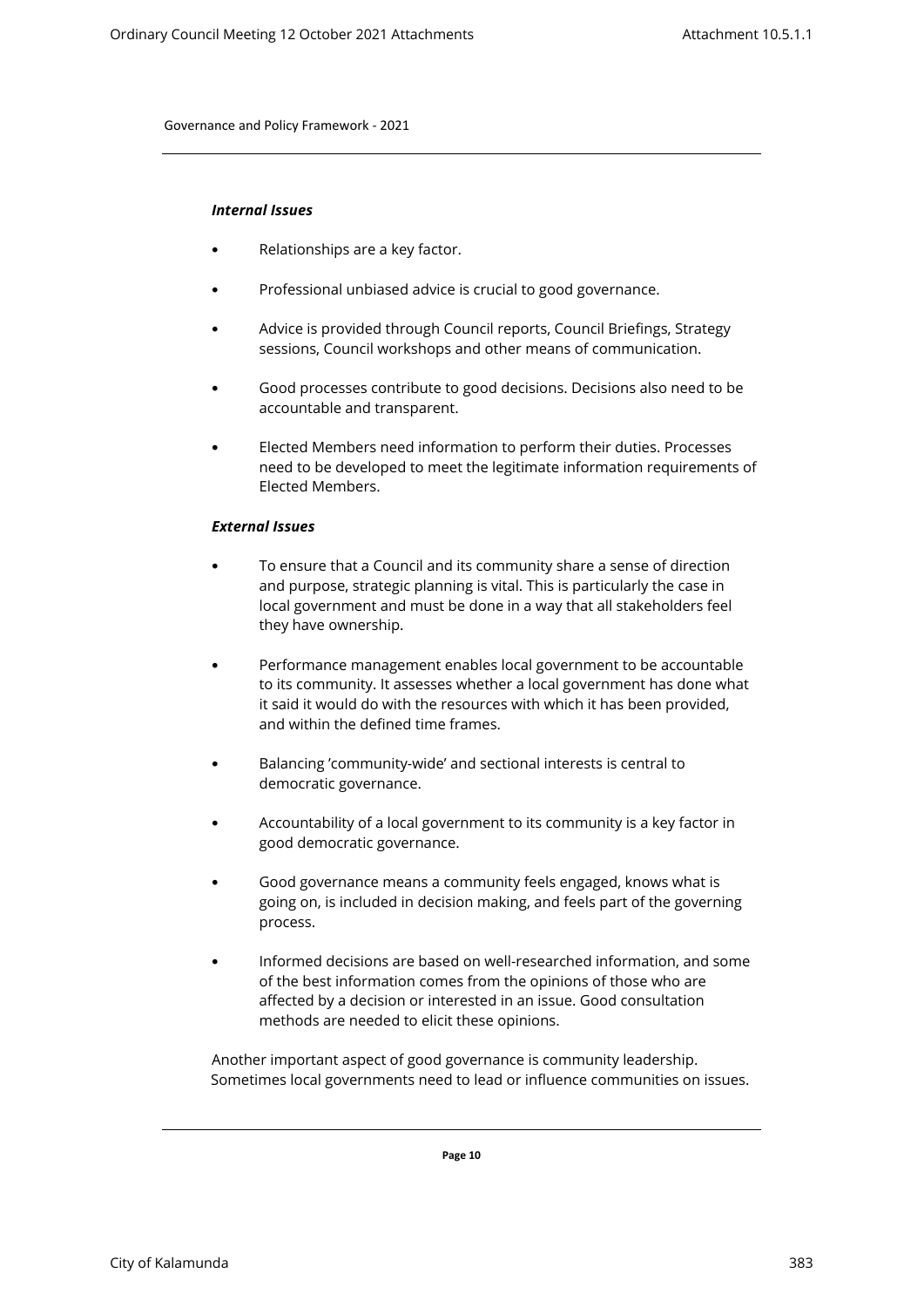***Internal Issues***

- Relationships are a key factor.
- Professional unbiased advice is crucial to good governance.
- Advice is provided through Council reports, Council Briefings, Strategy sessions, Council workshops and other means of communication.
- Good processes contribute to good decisions. Decisions also need to be accountable and transparent.
- Elected Members need information to perform their duties. Processes need to be developed to meet the legitimate information requirements of Elected Members.

***External Issues***

- To ensure that a Council and its community share a sense of direction and purpose, strategic planning is vital. This is particularly the case in local government and must be done in a way that all stakeholders feel they have ownership.
- Performance management enables local government to be accountable to its community. It assesses whether a local government has done what it said it would do with the resources with which it has been provided, and within the defined time frames.
- Balancing 'community-wide' and sectional interests is central to democratic governance.
- Accountability of a local government to its community is a key factor in good democratic governance.
- Good governance means a community feels engaged, knows what is going on, is included in decision making, and feels part of the governing process.
- Informed decisions are based on well-researched information, and some of the best information comes from the opinions of those who are affected by a decision or interested in an issue. Good consultation methods are needed to elicit these opinions.

Another important aspect of good governance is community leadership. Sometimes local governments need to lead or influence communities on issues.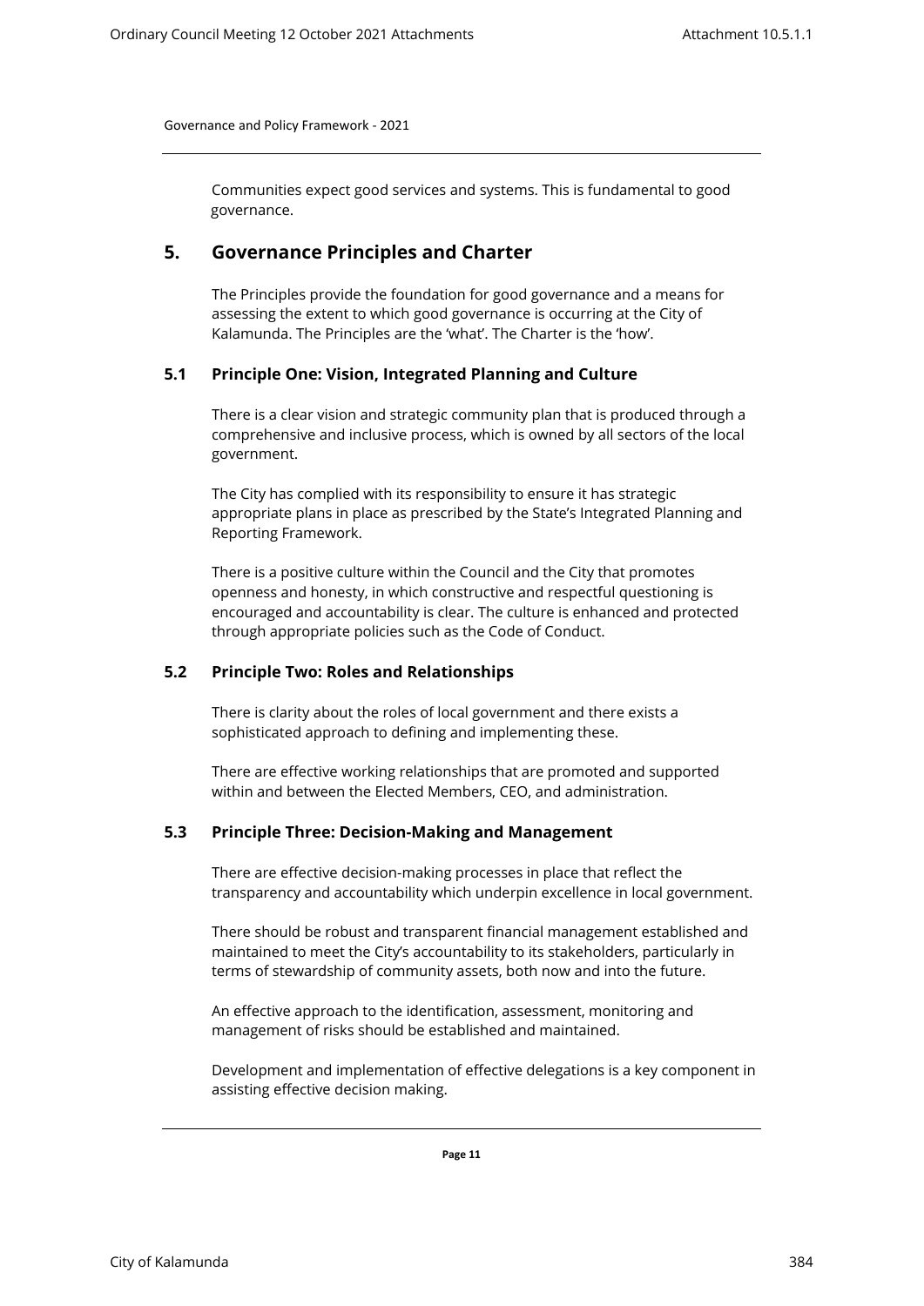Communities expect good services and systems. This is fundamental to good governance.

## 5. Governance Principles and Charter

The Principles provide the foundation for good governance and a means for assessing the extent to which good governance is occurring at the City of Kalamunda. The Principles are the 'what'. The Charter is the 'how'.

### 5.1 Principle One: Vision, Integrated Planning and Culture

There is a clear vision and strategic community plan that is produced through a comprehensive and inclusive process, which is owned by all sectors of the local government.

The City has complied with its responsibility to ensure it has strategic appropriate plans in place as prescribed by the State's Integrated Planning and Reporting Framework.

There is a positive culture within the Council and the City that promotes openness and honesty, in which constructive and respectful questioning is encouraged and accountability is clear. The culture is enhanced and protected through appropriate policies such as the Code of Conduct.

### 5.2 Principle Two: Roles and Relationships

There is clarity about the roles of local government and there exists a sophisticated approach to defining and implementing these.

There are effective working relationships that are promoted and supported within and between the Elected Members, CEO, and administration.

### 5.3 Principle Three: Decision-Making and Management

There are effective decision-making processes in place that reflect the transparency and accountability which underpin excellence in local government.

There should be robust and transparent financial management established and maintained to meet the City's accountability to its stakeholders, particularly in terms of stewardship of community assets, both now and into the future.

An effective approach to the identification, assessment, monitoring and management of risks should be established and maintained.

Development and implementation of effective delegations is a key component in assisting effective decision making.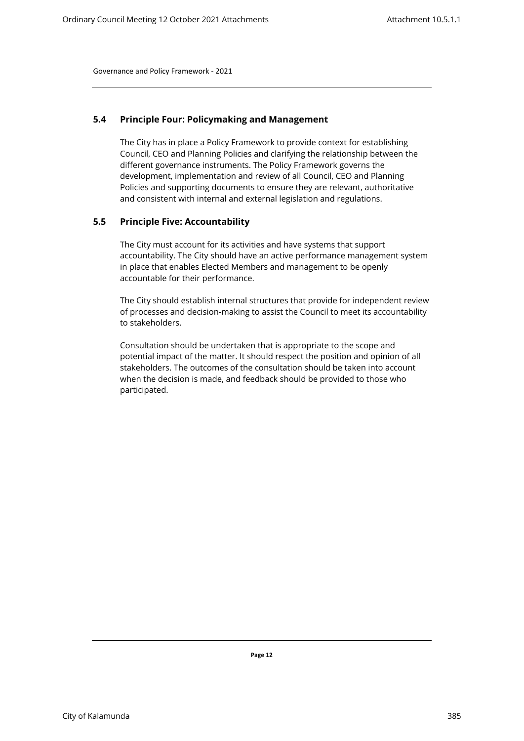## 5.4 Principle Four: Policymaking and Management

The City has in place a Policy Framework to provide context for establishing Council, CEO and Planning Policies and clarifying the relationship between the different governance instruments. The Policy Framework governs the development, implementation and review of all Council, CEO and Planning Policies and supporting documents to ensure they are relevant, authoritative and consistent with internal and external legislation and regulations.

## 5.5 Principle Five: Accountability

The City must account for its activities and have systems that support accountability. The City should have an active performance management system in place that enables Elected Members and management to be openly accountable for their performance.

The City should establish internal structures that provide for independent review of processes and decision-making to assist the Council to meet its accountability to stakeholders.

Consultation should be undertaken that is appropriate to the scope and potential impact of the matter. It should respect the position and opinion of all stakeholders. The outcomes of the consultation should be taken into account when the decision is made, and feedback should be provided to those who participated.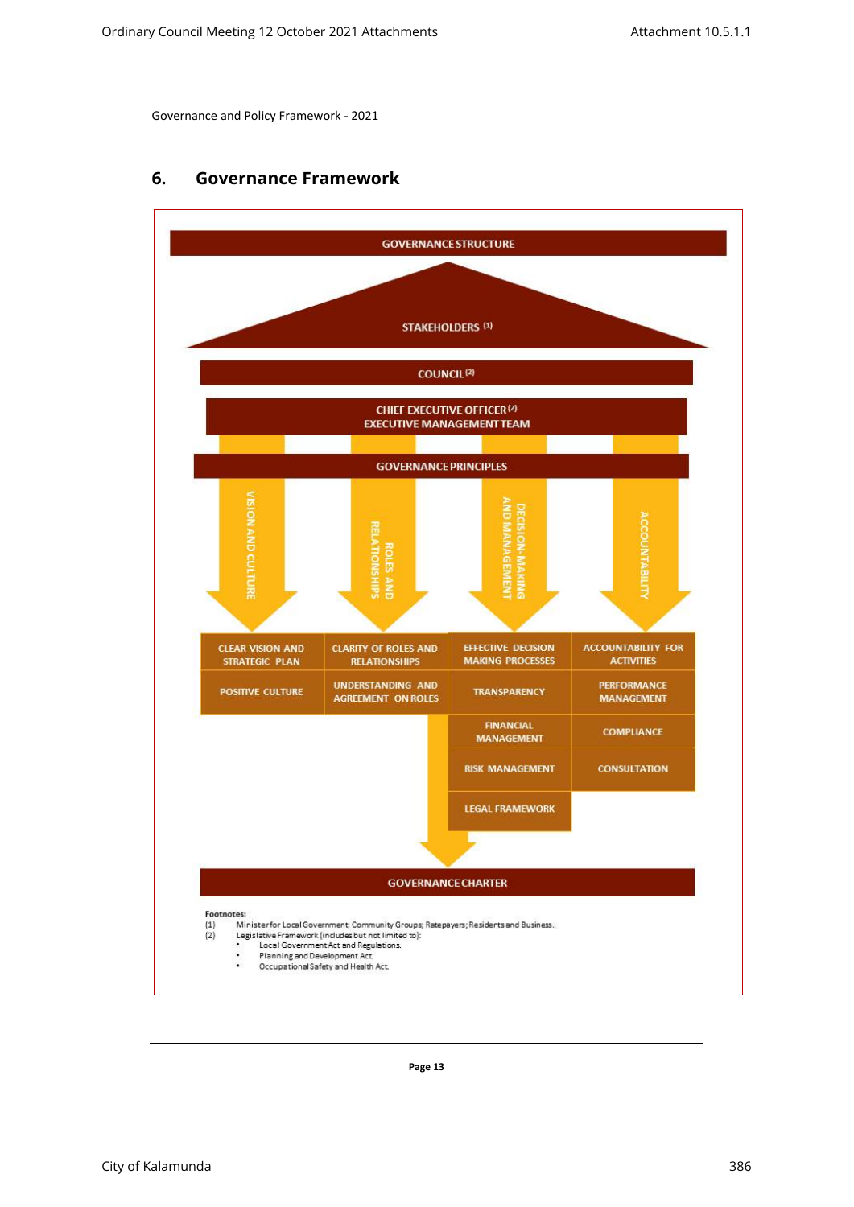## 6. Governance Framework

**GOVERNANCE STRUCTURE**

**STAKEHOLDERS** [1]

**COUNCIL** [2]

**CHIEF EXECUTIVE OFFICER** [2]
**EXECUTIVE MANAGEMENT TEAM**

**GOVERNANCE PRINCIPLES**

| VISION AND CULTURE | ROLES AND RELATIONSHIPS | DECISION-MAKING AND MANAGEMENT | ACCOUNTABILITY |
|---|---|---|---|
| CLEAR VISION AND STRATEGIC PLAN | CLARITY OF ROLES AND RELATIONSHIPS | EFFECTIVE DECISION MAKING PROCESSES | ACCOUNTABILITY FOR ACTIVITIES |
| POSITIVE CULTURE | UNDERSTANDING AND AGREEMENT ON ROLES | TRANSPARENCY | PERFORMANCE MANAGEMENT |
| | | FINANCIAL MANAGEMENT | COMPLIANCE |
| | | RISK MANAGEMENT | CONSULTATION |
| | | LEGAL FRAMEWORK | |

**GOVERNANCE CHARTER**

**Footnotes:**

(1) Minister for Local Government; Community Groups; Ratepayers; Residents and Business.

(2) Legislative Framework (includes but not limited to):

- Local Government Act and Regulations.
- Planning and Development Act.
- Occupational Safety and Health Act.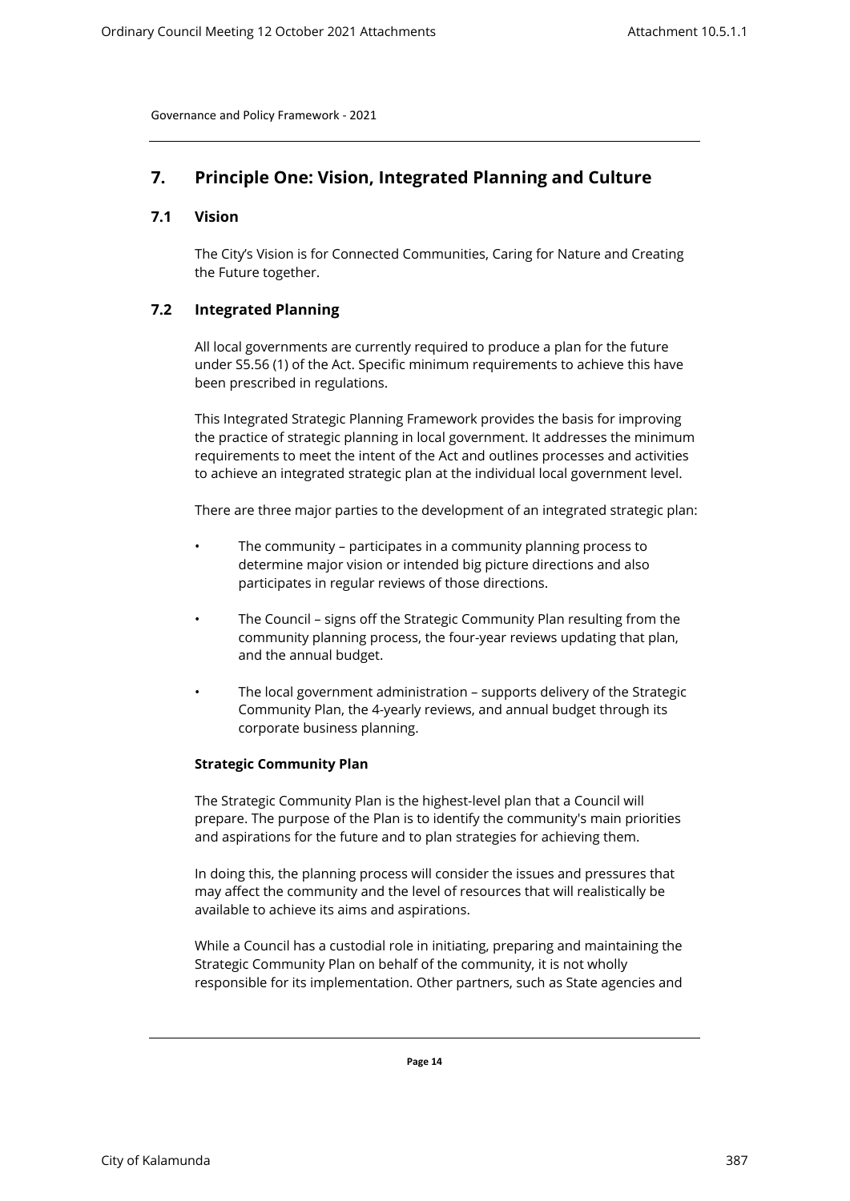# 7. Principle One: Vision, Integrated Planning and Culture

## 7.1 Vision

The City's Vision is for Connected Communities, Caring for Nature and Creating the Future together.

## 7.2 Integrated Planning

All local governments are currently required to produce a plan for the future under S5.56 (1) of the Act. Specific minimum requirements to achieve this have been prescribed in regulations.

This Integrated Strategic Planning Framework provides the basis for improving the practice of strategic planning in local government. It addresses the minimum requirements to meet the intent of the Act and outlines processes and activities to achieve an integrated strategic plan at the individual local government level.

There are three major parties to the development of an integrated strategic plan:

- The community – participates in a community planning process to determine major vision or intended big picture directions and also participates in regular reviews of those directions.
- The Council – signs off the Strategic Community Plan resulting from the community planning process, the four-year reviews updating that plan, and the annual budget.
- The local government administration – supports delivery of the Strategic Community Plan, the 4-yearly reviews, and annual budget through its corporate business planning.

**Strategic Community Plan**

The Strategic Community Plan is the highest-level plan that a Council will prepare. The purpose of the Plan is to identify the community's main priorities and aspirations for the future and to plan strategies for achieving them.

In doing this, the planning process will consider the issues and pressures that may affect the community and the level of resources that will realistically be available to achieve its aims and aspirations.

While a Council has a custodial role in initiating, preparing and maintaining the Strategic Community Plan on behalf of the community, it is not wholly responsible for its implementation. Other partners, such as State agencies and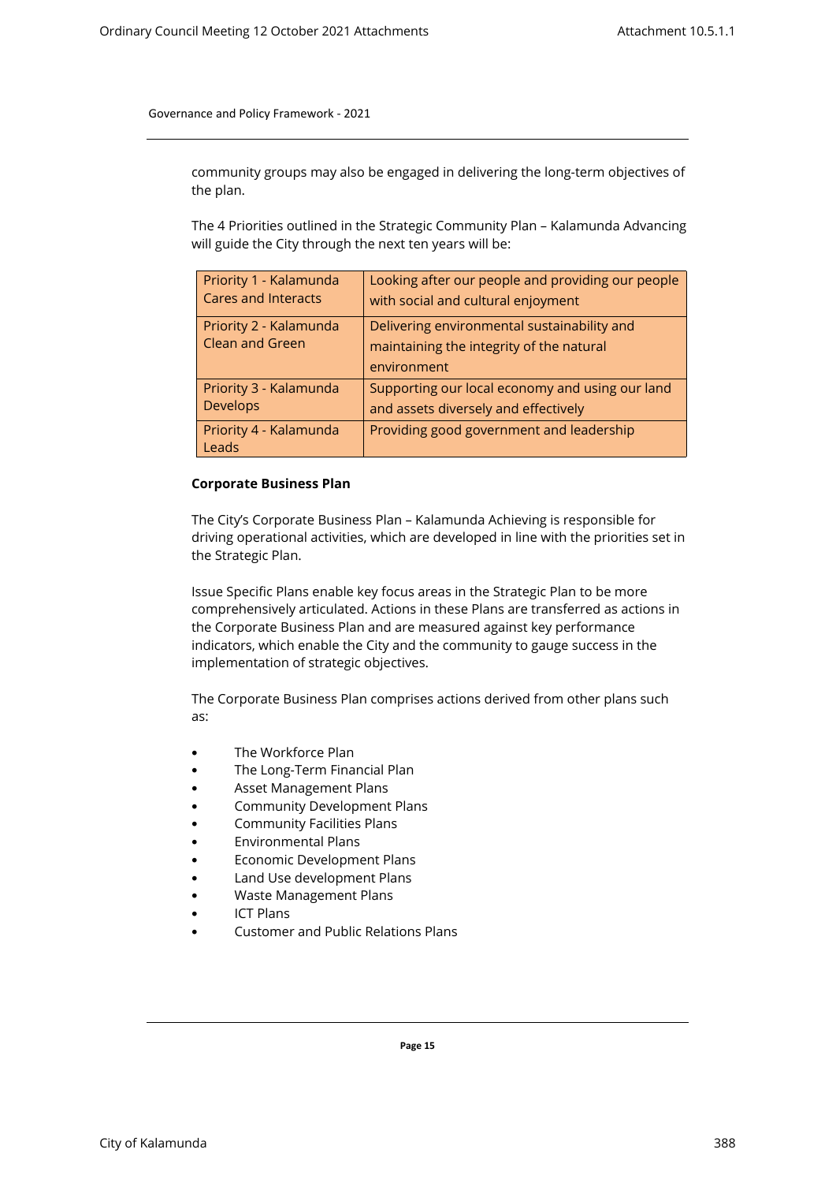community groups may also be engaged in delivering the long-term objectives of the plan.

The 4 Priorities outlined in the Strategic Community Plan – Kalamunda Advancing will guide the City through the next ten years will be:

| | |
|---|---|
| Priority 1 - Kalamunda Cares and Interacts | Looking after our people and providing our people with social and cultural enjoyment |
| Priority 2 - Kalamunda Clean and Green | Delivering environmental sustainability and maintaining the integrity of the natural environment |
| Priority 3 - Kalamunda Develops | Supporting our local economy and using our land and assets diversely and effectively |
| Priority 4 - Kalamunda Leads | Providing good government and leadership |

**Corporate Business Plan**

The City's Corporate Business Plan – Kalamunda Achieving is responsible for driving operational activities, which are developed in line with the priorities set in the Strategic Plan.

Issue Specific Plans enable key focus areas in the Strategic Plan to be more comprehensively articulated. Actions in these Plans are transferred as actions in the Corporate Business Plan and are measured against key performance indicators, which enable the City and the community to gauge success in the implementation of strategic objectives.

The Corporate Business Plan comprises actions derived from other plans such as:

- The Workforce Plan
- The Long-Term Financial Plan
- Asset Management Plans
- Community Development Plans
- Community Facilities Plans
- Environmental Plans
- Economic Development Plans
- Land Use development Plans
- Waste Management Plans
- ICT Plans
- Customer and Public Relations Plans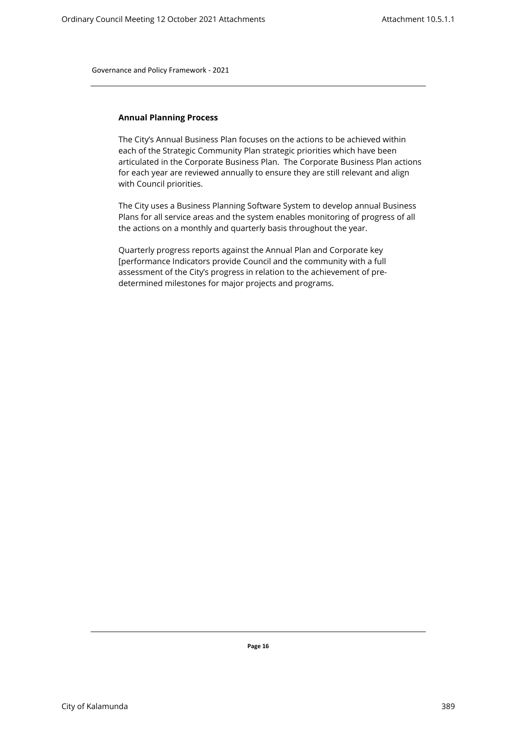## Annual Planning Process

The City's Annual Business Plan focuses on the actions to be achieved within each of the Strategic Community Plan strategic priorities which have been articulated in the Corporate Business Plan. The Corporate Business Plan actions for each year are reviewed annually to ensure they are still relevant and align with Council priorities.

The City uses a Business Planning Software System to develop annual Business Plans for all service areas and the system enables monitoring of progress of all the actions on a monthly and quarterly basis throughout the year.

Quarterly progress reports against the Annual Plan and Corporate key [performance Indicators provide Council and the community with a full assessment of the City's progress in relation to the achievement of pre-determined milestones for major projects and programs.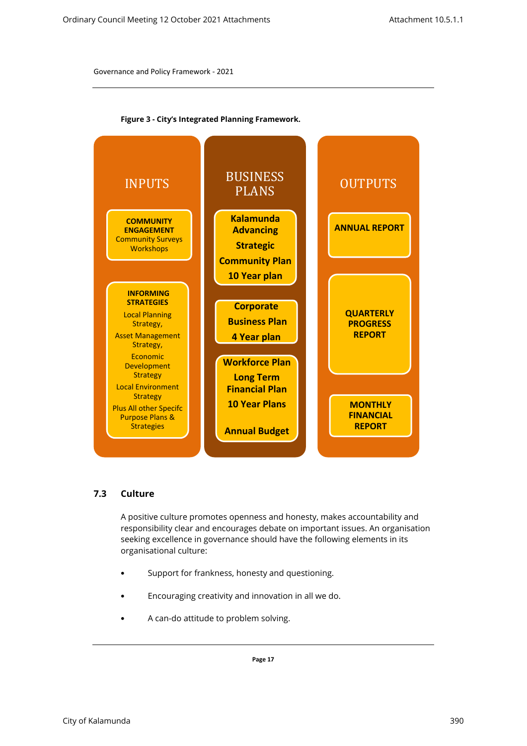**Figure 3 - City's Integrated Planning Framework.**

| INPUTS | BUSINESS PLANS | OUTPUTS |
|---|---|---|
| **COMMUNITY ENGAGEMENT** Community Surveys Workshops | **Kalamunda Advancing Strategic Community Plan 10 Year plan** | **ANNUAL REPORT** |
| **INFORMING STRATEGIES** Local Planning Strategy, Asset Management Strategy, Economic Development Strategy Local Environment Strategy Plus All other Specifc Purpose Plans & Strategies | **Corporate Business Plan 4 Year plan** | **QUARTERLY PROGRESS REPORT** |
| | **Workforce Plan Long Term Financial Plan 10 Year Plans Annual Budget** | **MONTHLY FINANCIAL REPORT** |

## 7.3 Culture

A positive culture promotes openness and honesty, makes accountability and responsibility clear and encourages debate on important issues. An organisation seeking excellence in governance should have the following elements in its organisational culture:

- Support for frankness, honesty and questioning.
- Encouraging creativity and innovation in all we do.
- A can-do attitude to problem solving.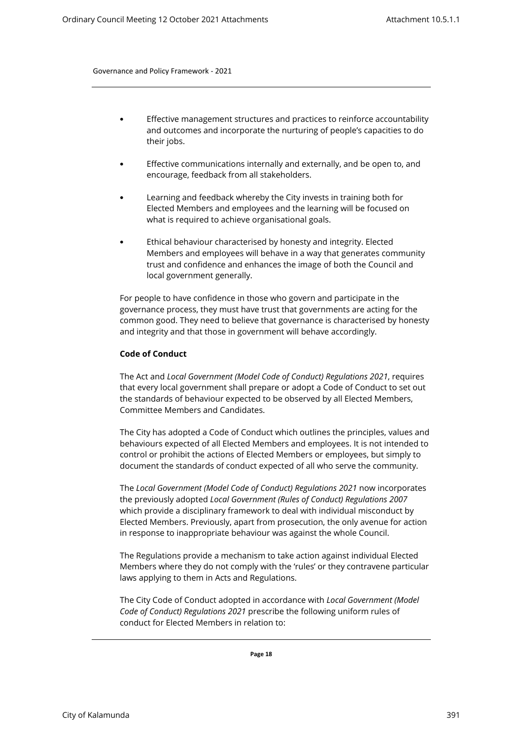- Effective management structures and practices to reinforce accountability and outcomes and incorporate the nurturing of people's capacities to do their jobs.

- Effective communications internally and externally, and be open to, and encourage, feedback from all stakeholders.

- Learning and feedback whereby the City invests in training both for Elected Members and employees and the learning will be focused on what is required to achieve organisational goals.

- Ethical behaviour characterised by honesty and integrity. Elected Members and employees will behave in a way that generates community trust and confidence and enhances the image of both the Council and local government generally.

For people to have confidence in those who govern and participate in the governance process, they must have trust that governments are acting for the common good. They need to believe that governance is characterised by honesty and integrity and that those in government will behave accordingly.

**Code of Conduct**

The Act and *Local Government (Model Code of Conduct) Regulations 2021*, requires that every local government shall prepare or adopt a Code of Conduct to set out the standards of behaviour expected to be observed by all Elected Members, Committee Members and Candidates.

The City has adopted a Code of Conduct which outlines the principles, values and behaviours expected of all Elected Members and employees. It is not intended to control or prohibit the actions of Elected Members or employees, but simply to document the standards of conduct expected of all who serve the community.

The *Local Government (Model Code of Conduct) Regulations 2021* now incorporates the previously adopted *Local Government (Rules of Conduct) Regulations 2007* which provide a disciplinary framework to deal with individual misconduct by Elected Members. Previously, apart from prosecution, the only avenue for action in response to inappropriate behaviour was against the whole Council.

The Regulations provide a mechanism to take action against individual Elected Members where they do not comply with the 'rules' or they contravene particular laws applying to them in Acts and Regulations.

The City Code of Conduct adopted in accordance with *Local Government (Model Code of Conduct) Regulations 2021* prescribe the following uniform rules of conduct for Elected Members in relation to: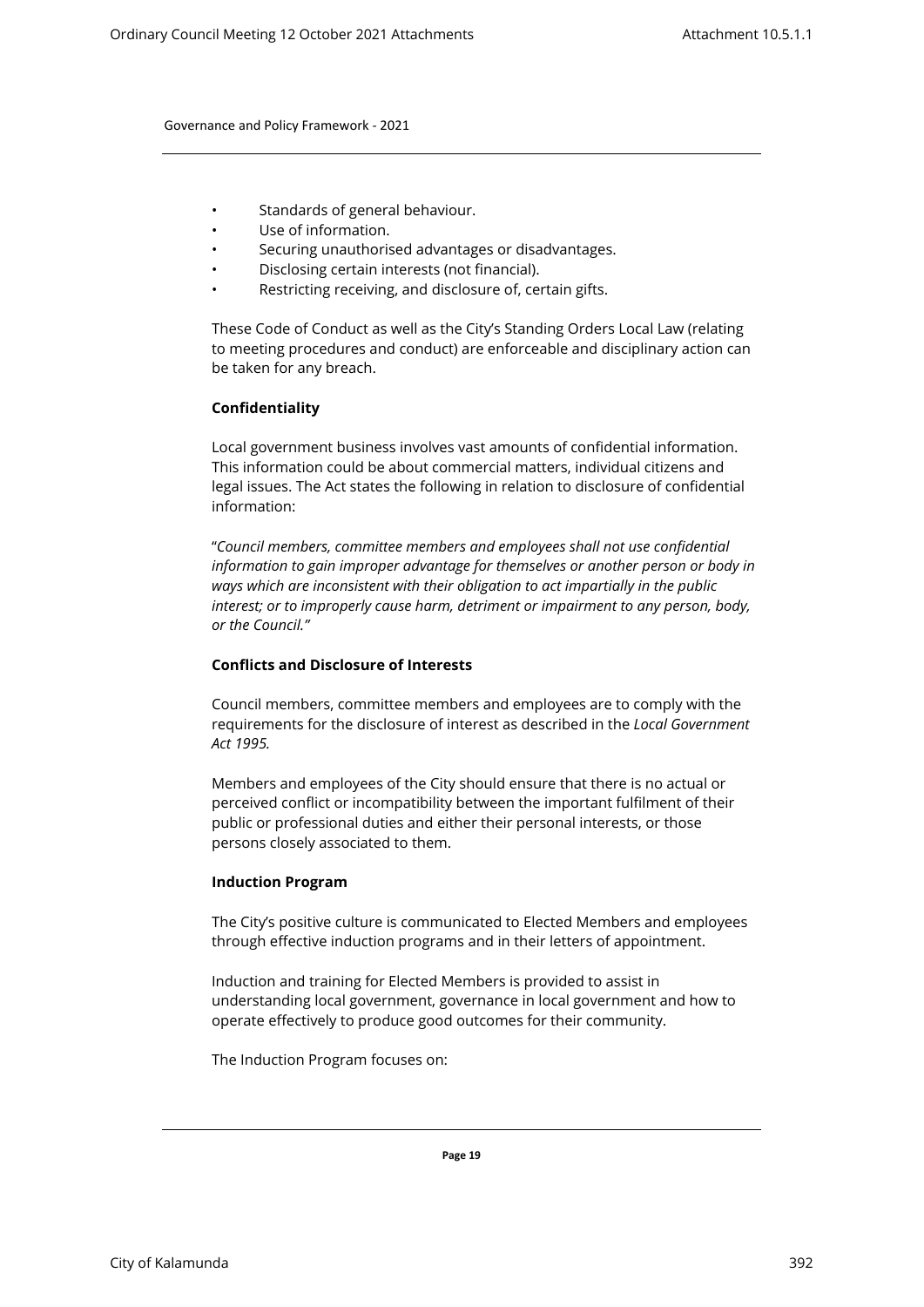- Standards of general behaviour.
- Use of information.
- Securing unauthorised advantages or disadvantages.
- Disclosing certain interests (not financial).
- Restricting receiving, and disclosure of, certain gifts.

These Code of Conduct as well as the City's Standing Orders Local Law (relating to meeting procedures and conduct) are enforceable and disciplinary action can be taken for any breach.

**Confidentiality**

Local government business involves vast amounts of confidential information. This information could be about commercial matters, individual citizens and legal issues. The Act states the following in relation to disclosure of confidential information:

"*Council members, committee members and employees shall not use confidential information to gain improper advantage for themselves or another person or body in ways which are inconsistent with their obligation to act impartially in the public interest; or to improperly cause harm, detriment or impairment to any person, body, or the Council."*

**Conflicts and Disclosure of Interests**

Council members, committee members and employees are to comply with the requirements for the disclosure of interest as described in the *Local Government Act 1995.*

Members and employees of the City should ensure that there is no actual or perceived conflict or incompatibility between the important fulfilment of their public or professional duties and either their personal interests, or those persons closely associated to them.

**Induction Program**

The City's positive culture is communicated to Elected Members and employees through effective induction programs and in their letters of appointment.

Induction and training for Elected Members is provided to assist in understanding local government, governance in local government and how to operate effectively to produce good outcomes for their community.

The Induction Program focuses on: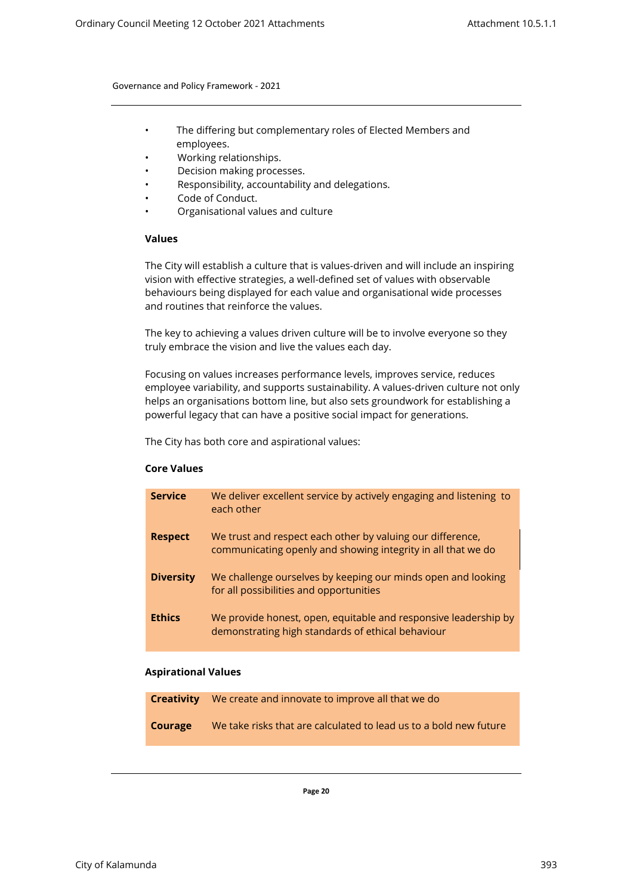- The differing but complementary roles of Elected Members and employees.
- Working relationships.
- Decision making processes.
- Responsibility, accountability and delegations.
- Code of Conduct.
- Organisational values and culture

**Values**

The City will establish a culture that is values-driven and will include an inspiring vision with effective strategies, a well-defined set of values with observable behaviours being displayed for each value and organisational wide processes and routines that reinforce the values.

The key to achieving a values driven culture will be to involve everyone so they truly embrace the vision and live the values each day.

Focusing on values increases performance levels, improves service, reduces employee variability, and supports sustainability. A values-driven culture not only helps an organisations bottom line, but also sets groundwork for establishing a powerful legacy that can have a positive social impact for generations.

The City has both core and aspirational values:

**Core Values**

| | |
|---|---|
| **Service** | We deliver excellent service by actively engaging and listening to each other |
| **Respect** | We trust and respect each other by valuing our difference, communicating openly and showing integrity in all that we do |
| **Diversity** | We challenge ourselves by keeping our minds open and looking for all possibilities and opportunities |
| **Ethics** | We provide honest, open, equitable and responsive leadership by demonstrating high standards of ethical behaviour |

**Aspirational Values**

| | |
|---|---|
| **Creativity** | We create and innovate to improve all that we do |
| **Courage** | We take risks that are calculated to lead us to a bold new future |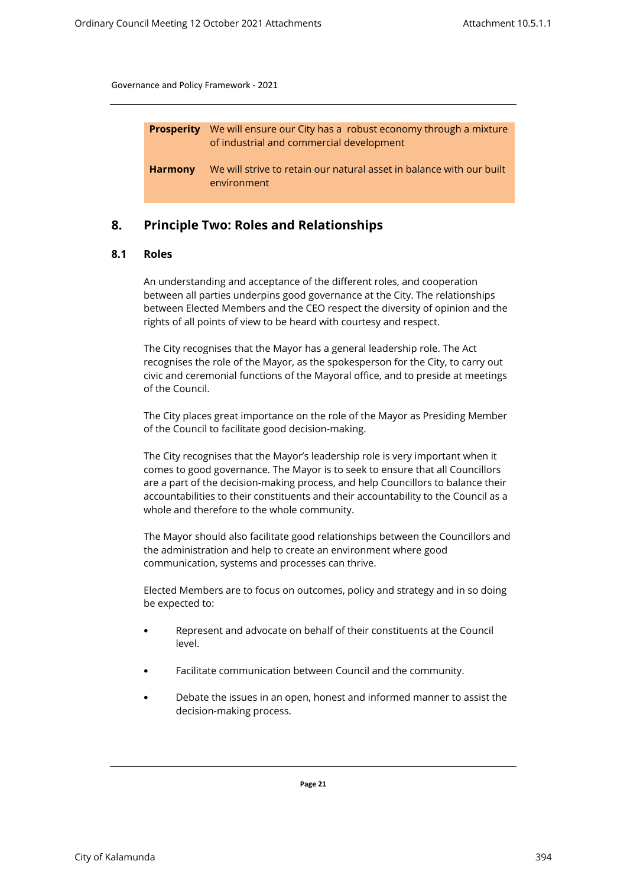| | |
|---|---|
| **Prosperity** | We will ensure our City has a robust economy through a mixture of industrial and commercial development |
| **Harmony** | We will strive to retain our natural asset in balance with our built environment |

## 8. Principle Two: Roles and Relationships

### 8.1 Roles

An understanding and acceptance of the different roles, and cooperation between all parties underpins good governance at the City. The relationships between Elected Members and the CEO respect the diversity of opinion and the rights of all points of view to be heard with courtesy and respect.

The City recognises that the Mayor has a general leadership role. The Act recognises the role of the Mayor, as the spokesperson for the City, to carry out civic and ceremonial functions of the Mayoral office, and to preside at meetings of the Council.

The City places great importance on the role of the Mayor as Presiding Member of the Council to facilitate good decision-making.

The City recognises that the Mayor's leadership role is very important when it comes to good governance. The Mayor is to seek to ensure that all Councillors are a part of the decision-making process, and help Councillors to balance their accountabilities to their constituents and their accountability to the Council as a whole and therefore to the whole community.

The Mayor should also facilitate good relationships between the Councillors and the administration and help to create an environment where good communication, systems and processes can thrive.

Elected Members are to focus on outcomes, policy and strategy and in so doing be expected to:

- Represent and advocate on behalf of their constituents at the Council level.
- Facilitate communication between Council and the community.
- Debate the issues in an open, honest and informed manner to assist the decision-making process.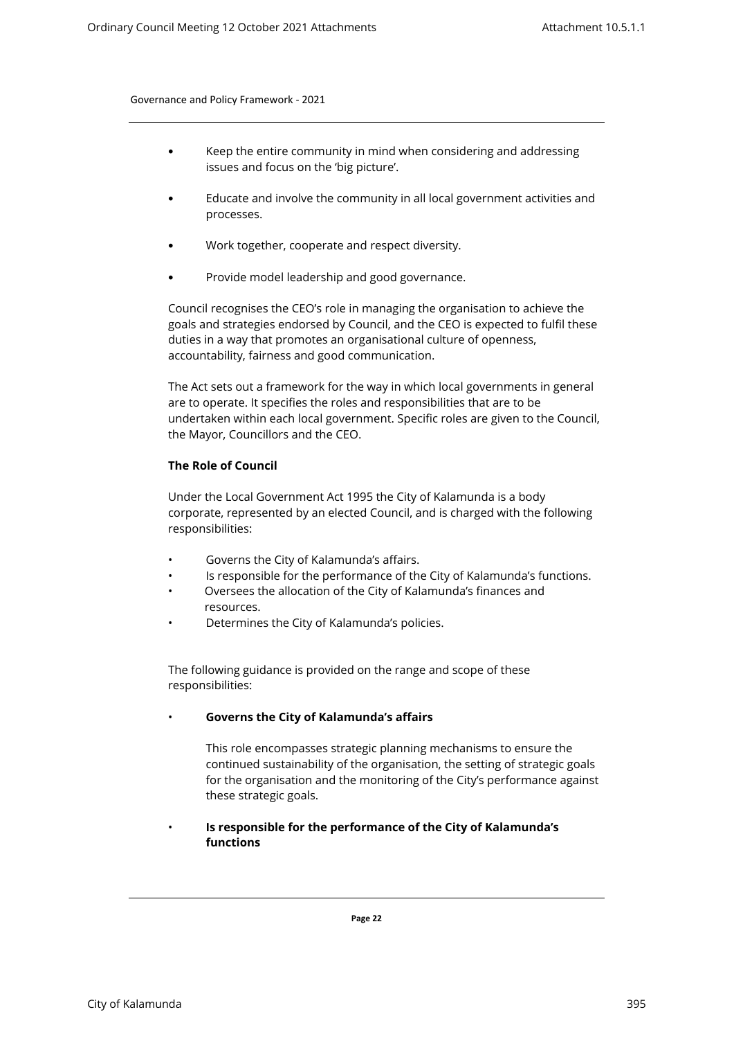- Keep the entire community in mind when considering and addressing issues and focus on the 'big picture'.
- Educate and involve the community in all local government activities and processes.
- Work together, cooperate and respect diversity.
- Provide model leadership and good governance.

Council recognises the CEO's role in managing the organisation to achieve the goals and strategies endorsed by Council, and the CEO is expected to fulfil these duties in a way that promotes an organisational culture of openness, accountability, fairness and good communication.

The Act sets out a framework for the way in which local governments in general are to operate. It specifies the roles and responsibilities that are to be undertaken within each local government. Specific roles are given to the Council, the Mayor, Councillors and the CEO.

**The Role of Council**

Under the Local Government Act 1995 the City of Kalamunda is a body corporate, represented by an elected Council, and is charged with the following responsibilities:

- Governs the City of Kalamunda's affairs.
- Is responsible for the performance of the City of Kalamunda's functions.
- Oversees the allocation of the City of Kalamunda's finances and resources.
- Determines the City of Kalamunda's policies.

The following guidance is provided on the range and scope of these responsibilities:

- **Governs the City of Kalamunda's affairs**

  This role encompasses strategic planning mechanisms to ensure the continued sustainability of the organisation, the setting of strategic goals for the organisation and the monitoring of the City's performance against these strategic goals.

- **Is responsible for the performance of the City of Kalamunda's functions**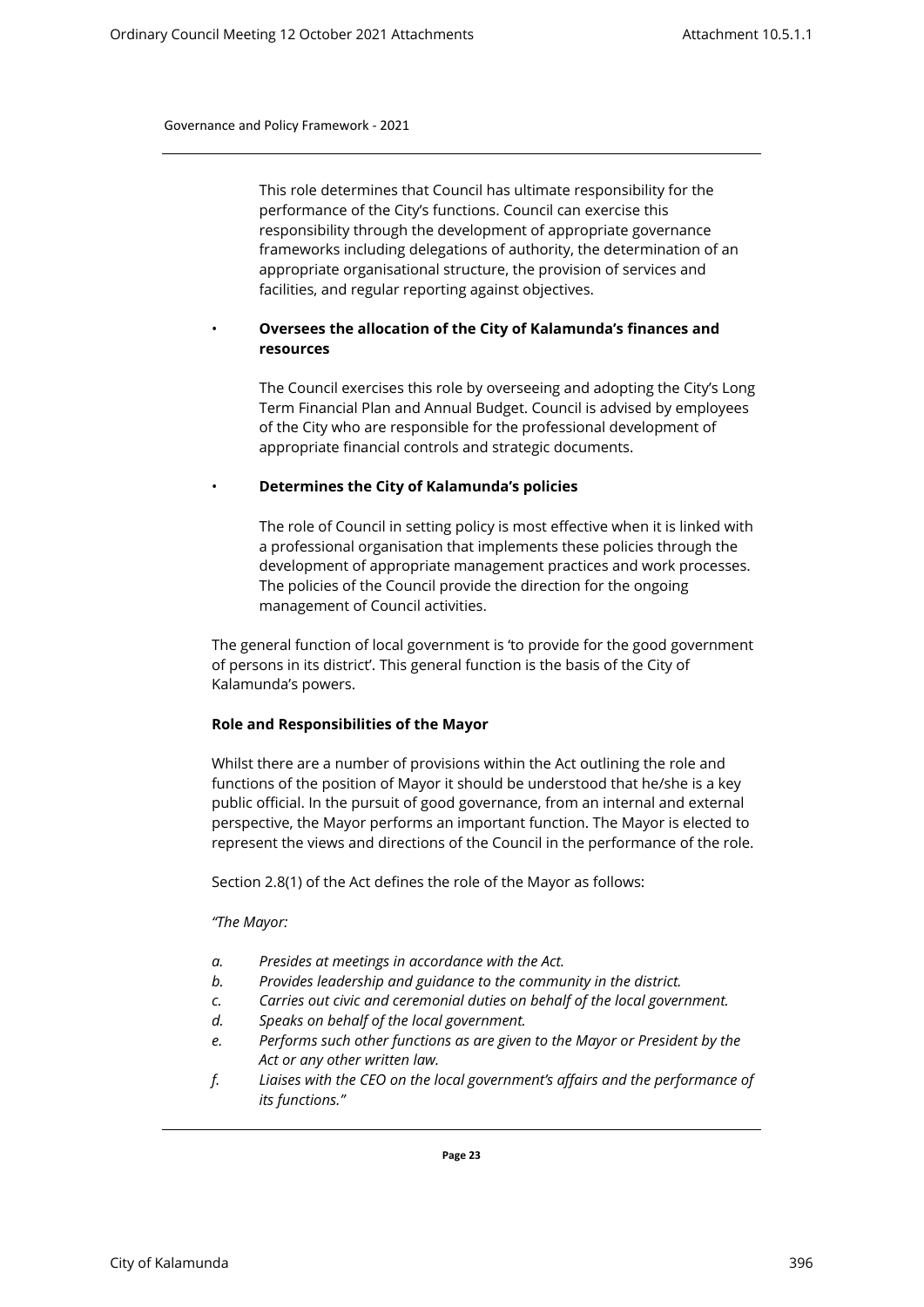This role determines that Council has ultimate responsibility for the performance of the City's functions. Council can exercise this responsibility through the development of appropriate governance frameworks including delegations of authority, the determination of an appropriate organisational structure, the provision of services and facilities, and regular reporting against objectives.

- **Oversees the allocation of the City of Kalamunda's finances and resources**

  The Council exercises this role by overseeing and adopting the City's Long Term Financial Plan and Annual Budget. Council is advised by employees of the City who are responsible for the professional development of appropriate financial controls and strategic documents.

- **Determines the City of Kalamunda's policies**

  The role of Council in setting policy is most effective when it is linked with a professional organisation that implements these policies through the development of appropriate management practices and work processes. The policies of the Council provide the direction for the ongoing management of Council activities.

The general function of local government is 'to provide for the good government of persons in its district'. This general function is the basis of the City of Kalamunda's powers.

**Role and Responsibilities of the Mayor**

Whilst there are a number of provisions within the Act outlining the role and functions of the position of Mayor it should be understood that he/she is a key public official. In the pursuit of good governance, from an internal and external perspective, the Mayor performs an important function. The Mayor is elected to represent the views and directions of the Council in the performance of the role.

Section 2.8(1) of the Act defines the role of the Mayor as follows:

*"The Mayor:*

- *a. Presides at meetings in accordance with the Act.*
- *b. Provides leadership and guidance to the community in the district.*
- *c. Carries out civic and ceremonial duties on behalf of the local government.*
- *d. Speaks on behalf of the local government.*
- *e. Performs such other functions as are given to the Mayor or President by the Act or any other written law.*
- *f. Liaises with the CEO on the local government's affairs and the performance of its functions."*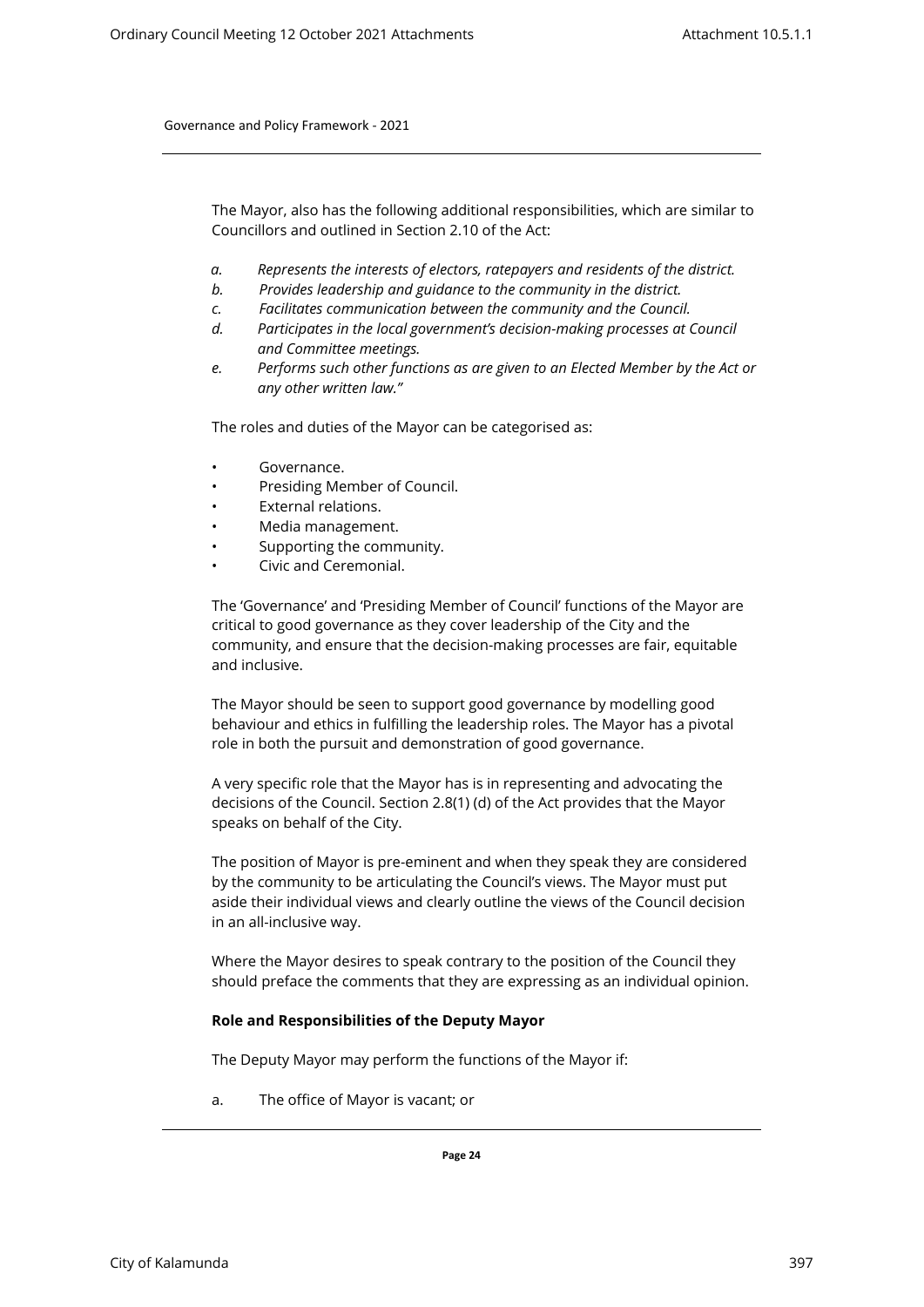The Mayor, also has the following additional responsibilities, which are similar to Councillors and outlined in Section 2.10 of the Act:

*a. Represents the interests of electors, ratepayers and residents of the district.*
*b. Provides leadership and guidance to the community in the district.*
*c. Facilitates communication between the community and the Council.*
*d. Participates in the local government's decision-making processes at Council and Committee meetings.*
*e. Performs such other functions as are given to an Elected Member by the Act or any other written law."*

The roles and duties of the Mayor can be categorised as:

- Governance.
- Presiding Member of Council.
- External relations.
- Media management.
- Supporting the community.
- Civic and Ceremonial.

The 'Governance' and 'Presiding Member of Council' functions of the Mayor are critical to good governance as they cover leadership of the City and the community, and ensure that the decision-making processes are fair, equitable and inclusive.

The Mayor should be seen to support good governance by modelling good behaviour and ethics in fulfilling the leadership roles. The Mayor has a pivotal role in both the pursuit and demonstration of good governance.

A very specific role that the Mayor has is in representing and advocating the decisions of the Council. Section 2.8(1) (d) of the Act provides that the Mayor speaks on behalf of the City.

The position of Mayor is pre-eminent and when they speak they are considered by the community to be articulating the Council's views. The Mayor must put aside their individual views and clearly outline the views of the Council decision in an all-inclusive way.

Where the Mayor desires to speak contrary to the position of the Council they should preface the comments that they are expressing as an individual opinion.

**Role and Responsibilities of the Deputy Mayor**

The Deputy Mayor may perform the functions of the Mayor if:

a. The office of Mayor is vacant; or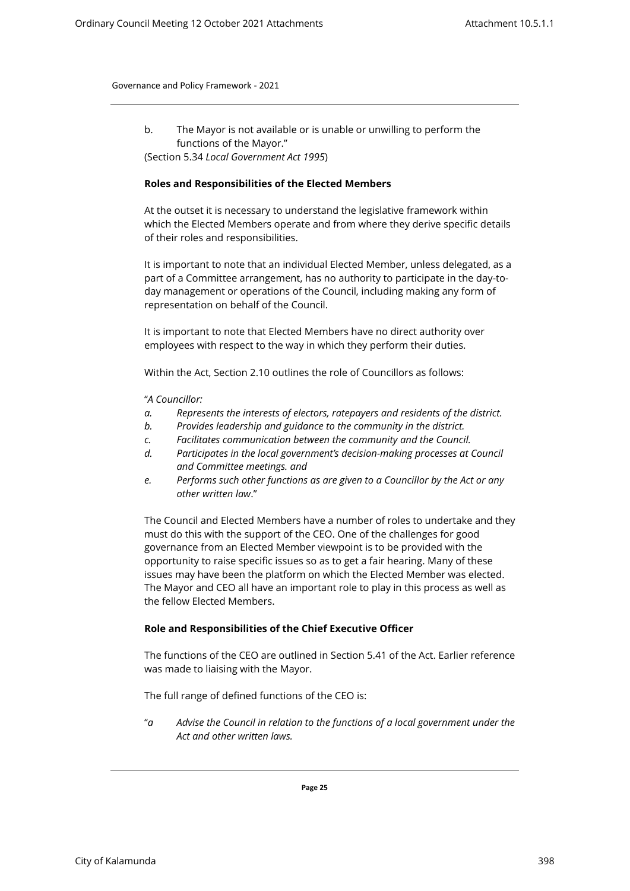b. The Mayor is not available or is unable or unwilling to perform the functions of the Mayor."

(Section 5.34 *Local Government Act 1995*)

**Roles and Responsibilities of the Elected Members**

At the outset it is necessary to understand the legislative framework within which the Elected Members operate and from where they derive specific details of their roles and responsibilities.

It is important to note that an individual Elected Member, unless delegated, as a part of a Committee arrangement, has no authority to participate in the day-to-day management or operations of the Council, including making any form of representation on behalf of the Council.

It is important to note that Elected Members have no direct authority over employees with respect to the way in which they perform their duties.

Within the Act, Section 2.10 outlines the role of Councillors as follows:

"*A Councillor:*

- *a. Represents the interests of electors, ratepayers and residents of the district.*
- *b. Provides leadership and guidance to the community in the district.*
- *c. Facilitates communication between the community and the Council.*
- *d. Participates in the local government's decision-making processes at Council and Committee meetings. and*
- *e. Performs such other functions as are given to a Councillor by the Act or any other written law*."

The Council and Elected Members have a number of roles to undertake and they must do this with the support of the CEO. One of the challenges for good governance from an Elected Member viewpoint is to be provided with the opportunity to raise specific issues so as to get a fair hearing. Many of these issues may have been the platform on which the Elected Member was elected. The Mayor and CEO all have an important role to play in this process as well as the fellow Elected Members.

**Role and Responsibilities of the Chief Executive Officer**

The functions of the CEO are outlined in Section 5.41 of the Act. Earlier reference was made to liaising with the Mayor.

The full range of defined functions of the CEO is:

"*a Advise the Council in relation to the functions of a local government under the Act and other written laws.*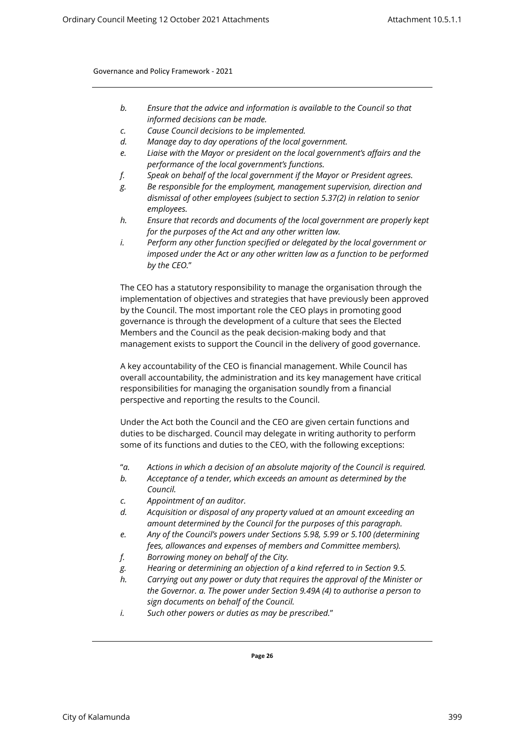- *b. Ensure that the advice and information is available to the Council so that informed decisions can be made.*
- *c. Cause Council decisions to be implemented.*
- *d. Manage day to day operations of the local government.*
- *e. Liaise with the Mayor or president on the local government's affairs and the performance of the local government's functions.*
- *f. Speak on behalf of the local government if the Mayor or President agrees.*
- *g. Be responsible for the employment, management supervision, direction and dismissal of other employees (subject to section 5.37(2) in relation to senior employees.*
- *h. Ensure that records and documents of the local government are properly kept for the purposes of the Act and any other written law.*
- *i. Perform any other function specified or delegated by the local government or imposed under the Act or any other written law as a function to be performed by the CEO.*"

The CEO has a statutory responsibility to manage the organisation through the implementation of objectives and strategies that have previously been approved by the Council. The most important role the CEO plays in promoting good governance is through the development of a culture that sees the Elected Members and the Council as the peak decision-making body and that management exists to support the Council in the delivery of good governance.

A key accountability of the CEO is financial management. While Council has overall accountability, the administration and its key management have critical responsibilities for managing the organisation soundly from a financial perspective and reporting the results to the Council.

Under the Act both the Council and the CEO are given certain functions and duties to be discharged. Council may delegate in writing authority to perform some of its functions and duties to the CEO, with the following exceptions:

- "*a. Actions in which a decision of an absolute majority of the Council is required.*
- *b. Acceptance of a tender, which exceeds an amount as determined by the Council.*
- *c. Appointment of an auditor.*
- *d. Acquisition or disposal of any property valued at an amount exceeding an amount determined by the Council for the purposes of this paragraph.*
- *e. Any of the Council's powers under Sections 5.98, 5.99 or 5.100 (determining fees, allowances and expenses of members and Committee members).*
- *f. Borrowing money on behalf of the City.*
- *g. Hearing or determining an objection of a kind referred to in Section 9.5.*
- *h. Carrying out any power or duty that requires the approval of the Minister or the Governor. a. The power under Section 9.49A (4) to authorise a person to sign documents on behalf of the Council.*
- *i. Such other powers or duties as may be prescribed.*"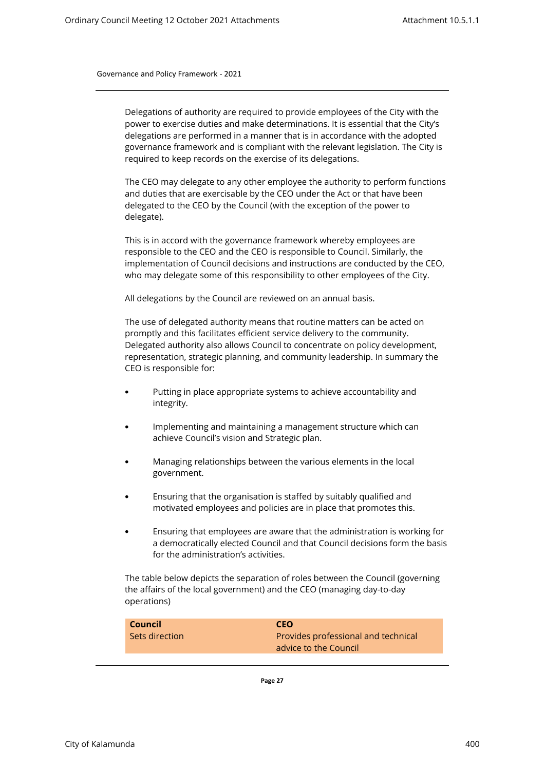Delegations of authority are required to provide employees of the City with the power to exercise duties and make determinations. It is essential that the City's delegations are performed in a manner that is in accordance with the adopted governance framework and is compliant with the relevant legislation. The City is required to keep records on the exercise of its delegations.

The CEO may delegate to any other employee the authority to perform functions and duties that are exercisable by the CEO under the Act or that have been delegated to the CEO by the Council (with the exception of the power to delegate).

This is in accord with the governance framework whereby employees are responsible to the CEO and the CEO is responsible to Council. Similarly, the implementation of Council decisions and instructions are conducted by the CEO, who may delegate some of this responsibility to other employees of the City.

All delegations by the Council are reviewed on an annual basis.

The use of delegated authority means that routine matters can be acted on promptly and this facilitates efficient service delivery to the community. Delegated authority also allows Council to concentrate on policy development, representation, strategic planning, and community leadership. In summary the CEO is responsible for:

- Putting in place appropriate systems to achieve accountability and integrity.
- Implementing and maintaining a management structure which can achieve Council's vision and Strategic plan.
- Managing relationships between the various elements in the local government.
- Ensuring that the organisation is staffed by suitably qualified and motivated employees and policies are in place that promotes this.
- Ensuring that employees are aware that the administration is working for a democratically elected Council and that Council decisions form the basis for the administration's activities.

The table below depicts the separation of roles between the Council (governing the affairs of the local government) and the CEO (managing day-to-day operations)

| Council | CEO |
|---|---|
| Sets direction | Provides professional and technical advice to the Council |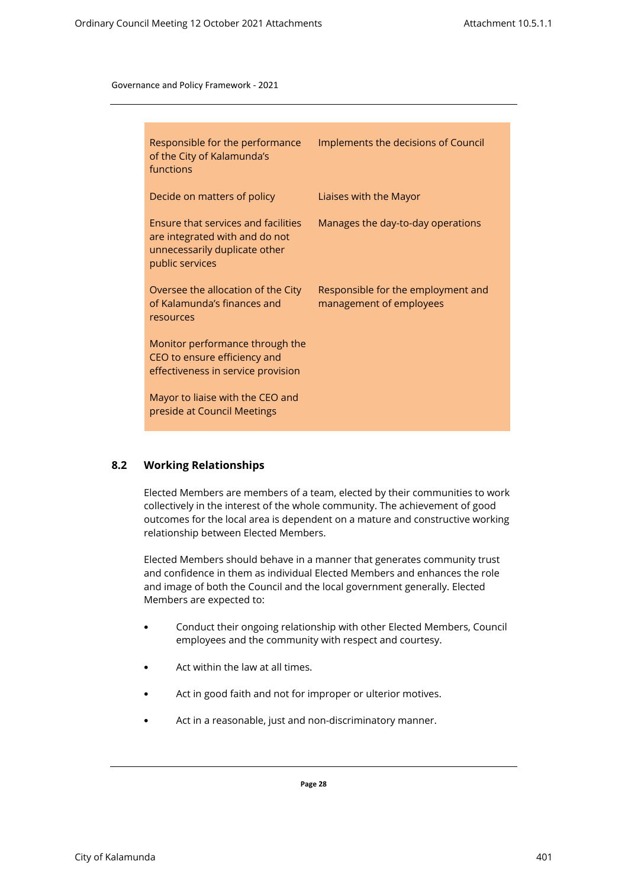| | |
|---|---|
| Responsible for the performance of the City of Kalamunda's functions | Implements the decisions of Council |
| Decide on matters of policy | Liaises with the Mayor |
| Ensure that services and facilities are integrated with and do not unnecessarily duplicate other public services | Manages the day-to-day operations |
| Oversee the allocation of the City of Kalamunda's finances and resources | Responsible for the employment and management of employees |
| Monitor performance through the CEO to ensure efficiency and effectiveness in service provision | |
| Mayor to liaise with the CEO and preside at Council Meetings | |

## 8.2 Working Relationships

Elected Members are members of a team, elected by their communities to work collectively in the interest of the whole community. The achievement of good outcomes for the local area is dependent on a mature and constructive working relationship between Elected Members.

Elected Members should behave in a manner that generates community trust and confidence in them as individual Elected Members and enhances the role and image of both the Council and the local government generally. Elected Members are expected to:

- Conduct their ongoing relationship with other Elected Members, Council employees and the community with respect and courtesy.
- Act within the law at all times.
- Act in good faith and not for improper or ulterior motives.
- Act in a reasonable, just and non-discriminatory manner.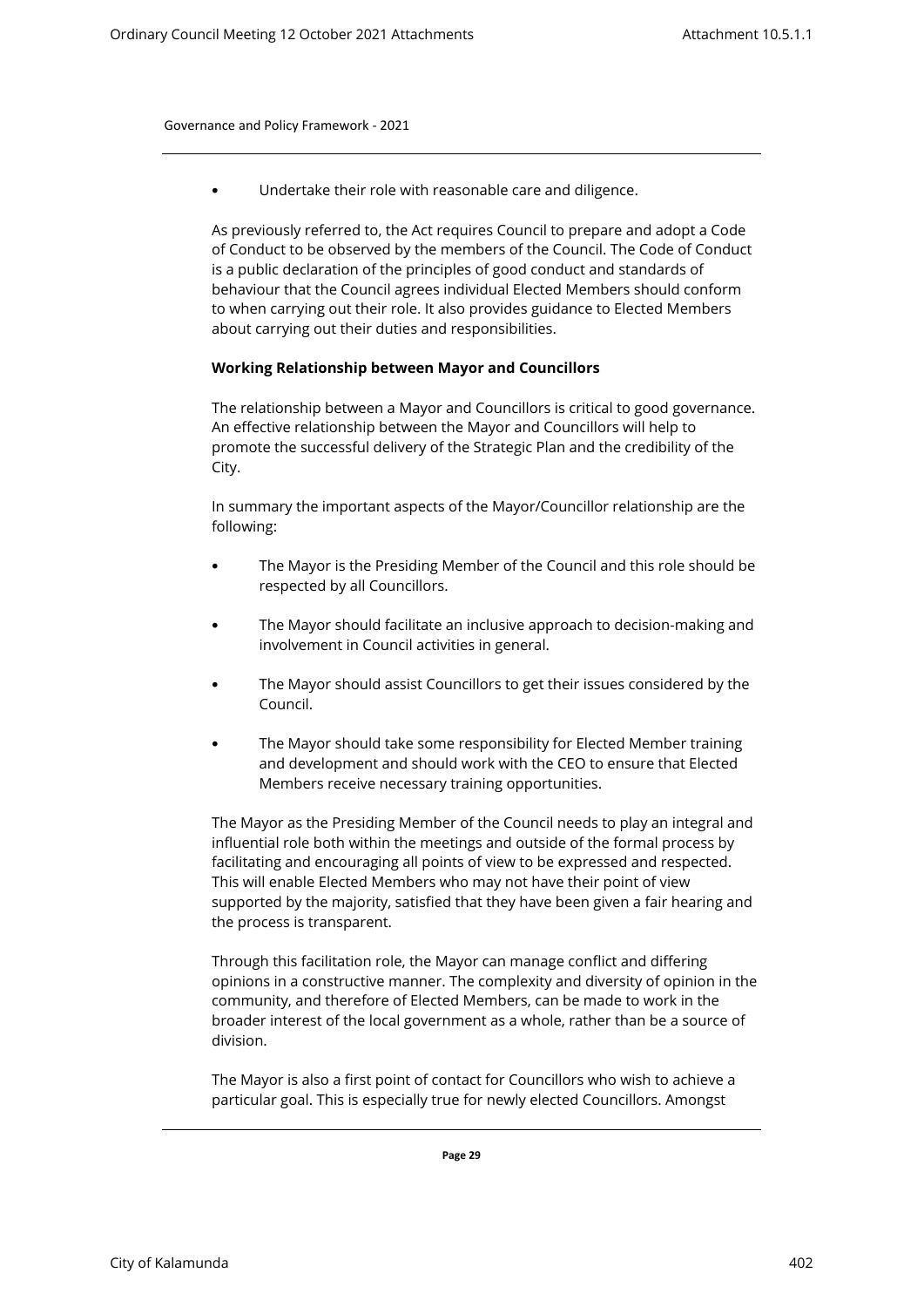- Undertake their role with reasonable care and diligence.

As previously referred to, the Act requires Council to prepare and adopt a Code of Conduct to be observed by the members of the Council. The Code of Conduct is a public declaration of the principles of good conduct and standards of behaviour that the Council agrees individual Elected Members should conform to when carrying out their role. It also provides guidance to Elected Members about carrying out their duties and responsibilities.

**Working Relationship between Mayor and Councillors**

The relationship between a Mayor and Councillors is critical to good governance. An effective relationship between the Mayor and Councillors will help to promote the successful delivery of the Strategic Plan and the credibility of the City.

In summary the important aspects of the Mayor/Councillor relationship are the following:

- The Mayor is the Presiding Member of the Council and this role should be respected by all Councillors.
- The Mayor should facilitate an inclusive approach to decision-making and involvement in Council activities in general.
- The Mayor should assist Councillors to get their issues considered by the Council.
- The Mayor should take some responsibility for Elected Member training and development and should work with the CEO to ensure that Elected Members receive necessary training opportunities.

The Mayor as the Presiding Member of the Council needs to play an integral and influential role both within the meetings and outside of the formal process by facilitating and encouraging all points of view to be expressed and respected. This will enable Elected Members who may not have their point of view supported by the majority, satisfied that they have been given a fair hearing and the process is transparent.

Through this facilitation role, the Mayor can manage conflict and differing opinions in a constructive manner. The complexity and diversity of opinion in the community, and therefore of Elected Members, can be made to work in the broader interest of the local government as a whole, rather than be a source of division.

The Mayor is also a first point of contact for Councillors who wish to achieve a particular goal. This is especially true for newly elected Councillors. Amongst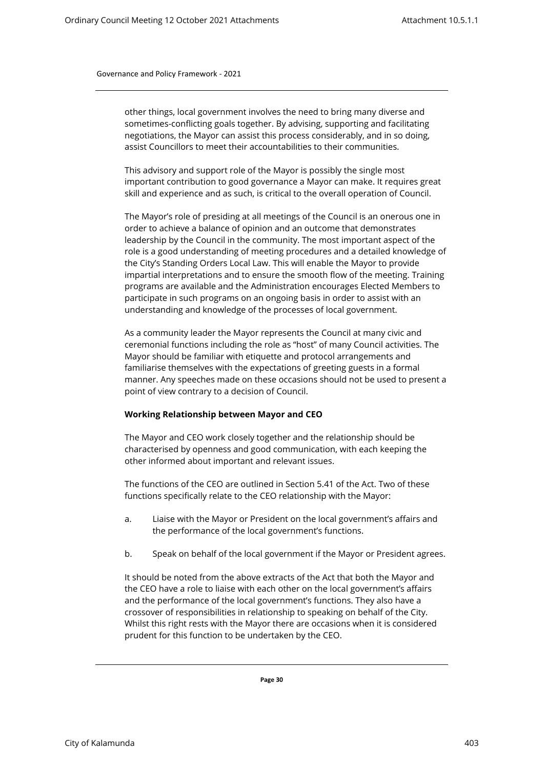other things, local government involves the need to bring many diverse and sometimes-conflicting goals together. By advising, supporting and facilitating negotiations, the Mayor can assist this process considerably, and in so doing, assist Councillors to meet their accountabilities to their communities.

This advisory and support role of the Mayor is possibly the single most important contribution to good governance a Mayor can make. It requires great skill and experience and as such, is critical to the overall operation of Council.

The Mayor's role of presiding at all meetings of the Council is an onerous one in order to achieve a balance of opinion and an outcome that demonstrates leadership by the Council in the community. The most important aspect of the role is a good understanding of meeting procedures and a detailed knowledge of the City's Standing Orders Local Law. This will enable the Mayor to provide impartial interpretations and to ensure the smooth flow of the meeting. Training programs are available and the Administration encourages Elected Members to participate in such programs on an ongoing basis in order to assist with an understanding and knowledge of the processes of local government.

As a community leader the Mayor represents the Council at many civic and ceremonial functions including the role as "host" of many Council activities. The Mayor should be familiar with etiquette and protocol arrangements and familiarise themselves with the expectations of greeting guests in a formal manner. Any speeches made on these occasions should not be used to present a point of view contrary to a decision of Council.

**Working Relationship between Mayor and CEO**

The Mayor and CEO work closely together and the relationship should be characterised by openness and good communication, with each keeping the other informed about important and relevant issues.

The functions of the CEO are outlined in Section 5.41 of the Act. Two of these functions specifically relate to the CEO relationship with the Mayor:

a. Liaise with the Mayor or President on the local government's affairs and the performance of the local government's functions.

b. Speak on behalf of the local government if the Mayor or President agrees.

It should be noted from the above extracts of the Act that both the Mayor and the CEO have a role to liaise with each other on the local government's affairs and the performance of the local government's functions. They also have a crossover of responsibilities in relationship to speaking on behalf of the City. Whilst this right rests with the Mayor there are occasions when it is considered prudent for this function to be undertaken by the CEO.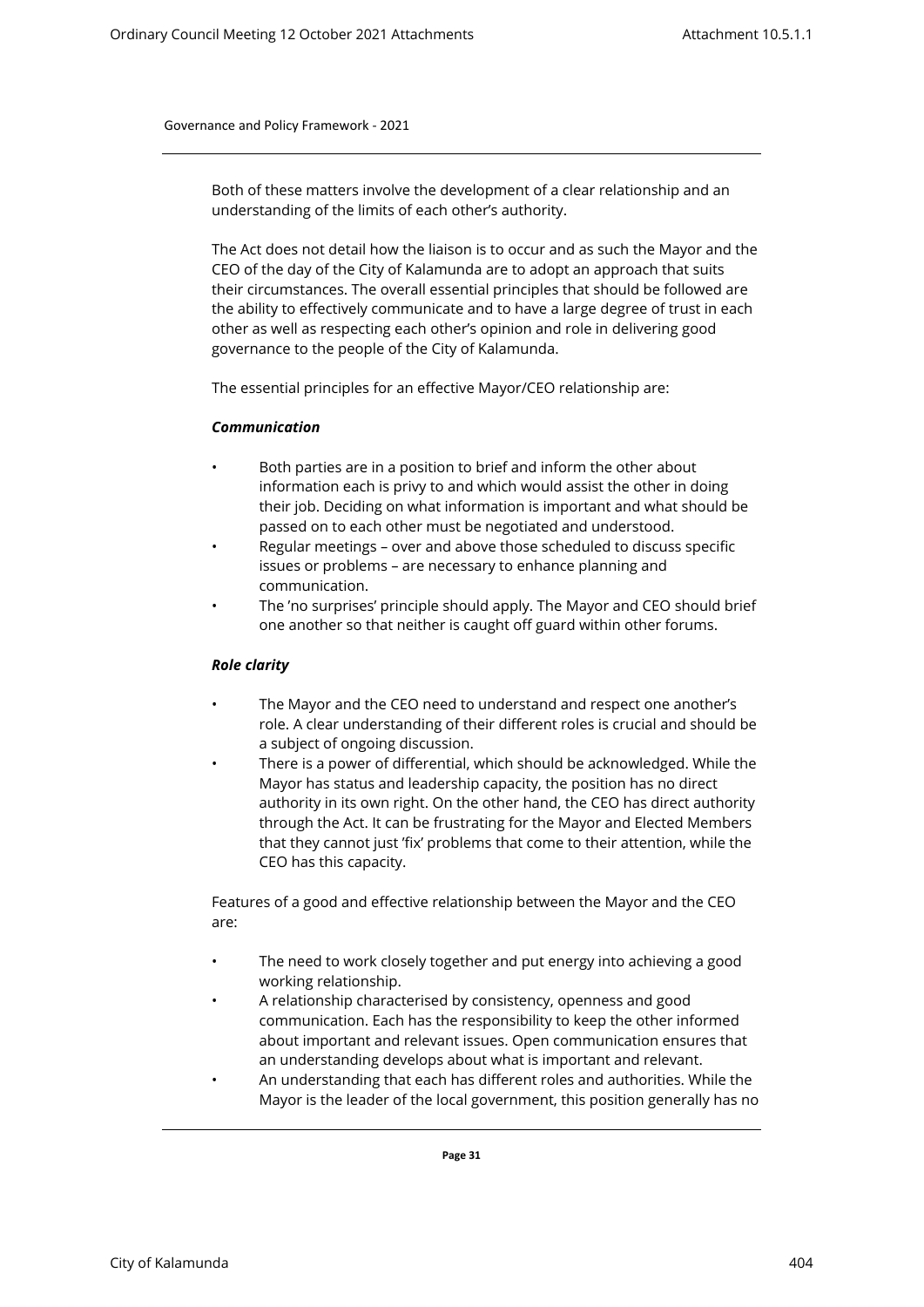Both of these matters involve the development of a clear relationship and an understanding of the limits of each other's authority.

The Act does not detail how the liaison is to occur and as such the Mayor and the CEO of the day of the City of Kalamunda are to adopt an approach that suits their circumstances. The overall essential principles that should be followed are the ability to effectively communicate and to have a large degree of trust in each other as well as respecting each other's opinion and role in delivering good governance to the people of the City of Kalamunda.

The essential principles for an effective Mayor/CEO relationship are:

***Communication***

- Both parties are in a position to brief and inform the other about information each is privy to and which would assist the other in doing their job. Deciding on what information is important and what should be passed on to each other must be negotiated and understood.
- Regular meetings – over and above those scheduled to discuss specific issues or problems – are necessary to enhance planning and communication.
- The 'no surprises' principle should apply. The Mayor and CEO should brief one another so that neither is caught off guard within other forums.

***Role clarity***

- The Mayor and the CEO need to understand and respect one another's role. A clear understanding of their different roles is crucial and should be a subject of ongoing discussion.
- There is a power of differential, which should be acknowledged. While the Mayor has status and leadership capacity, the position has no direct authority in its own right. On the other hand, the CEO has direct authority through the Act. It can be frustrating for the Mayor and Elected Members that they cannot just 'fix' problems that come to their attention, while the CEO has this capacity.

Features of a good and effective relationship between the Mayor and the CEO are:

- The need to work closely together and put energy into achieving a good working relationship.
- A relationship characterised by consistency, openness and good communication. Each has the responsibility to keep the other informed about important and relevant issues. Open communication ensures that an understanding develops about what is important and relevant.
- An understanding that each has different roles and authorities. While the Mayor is the leader of the local government, this position generally has no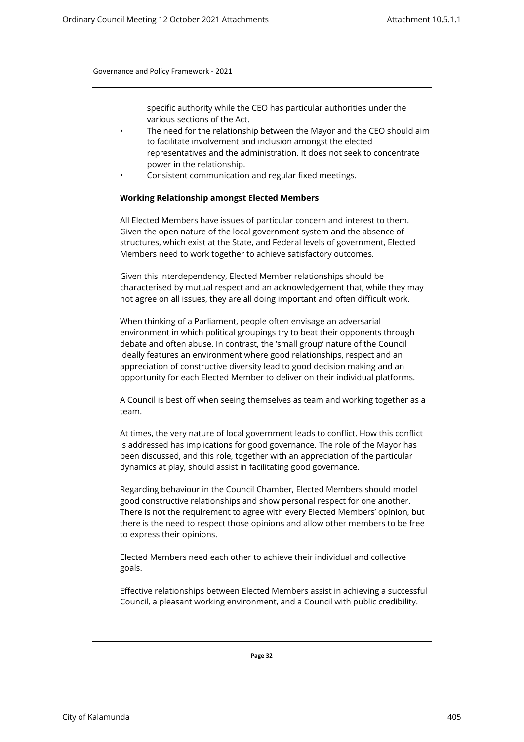specific authority while the CEO has particular authorities under the various sections of the Act.

- The need for the relationship between the Mayor and the CEO should aim to facilitate involvement and inclusion amongst the elected representatives and the administration. It does not seek to concentrate power in the relationship.
- Consistent communication and regular fixed meetings.

**Working Relationship amongst Elected Members**

All Elected Members have issues of particular concern and interest to them. Given the open nature of the local government system and the absence of structures, which exist at the State, and Federal levels of government, Elected Members need to work together to achieve satisfactory outcomes.

Given this interdependency, Elected Member relationships should be characterised by mutual respect and an acknowledgement that, while they may not agree on all issues, they are all doing important and often difficult work.

When thinking of a Parliament, people often envisage an adversarial environment in which political groupings try to beat their opponents through debate and often abuse. In contrast, the 'small group' nature of the Council ideally features an environment where good relationships, respect and an appreciation of constructive diversity lead to good decision making and an opportunity for each Elected Member to deliver on their individual platforms.

A Council is best off when seeing themselves as team and working together as a team.

At times, the very nature of local government leads to conflict. How this conflict is addressed has implications for good governance. The role of the Mayor has been discussed, and this role, together with an appreciation of the particular dynamics at play, should assist in facilitating good governance.

Regarding behaviour in the Council Chamber, Elected Members should model good constructive relationships and show personal respect for one another. There is not the requirement to agree with every Elected Members' opinion, but there is the need to respect those opinions and allow other members to be free to express their opinions.

Elected Members need each other to achieve their individual and collective goals.

Effective relationships between Elected Members assist in achieving a successful Council, a pleasant working environment, and a Council with public credibility.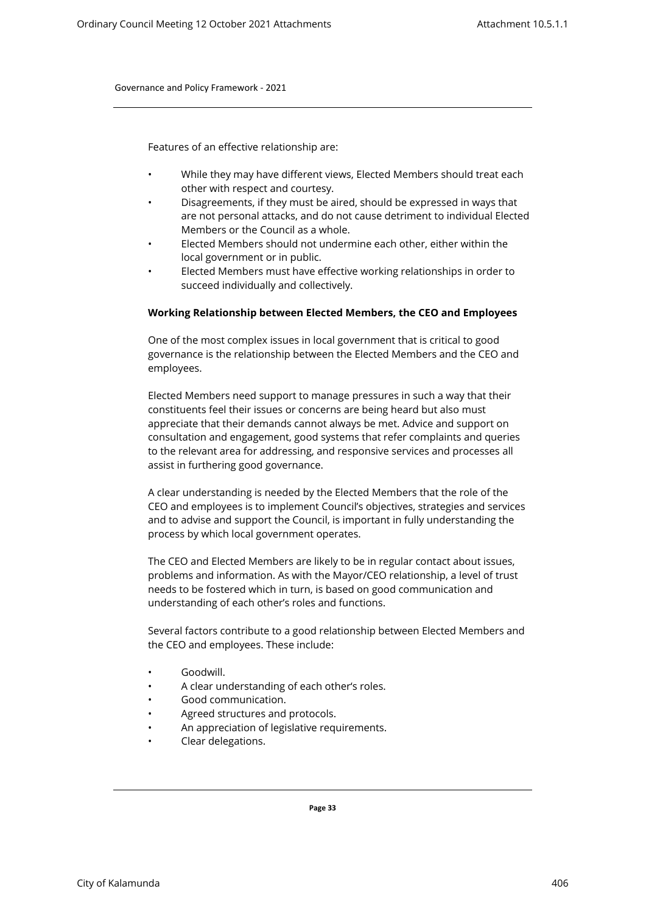Features of an effective relationship are:

- While they may have different views, Elected Members should treat each other with respect and courtesy.
- Disagreements, if they must be aired, should be expressed in ways that are not personal attacks, and do not cause detriment to individual Elected Members or the Council as a whole.
- Elected Members should not undermine each other, either within the local government or in public.
- Elected Members must have effective working relationships in order to succeed individually and collectively.

**Working Relationship between Elected Members, the CEO and Employees**

One of the most complex issues in local government that is critical to good governance is the relationship between the Elected Members and the CEO and employees.

Elected Members need support to manage pressures in such a way that their constituents feel their issues or concerns are being heard but also must appreciate that their demands cannot always be met. Advice and support on consultation and engagement, good systems that refer complaints and queries to the relevant area for addressing, and responsive services and processes all assist in furthering good governance.

A clear understanding is needed by the Elected Members that the role of the CEO and employees is to implement Council's objectives, strategies and services and to advise and support the Council, is important in fully understanding the process by which local government operates.

The CEO and Elected Members are likely to be in regular contact about issues, problems and information. As with the Mayor/CEO relationship, a level of trust needs to be fostered which in turn, is based on good communication and understanding of each other's roles and functions.

Several factors contribute to a good relationship between Elected Members and the CEO and employees. These include:

- Goodwill.
- A clear understanding of each other's roles.
- Good communication.
- Agreed structures and protocols.
- An appreciation of legislative requirements.
- Clear delegations.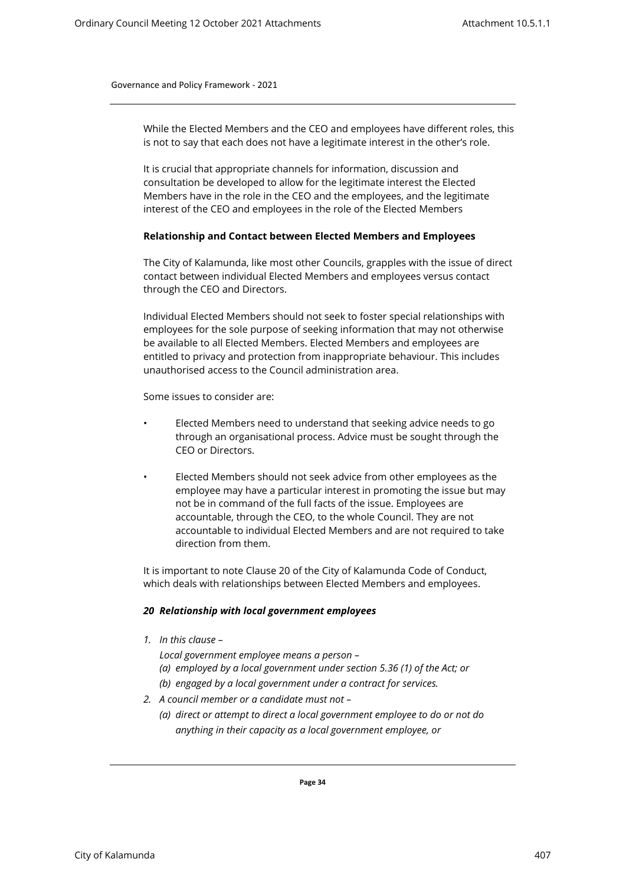While the Elected Members and the CEO and employees have different roles, this is not to say that each does not have a legitimate interest in the other's role.

It is crucial that appropriate channels for information, discussion and consultation be developed to allow for the legitimate interest the Elected Members have in the role in the CEO and the employees, and the legitimate interest of the CEO and employees in the role of the Elected Members

**Relationship and Contact between Elected Members and Employees**

The City of Kalamunda, like most other Councils, grapples with the issue of direct contact between individual Elected Members and employees versus contact through the CEO and Directors.

Individual Elected Members should not seek to foster special relationships with employees for the sole purpose of seeking information that may not otherwise be available to all Elected Members. Elected Members and employees are entitled to privacy and protection from inappropriate behaviour. This includes unauthorised access to the Council administration area.

Some issues to consider are:

- Elected Members need to understand that seeking advice needs to go through an organisational process. Advice must be sought through the CEO or Directors.
- Elected Members should not seek advice from other employees as the employee may have a particular interest in promoting the issue but may not be in command of the full facts of the issue. Employees are accountable, through the CEO, to the whole Council. They are not accountable to individual Elected Members and are not required to take direction from them.

It is important to note Clause 20 of the City of Kalamunda Code of Conduct, which deals with relationships between Elected Members and employees.

***20 Relationship with local government employees***

1. *In this clause –*

   *Local government employee means a person –*

   *(a) employed by a local government under section 5.36 (1) of the Act; or*

   *(b) engaged by a local government under a contract for services.*

2. *A council member or a candidate must not –*

   *(a) direct or attempt to direct a local government employee to do or not do anything in their capacity as a local government employee, or*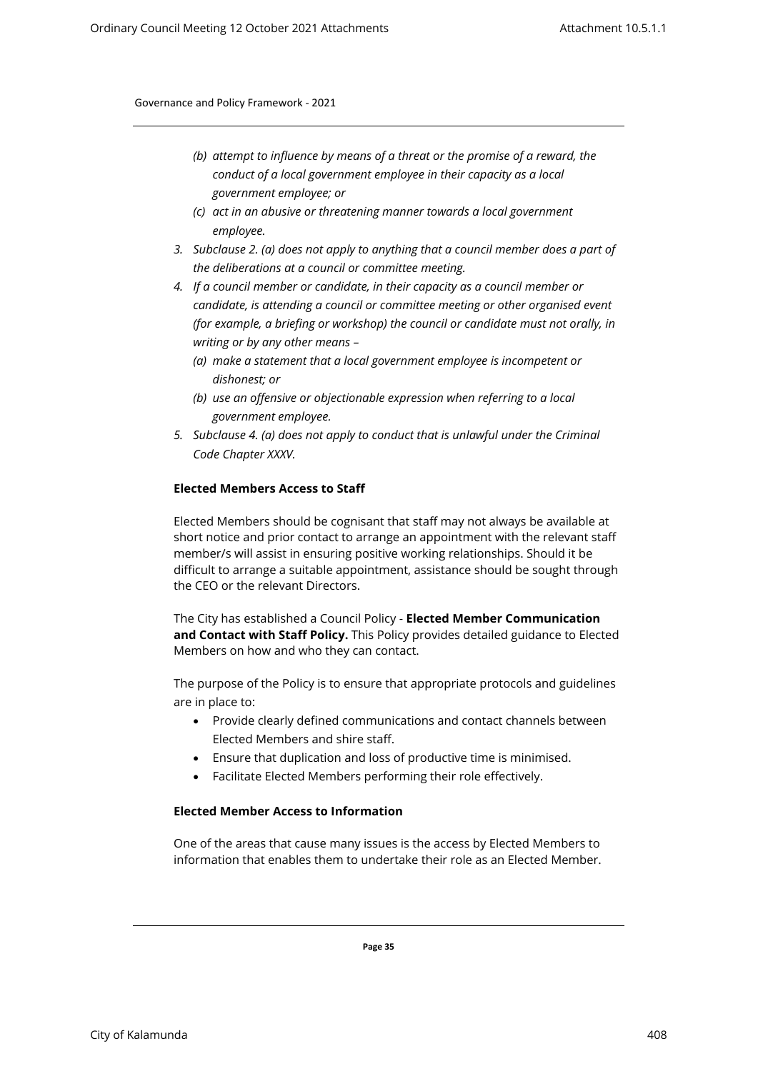*(b) attempt to influence by means of a threat or the promise of a reward, the conduct of a local government employee in their capacity as a local government employee; or*

*(c) act in an abusive or threatening manner towards a local government employee.*

*3. Subclause 2. (a) does not apply to anything that a council member does a part of the deliberations at a council or committee meeting.*

*4. If a council member or candidate, in their capacity as a council member or candidate, is attending a council or committee meeting or other organised event (for example, a briefing or workshop) the council or candidate must not orally, in writing or by any other means –*

*(a) make a statement that a local government employee is incompetent or dishonest; or*

*(b) use an offensive or objectionable expression when referring to a local government employee.*

*5. Subclause 4. (a) does not apply to conduct that is unlawful under the Criminal Code Chapter XXXV.*

**Elected Members Access to Staff**

Elected Members should be cognisant that staff may not always be available at short notice and prior contact to arrange an appointment with the relevant staff member/s will assist in ensuring positive working relationships. Should it be difficult to arrange a suitable appointment, assistance should be sought through the CEO or the relevant Directors.

The City has established a Council Policy - **Elected Member Communication and Contact with Staff Policy.** This Policy provides detailed guidance to Elected Members on how and who they can contact.

The purpose of the Policy is to ensure that appropriate protocols and guidelines are in place to:

- Provide clearly defined communications and contact channels between Elected Members and shire staff.
- Ensure that duplication and loss of productive time is minimised.
- Facilitate Elected Members performing their role effectively.

**Elected Member Access to Information**

One of the areas that cause many issues is the access by Elected Members to information that enables them to undertake their role as an Elected Member.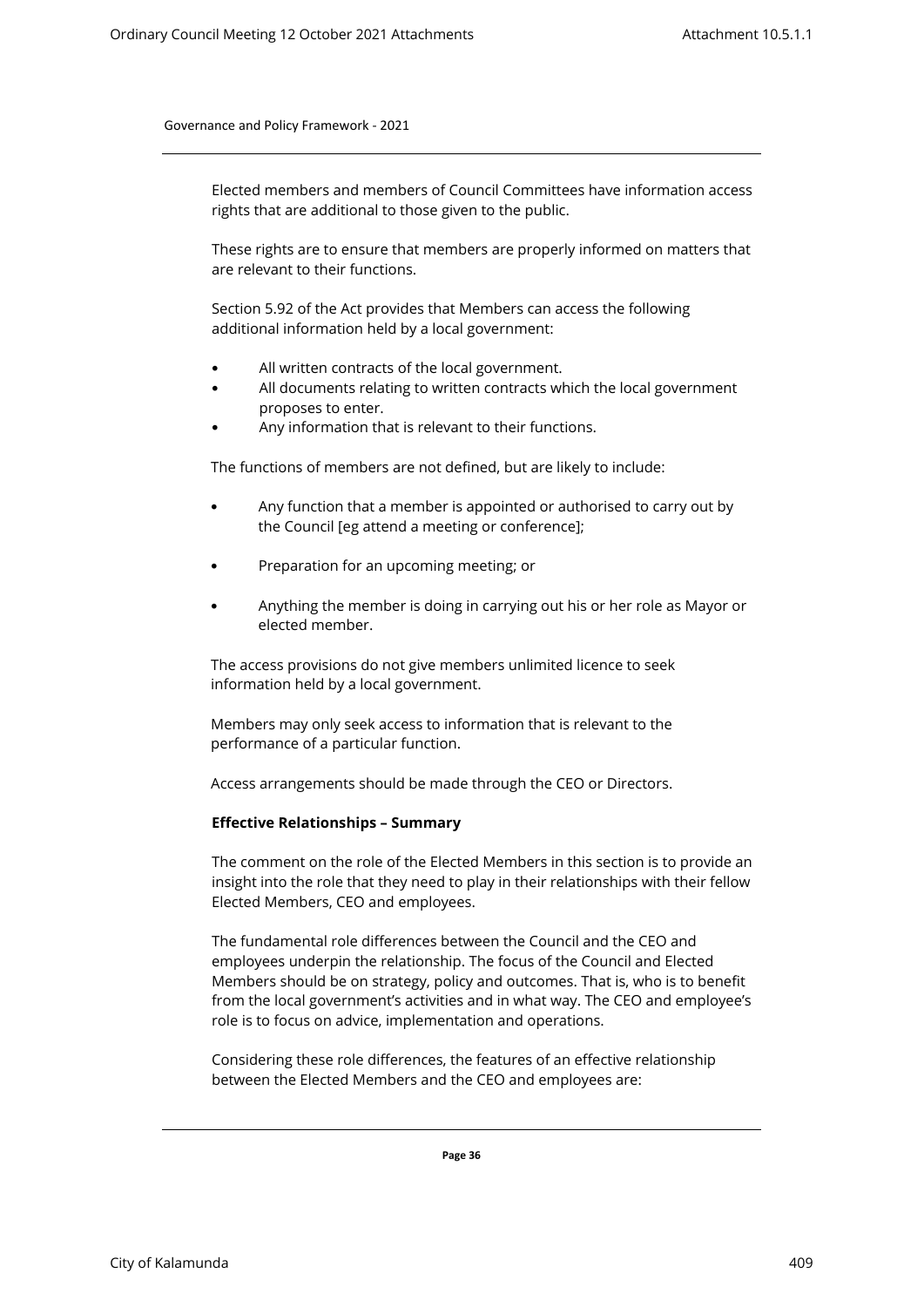Elected members and members of Council Committees have information access rights that are additional to those given to the public.

These rights are to ensure that members are properly informed on matters that are relevant to their functions.

Section 5.92 of the Act provides that Members can access the following additional information held by a local government:

- All written contracts of the local government.
- All documents relating to written contracts which the local government proposes to enter.
- Any information that is relevant to their functions.

The functions of members are not defined, but are likely to include:

- Any function that a member is appointed or authorised to carry out by the Council [eg attend a meeting or conference];
- Preparation for an upcoming meeting; or
- Anything the member is doing in carrying out his or her role as Mayor or elected member.

The access provisions do not give members unlimited licence to seek information held by a local government.

Members may only seek access to information that is relevant to the performance of a particular function.

Access arrangements should be made through the CEO or Directors.

**Effective Relationships – Summary**

The comment on the role of the Elected Members in this section is to provide an insight into the role that they need to play in their relationships with their fellow Elected Members, CEO and employees.

The fundamental role differences between the Council and the CEO and employees underpin the relationship. The focus of the Council and Elected Members should be on strategy, policy and outcomes. That is, who is to benefit from the local government's activities and in what way. The CEO and employee's role is to focus on advice, implementation and operations.

Considering these role differences, the features of an effective relationship between the Elected Members and the CEO and employees are: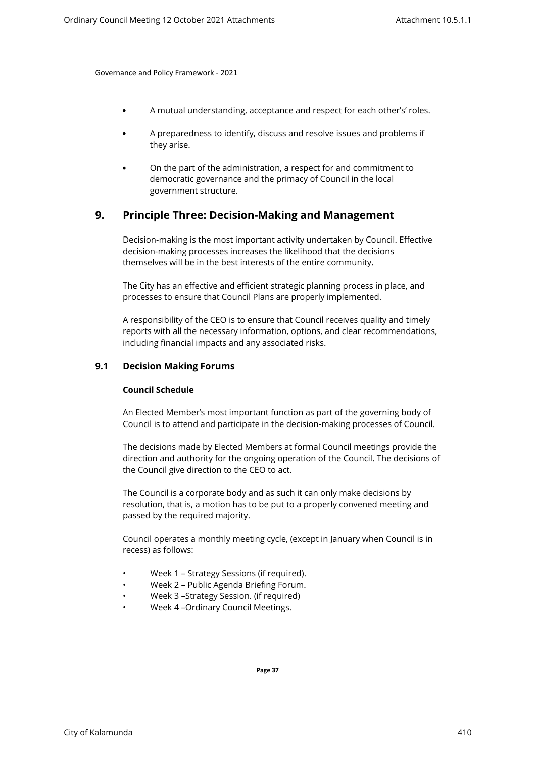- A mutual understanding, acceptance and respect for each other's' roles.
- A preparedness to identify, discuss and resolve issues and problems if they arise.
- On the part of the administration, a respect for and commitment to democratic governance and the primacy of Council in the local government structure.

## 9. Principle Three: Decision-Making and Management

Decision-making is the most important activity undertaken by Council. Effective decision-making processes increases the likelihood that the decisions themselves will be in the best interests of the entire community.

The City has an effective and efficient strategic planning process in place, and processes to ensure that Council Plans are properly implemented.

A responsibility of the CEO is to ensure that Council receives quality and timely reports with all the necessary information, options, and clear recommendations, including financial impacts and any associated risks.

### 9.1 Decision Making Forums

**Council Schedule**

An Elected Member's most important function as part of the governing body of Council is to attend and participate in the decision-making processes of Council.

The decisions made by Elected Members at formal Council meetings provide the direction and authority for the ongoing operation of the Council. The decisions of the Council give direction to the CEO to act.

The Council is a corporate body and as such it can only make decisions by resolution, that is, a motion has to be put to a properly convened meeting and passed by the required majority.

Council operates a monthly meeting cycle, (except in January when Council is in recess) as follows:

- Week 1 – Strategy Sessions (if required).
- Week 2 – Public Agenda Briefing Forum.
- Week 3 –Strategy Session. (if required)
- Week 4 –Ordinary Council Meetings.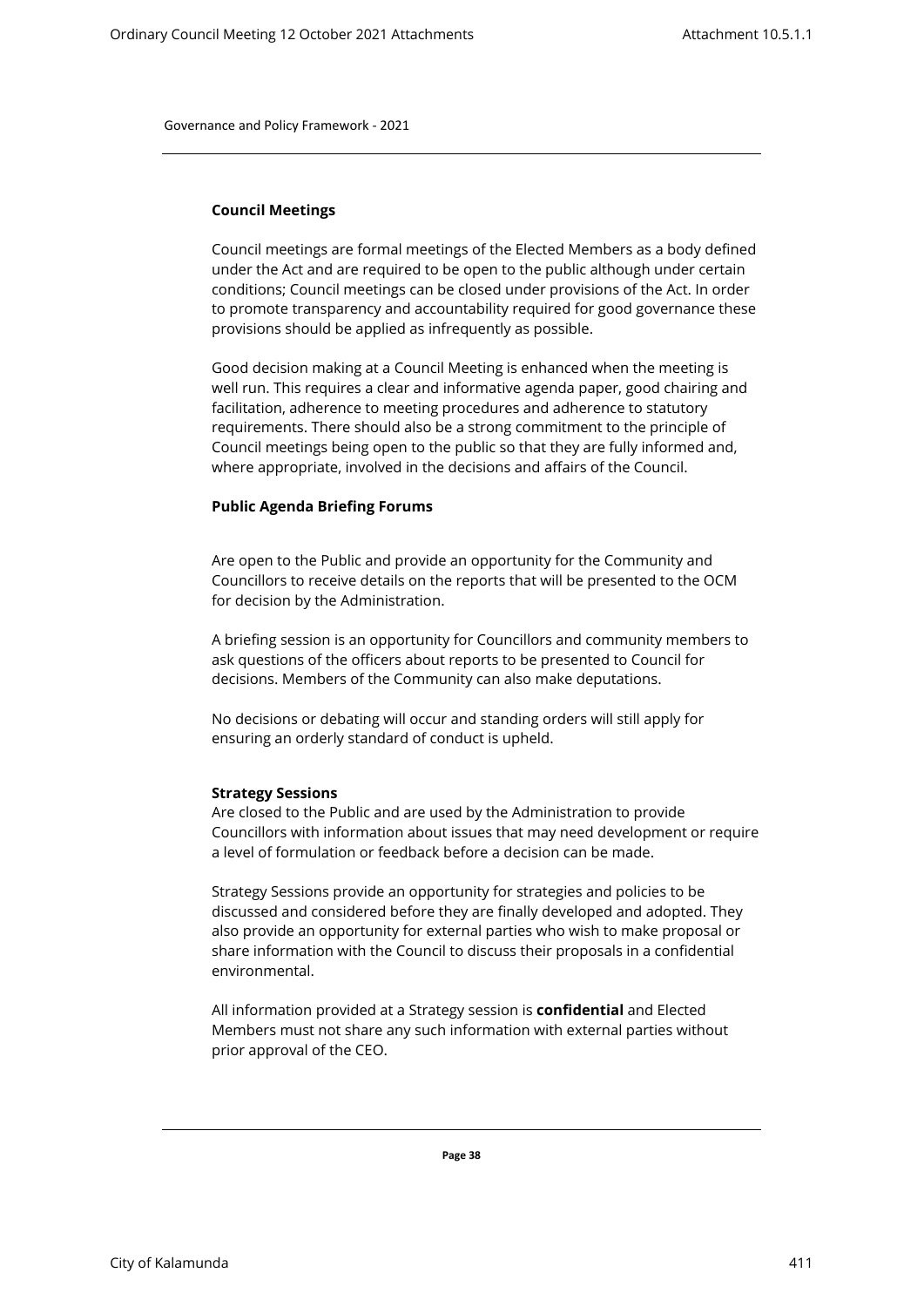**Council Meetings**

Council meetings are formal meetings of the Elected Members as a body defined under the Act and are required to be open to the public although under certain conditions; Council meetings can be closed under provisions of the Act. In order to promote transparency and accountability required for good governance these provisions should be applied as infrequently as possible.

Good decision making at a Council Meeting is enhanced when the meeting is well run. This requires a clear and informative agenda paper, good chairing and facilitation, adherence to meeting procedures and adherence to statutory requirements. There should also be a strong commitment to the principle of Council meetings being open to the public so that they are fully informed and, where appropriate, involved in the decisions and affairs of the Council.

**Public Agenda Briefing Forums**

Are open to the Public and provide an opportunity for the Community and Councillors to receive details on the reports that will be presented to the OCM for decision by the Administration.

A briefing session is an opportunity for Councillors and community members to ask questions of the officers about reports to be presented to Council for decisions. Members of the Community can also make deputations.

No decisions or debating will occur and standing orders will still apply for ensuring an orderly standard of conduct is upheld.

**Strategy Sessions**

Are closed to the Public and are used by the Administration to provide Councillors with information about issues that may need development or require a level of formulation or feedback before a decision can be made.

Strategy Sessions provide an opportunity for strategies and policies to be discussed and considered before they are finally developed and adopted. They also provide an opportunity for external parties who wish to make proposal or share information with the Council to discuss their proposals in a confidential environmental.

All information provided at a Strategy session is **confidential** and Elected Members must not share any such information with external parties without prior approval of the CEO.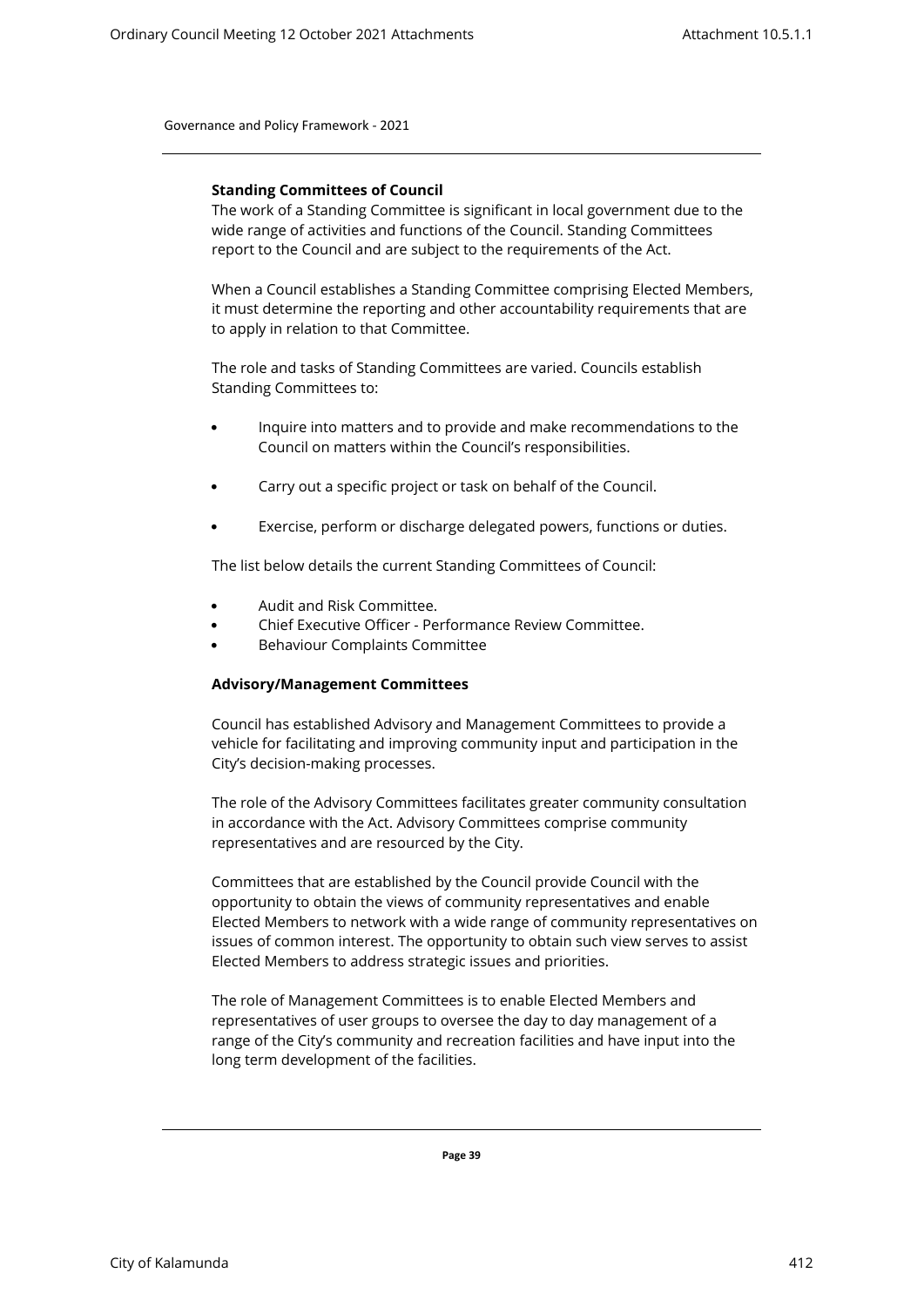### Standing Committees of Council

The work of a Standing Committee is significant in local government due to the wide range of activities and functions of the Council. Standing Committees report to the Council and are subject to the requirements of the Act.

When a Council establishes a Standing Committee comprising Elected Members, it must determine the reporting and other accountability requirements that are to apply in relation to that Committee.

The role and tasks of Standing Committees are varied. Councils establish Standing Committees to:

- Inquire into matters and to provide and make recommendations to the Council on matters within the Council's responsibilities.
- Carry out a specific project or task on behalf of the Council.
- Exercise, perform or discharge delegated powers, functions or duties.

The list below details the current Standing Committees of Council:

- Audit and Risk Committee.
- Chief Executive Officer - Performance Review Committee.
- Behaviour Complaints Committee

### Advisory/Management Committees

Council has established Advisory and Management Committees to provide a vehicle for facilitating and improving community input and participation in the City's decision-making processes.

The role of the Advisory Committees facilitates greater community consultation in accordance with the Act. Advisory Committees comprise community representatives and are resourced by the City.

Committees that are established by the Council provide Council with the opportunity to obtain the views of community representatives and enable Elected Members to network with a wide range of community representatives on issues of common interest. The opportunity to obtain such view serves to assist Elected Members to address strategic issues and priorities.

The role of Management Committees is to enable Elected Members and representatives of user groups to oversee the day to day management of a range of the City's community and recreation facilities and have input into the long term development of the facilities.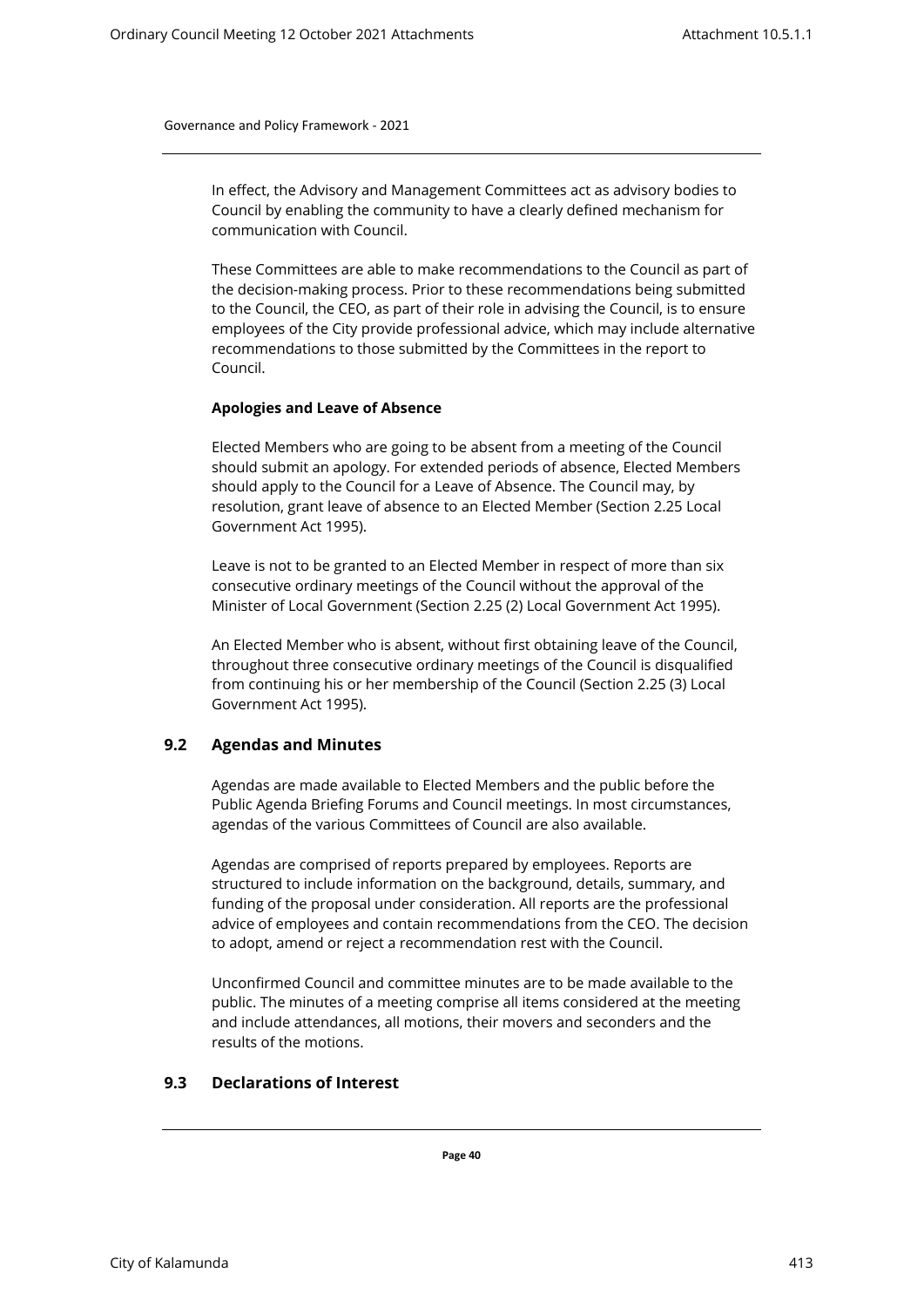In effect, the Advisory and Management Committees act as advisory bodies to Council by enabling the community to have a clearly defined mechanism for communication with Council.

These Committees are able to make recommendations to the Council as part of the decision-making process. Prior to these recommendations being submitted to the Council, the CEO, as part of their role in advising the Council, is to ensure employees of the City provide professional advice, which may include alternative recommendations to those submitted by the Committees in the report to Council.

**Apologies and Leave of Absence**

Elected Members who are going to be absent from a meeting of the Council should submit an apology. For extended periods of absence, Elected Members should apply to the Council for a Leave of Absence. The Council may, by resolution, grant leave of absence to an Elected Member (Section 2.25 Local Government Act 1995).

Leave is not to be granted to an Elected Member in respect of more than six consecutive ordinary meetings of the Council without the approval of the Minister of Local Government (Section 2.25 (2) Local Government Act 1995).

An Elected Member who is absent, without first obtaining leave of the Council, throughout three consecutive ordinary meetings of the Council is disqualified from continuing his or her membership of the Council (Section 2.25 (3) Local Government Act 1995).

## 9.2 Agendas and Minutes

Agendas are made available to Elected Members and the public before the Public Agenda Briefing Forums and Council meetings. In most circumstances, agendas of the various Committees of Council are also available.

Agendas are comprised of reports prepared by employees. Reports are structured to include information on the background, details, summary, and funding of the proposal under consideration. All reports are the professional advice of employees and contain recommendations from the CEO. The decision to adopt, amend or reject a recommendation rest with the Council.

Unconfirmed Council and committee minutes are to be made available to the public. The minutes of a meeting comprise all items considered at the meeting and include attendances, all motions, their movers and seconders and the results of the motions.

## 9.3 Declarations of Interest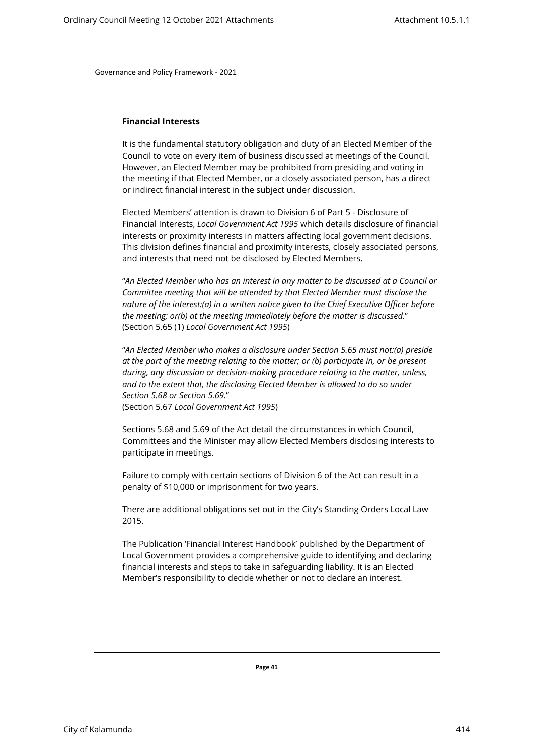**Financial Interests**

It is the fundamental statutory obligation and duty of an Elected Member of the Council to vote on every item of business discussed at meetings of the Council. However, an Elected Member may be prohibited from presiding and voting in the meeting if that Elected Member, or a closely associated person, has a direct or indirect financial interest in the subject under discussion.

Elected Members' attention is drawn to Division 6 of Part 5 - Disclosure of Financial Interests, *Local Government Act 1995* which details disclosure of financial interests or proximity interests in matters affecting local government decisions. This division defines financial and proximity interests, closely associated persons, and interests that need not be disclosed by Elected Members.

"*An Elected Member who has an interest in any matter to be discussed at a Council or Committee meeting that will be attended by that Elected Member must disclose the nature of the interest:(a) in a written notice given to the Chief Executive Officer before the meeting; or(b) at the meeting immediately before the matter is discussed.*"
(Section 5.65 (1) *Local Government Act 1995*)

"*An Elected Member who makes a disclosure under Section 5.65 must not:(a) preside at the part of the meeting relating to the matter; or (b) participate in, or be present during, any discussion or decision-making procedure relating to the matter, unless, and to the extent that, the disclosing Elected Member is allowed to do so under Section 5.68 or Section 5.69.*"
(Section 5.67 *Local Government Act 1995*)

Sections 5.68 and 5.69 of the Act detail the circumstances in which Council, Committees and the Minister may allow Elected Members disclosing interests to participate in meetings.

Failure to comply with certain sections of Division 6 of the Act can result in a penalty of $10,000 or imprisonment for two years.

There are additional obligations set out in the City's Standing Orders Local Law 2015.

The Publication 'Financial Interest Handbook' published by the Department of Local Government provides a comprehensive guide to identifying and declaring financial interests and steps to take in safeguarding liability. It is an Elected Member's responsibility to decide whether or not to declare an interest.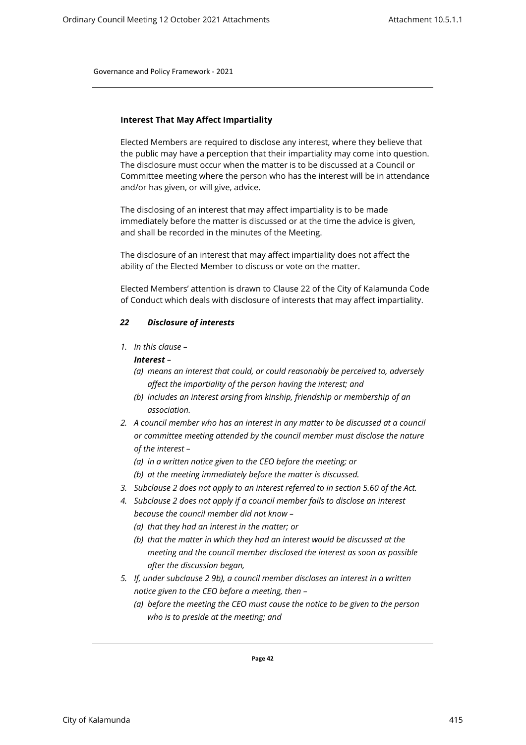### Interest That May Affect Impartiality

Elected Members are required to disclose any interest, where they believe that the public may have a perception that their impartiality may come into question. The disclosure must occur when the matter is to be discussed at a Council or Committee meeting where the person who has the interest will be in attendance and/or has given, or will give, advice.

The disclosing of an interest that may affect impartiality is to be made immediately before the matter is discussed or at the time the advice is given, and shall be recorded in the minutes of the Meeting.

The disclosure of an interest that may affect impartiality does not affect the ability of the Elected Member to discuss or vote on the matter.

Elected Members' attention is drawn to Clause 22 of the City of Kalamunda Code of Conduct which deals with disclosure of interests that may affect impartiality.

***22 Disclosure of interests***

*1. In this clause –*

***Interest** –*

*(a) means an interest that could, or could reasonably be perceived to, adversely affect the impartiality of the person having the interest; and*

*(b) includes an interest arsing from kinship, friendship or membership of an association.*

*2. A council member who has an interest in any matter to be discussed at a council or committee meeting attended by the council member must disclose the nature of the interest –*

*(a) in a written notice given to the CEO before the meeting; or*

*(b) at the meeting immediately before the matter is discussed.*

*3. Subclause 2 does not apply to an interest referred to in section 5.60 of the Act.*

*4. Subclause 2 does not apply if a council member fails to disclose an interest because the council member did not know –*

*(a) that they had an interest in the matter; or*

*(b) that the matter in which they had an interest would be discussed at the meeting and the council member disclosed the interest as soon as possible after the discussion began,*

*5. If, under subclause 2 9b), a council member discloses an interest in a written notice given to the CEO before a meeting, then –*

*(a) before the meeting the CEO must cause the notice to be given to the person who is to preside at the meeting; and*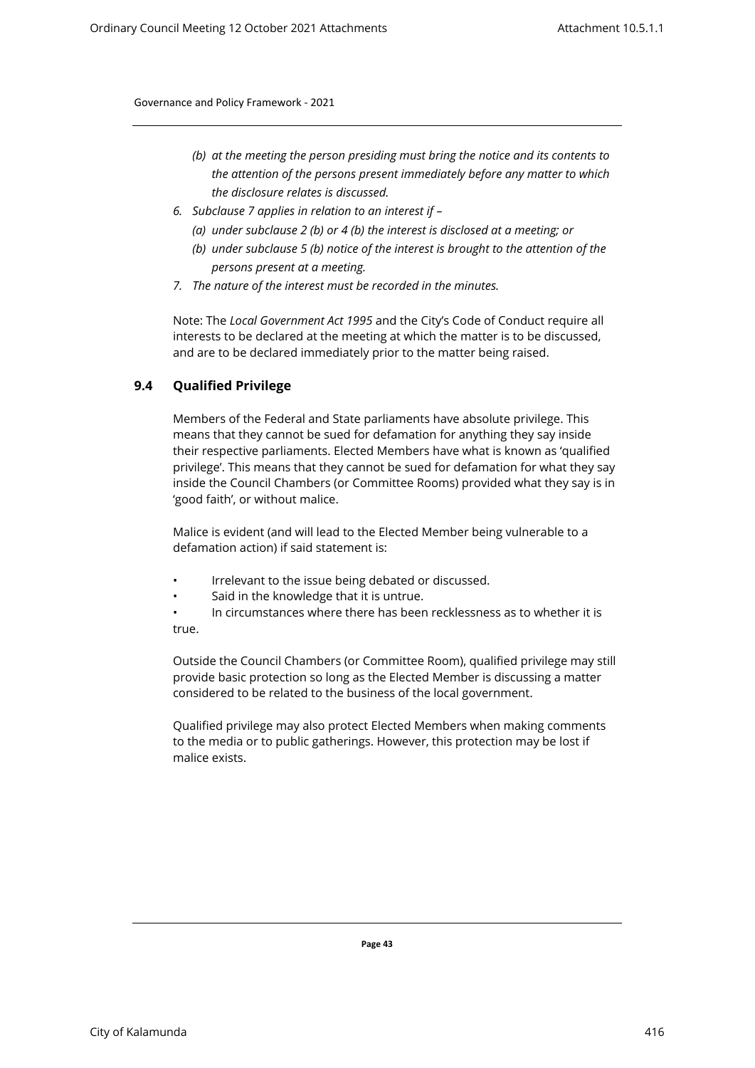*(b) at the meeting the person presiding must bring the notice and its contents to the attention of the persons present immediately before any matter to which the disclosure relates is discussed.*

*6. Subclause 7 applies in relation to an interest if –*

*(a) under subclause 2 (b) or 4 (b) the interest is disclosed at a meeting; or*

*(b) under subclause 5 (b) notice of the interest is brought to the attention of the persons present at a meeting.*

*7. The nature of the interest must be recorded in the minutes.*

Note: The *Local Government Act 1995* and the City's Code of Conduct require all interests to be declared at the meeting at which the matter is to be discussed, and are to be declared immediately prior to the matter being raised.

## 9.4 Qualified Privilege

Members of the Federal and State parliaments have absolute privilege. This means that they cannot be sued for defamation for anything they say inside their respective parliaments. Elected Members have what is known as 'qualified privilege'. This means that they cannot be sued for defamation for what they say inside the Council Chambers (or Committee Rooms) provided what they say is in 'good faith', or without malice.

Malice is evident (and will lead to the Elected Member being vulnerable to a defamation action) if said statement is:

- Irrelevant to the issue being debated or discussed.
- Said in the knowledge that it is untrue.
- In circumstances where there has been recklessness as to whether it is true.

Outside the Council Chambers (or Committee Room), qualified privilege may still provide basic protection so long as the Elected Member is discussing a matter considered to be related to the business of the local government.

Qualified privilege may also protect Elected Members when making comments to the media or to public gatherings. However, this protection may be lost if malice exists.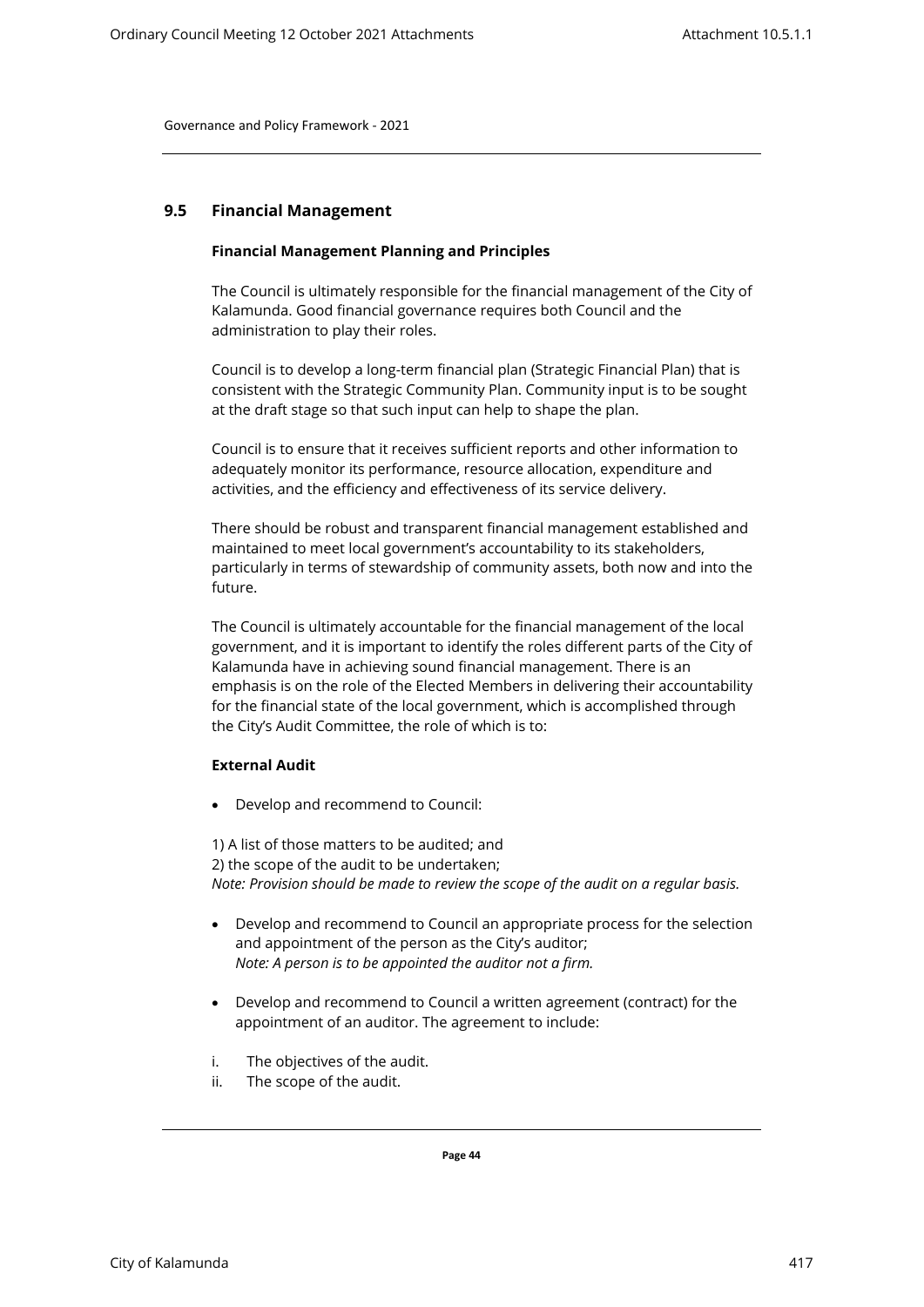## 9.5 Financial Management

**Financial Management Planning and Principles**

The Council is ultimately responsible for the financial management of the City of Kalamunda. Good financial governance requires both Council and the administration to play their roles.

Council is to develop a long-term financial plan (Strategic Financial Plan) that is consistent with the Strategic Community Plan. Community input is to be sought at the draft stage so that such input can help to shape the plan.

Council is to ensure that it receives sufficient reports and other information to adequately monitor its performance, resource allocation, expenditure and activities, and the efficiency and effectiveness of its service delivery.

There should be robust and transparent financial management established and maintained to meet local government's accountability to its stakeholders, particularly in terms of stewardship of community assets, both now and into the future.

The Council is ultimately accountable for the financial management of the local government, and it is important to identify the roles different parts of the City of Kalamunda have in achieving sound financial management. There is an emphasis is on the role of the Elected Members in delivering their accountability for the financial state of the local government, which is accomplished through the City's Audit Committee, the role of which is to:

**External Audit**

- Develop and recommend to Council:

1) A list of those matters to be audited; and
2) the scope of the audit to be undertaken;
*Note: Provision should be made to review the scope of the audit on a regular basis.*

- Develop and recommend to Council an appropriate process for the selection and appointment of the person as the City's auditor;
  *Note: A person is to be appointed the auditor not a firm.*

- Develop and recommend to Council a written agreement (contract) for the appointment of an auditor. The agreement to include:

i. The objectives of the audit.
ii. The scope of the audit.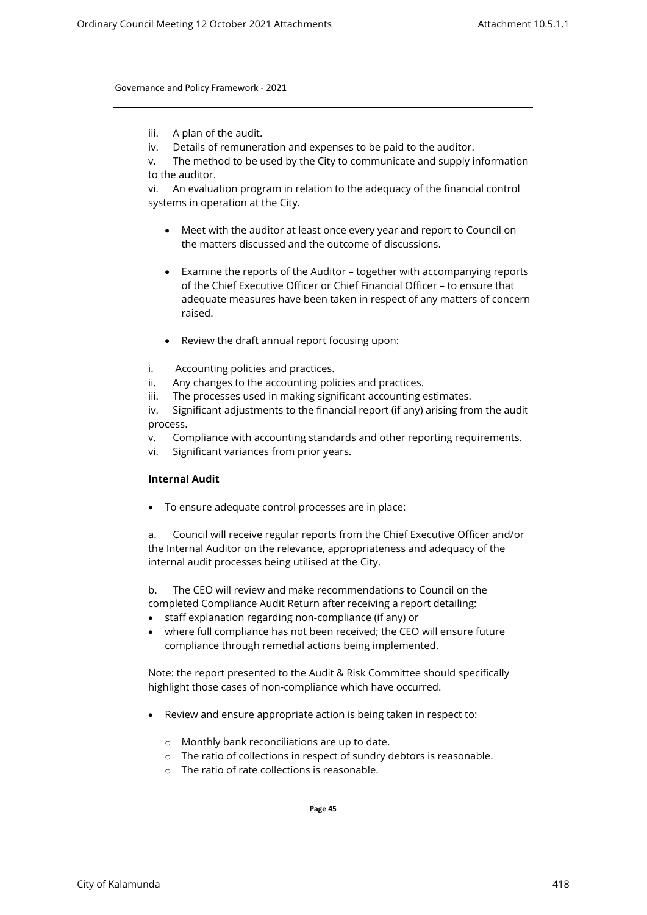iii. A plan of the audit.
iv. Details of remuneration and expenses to be paid to the auditor.
v. The method to be used by the City to communicate and supply information to the auditor.
vi. An evaluation program in relation to the adequacy of the financial control systems in operation at the City.

- Meet with the auditor at least once every year and report to Council on the matters discussed and the outcome of discussions.

- Examine the reports of the Auditor – together with accompanying reports of the Chief Executive Officer or Chief Financial Officer – to ensure that adequate measures have been taken in respect of any matters of concern raised.

- Review the draft annual report focusing upon:

i. Accounting policies and practices.
ii. Any changes to the accounting policies and practices.
iii. The processes used in making significant accounting estimates.
iv. Significant adjustments to the financial report (if any) arising from the audit process.
v. Compliance with accounting standards and other reporting requirements.
vi. Significant variances from prior years.

**Internal Audit**

- To ensure adequate control processes are in place:

a. Council will receive regular reports from the Chief Executive Officer and/or the Internal Auditor on the relevance, appropriateness and adequacy of the internal audit processes being utilised at the City.

b. The CEO will review and make recommendations to Council on the completed Compliance Audit Return after receiving a report detailing:
- staff explanation regarding non-compliance (if any) or
- where full compliance has not been received; the CEO will ensure future compliance through remedial actions being implemented.

Note: the report presented to the Audit & Risk Committee should specifically highlight those cases of non-compliance which have occurred.

- Review and ensure appropriate action is being taken in respect to:

  - Monthly bank reconciliations are up to date.
  - The ratio of collections in respect of sundry debtors is reasonable.
  - The ratio of rate collections is reasonable.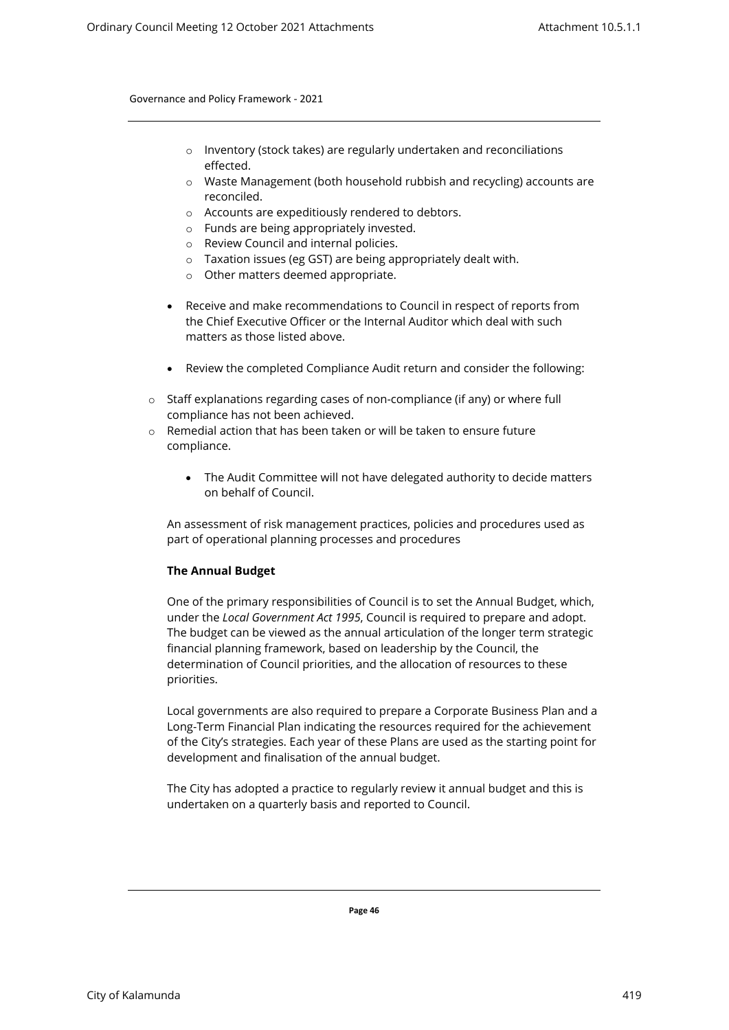- Inventory (stock takes) are regularly undertaken and reconciliations effected.
  - Waste Management (both household rubbish and recycling) accounts are reconciled.
  - Accounts are expeditiously rendered to debtors.
  - Funds are being appropriately invested.
  - Review Council and internal policies.
  - Taxation issues (eg GST) are being appropriately dealt with.
  - Other matters deemed appropriate.

- Receive and make recommendations to Council in respect of reports from the Chief Executive Officer or the Internal Auditor which deal with such matters as those listed above.

- Review the completed Compliance Audit return and consider the following:

  - Staff explanations regarding cases of non-compliance (if any) or where full compliance has not been achieved.
  - Remedial action that has been taken or will be taken to ensure future compliance.

- The Audit Committee will not have delegated authority to decide matters on behalf of Council.

An assessment of risk management practices, policies and procedures used as part of operational planning processes and procedures

**The Annual Budget**

One of the primary responsibilities of Council is to set the Annual Budget, which, under the *Local Government Act 1995*, Council is required to prepare and adopt. The budget can be viewed as the annual articulation of the longer term strategic financial planning framework, based on leadership by the Council, the determination of Council priorities, and the allocation of resources to these priorities.

Local governments are also required to prepare a Corporate Business Plan and a Long-Term Financial Plan indicating the resources required for the achievement of the City's strategies. Each year of these Plans are used as the starting point for development and finalisation of the annual budget.

The City has adopted a practice to regularly review it annual budget and this is undertaken on a quarterly basis and reported to Council.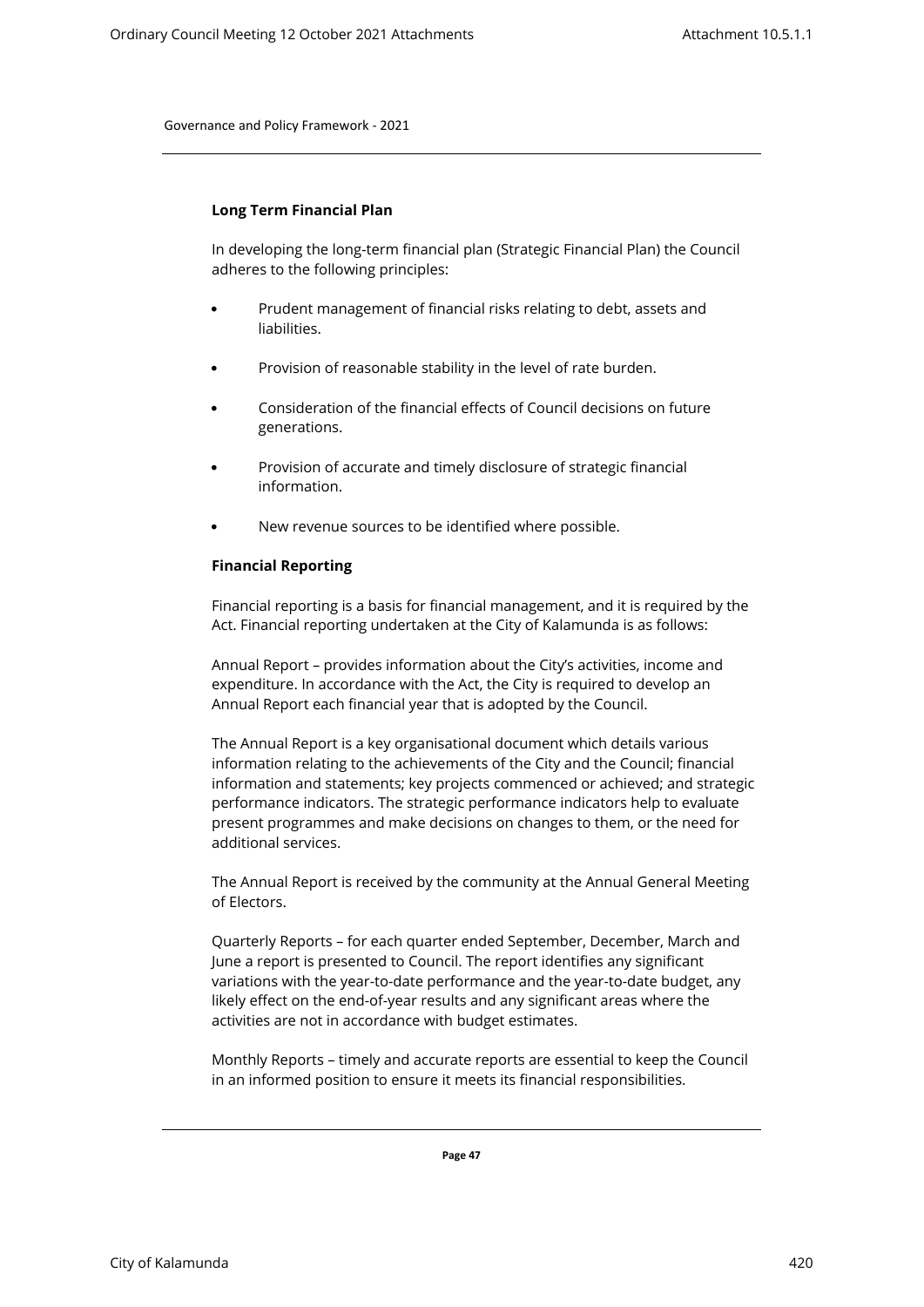**Long Term Financial Plan**

In developing the long-term financial plan (Strategic Financial Plan) the Council adheres to the following principles:

- Prudent management of financial risks relating to debt, assets and liabilities.
- Provision of reasonable stability in the level of rate burden.
- Consideration of the financial effects of Council decisions on future generations.
- Provision of accurate and timely disclosure of strategic financial information.
- New revenue sources to be identified where possible.

**Financial Reporting**

Financial reporting is a basis for financial management, and it is required by the Act. Financial reporting undertaken at the City of Kalamunda is as follows:

Annual Report – provides information about the City's activities, income and expenditure. In accordance with the Act, the City is required to develop an Annual Report each financial year that is adopted by the Council.

The Annual Report is a key organisational document which details various information relating to the achievements of the City and the Council; financial information and statements; key projects commenced or achieved; and strategic performance indicators. The strategic performance indicators help to evaluate present programmes and make decisions on changes to them, or the need for additional services.

The Annual Report is received by the community at the Annual General Meeting of Electors.

Quarterly Reports – for each quarter ended September, December, March and June a report is presented to Council. The report identifies any significant variations with the year-to-date performance and the year-to-date budget, any likely effect on the end-of-year results and any significant areas where the activities are not in accordance with budget estimates.

Monthly Reports – timely and accurate reports are essential to keep the Council in an informed position to ensure it meets its financial responsibilities.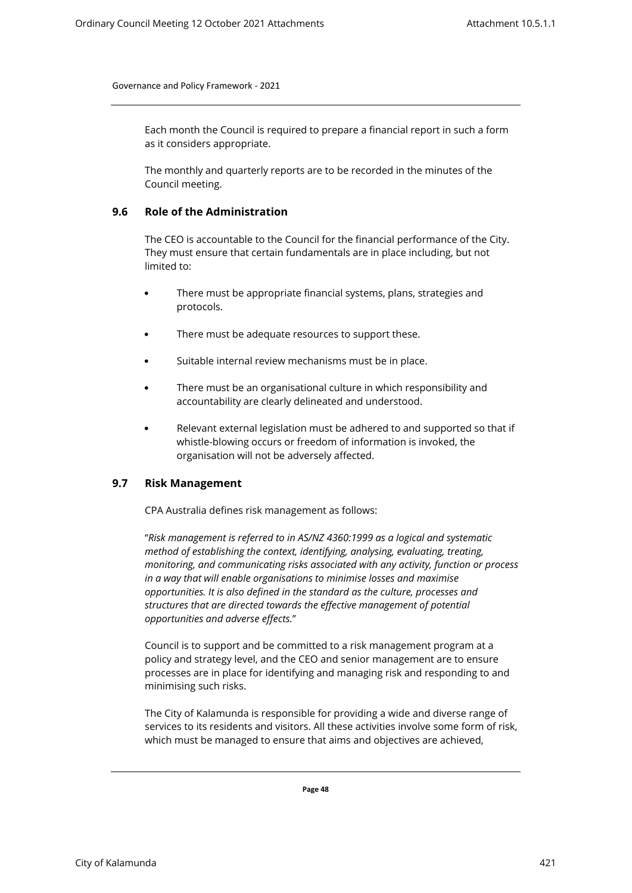Each month the Council is required to prepare a financial report in such a form as it considers appropriate.

The monthly and quarterly reports are to be recorded in the minutes of the Council meeting.

### 9.6 Role of the Administration

The CEO is accountable to the Council for the financial performance of the City. They must ensure that certain fundamentals are in place including, but not limited to:

- There must be appropriate financial systems, plans, strategies and protocols.
- There must be adequate resources to support these.
- Suitable internal review mechanisms must be in place.
- There must be an organisational culture in which responsibility and accountability are clearly delineated and understood.
- Relevant external legislation must be adhered to and supported so that if whistle-blowing occurs or freedom of information is invoked, the organisation will not be adversely affected.

### 9.7 Risk Management

CPA Australia defines risk management as follows:

"*Risk management is referred to in AS/NZ 4360:1999 as a logical and systematic method of establishing the context, identifying, analysing, evaluating, treating, monitoring, and communicating risks associated with any activity, function or process in a way that will enable organisations to minimise losses and maximise opportunities. It is also defined in the standard as the culture, processes and structures that are directed towards the effective management of potential opportunities and adverse effects.*"

Council is to support and be committed to a risk management program at a policy and strategy level, and the CEO and senior management are to ensure processes are in place for identifying and managing risk and responding to and minimising such risks.

The City of Kalamunda is responsible for providing a wide and diverse range of services to its residents and visitors. All these activities involve some form of risk, which must be managed to ensure that aims and objectives are achieved,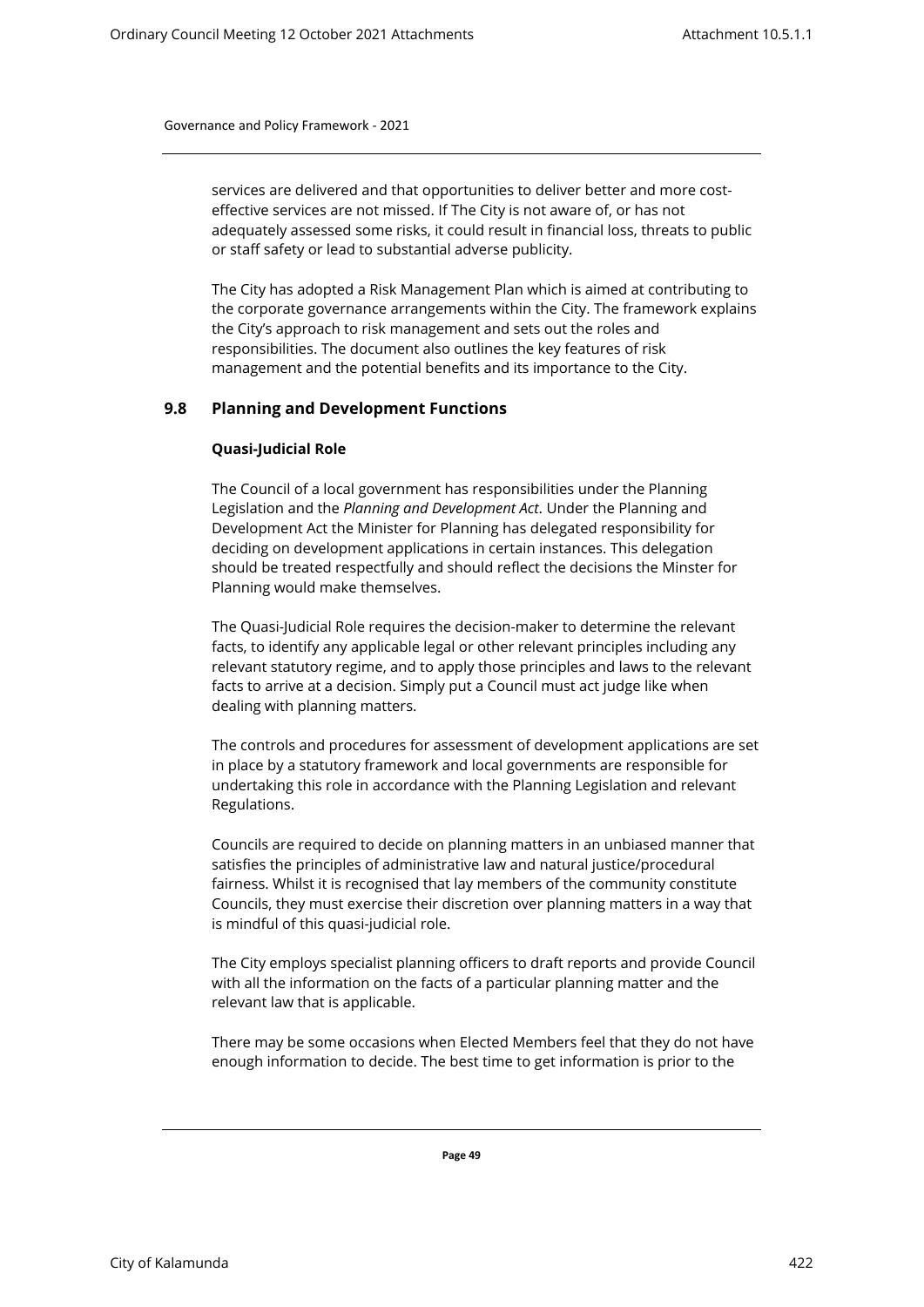services are delivered and that opportunities to deliver better and more cost-effective services are not missed. If The City is not aware of, or has not adequately assessed some risks, it could result in financial loss, threats to public or staff safety or lead to substantial adverse publicity.

The City has adopted a Risk Management Plan which is aimed at contributing to the corporate governance arrangements within the City. The framework explains the City's approach to risk management and sets out the roles and responsibilities. The document also outlines the key features of risk management and the potential benefits and its importance to the City.

## 9.8 Planning and Development Functions

**Quasi-Judicial Role**

The Council of a local government has responsibilities under the Planning Legislation and the *Planning and Development Act*. Under the Planning and Development Act the Minister for Planning has delegated responsibility for deciding on development applications in certain instances. This delegation should be treated respectfully and should reflect the decisions the Minster for Planning would make themselves.

The Quasi-Judicial Role requires the decision-maker to determine the relevant facts, to identify any applicable legal or other relevant principles including any relevant statutory regime, and to apply those principles and laws to the relevant facts to arrive at a decision. Simply put a Council must act judge like when dealing with planning matters.

The controls and procedures for assessment of development applications are set in place by a statutory framework and local governments are responsible for undertaking this role in accordance with the Planning Legislation and relevant Regulations.

Councils are required to decide on planning matters in an unbiased manner that satisfies the principles of administrative law and natural justice/procedural fairness. Whilst it is recognised that lay members of the community constitute Councils, they must exercise their discretion over planning matters in a way that is mindful of this quasi-judicial role.

The City employs specialist planning officers to draft reports and provide Council with all the information on the facts of a particular planning matter and the relevant law that is applicable.

There may be some occasions when Elected Members feel that they do not have enough information to decide. The best time to get information is prior to the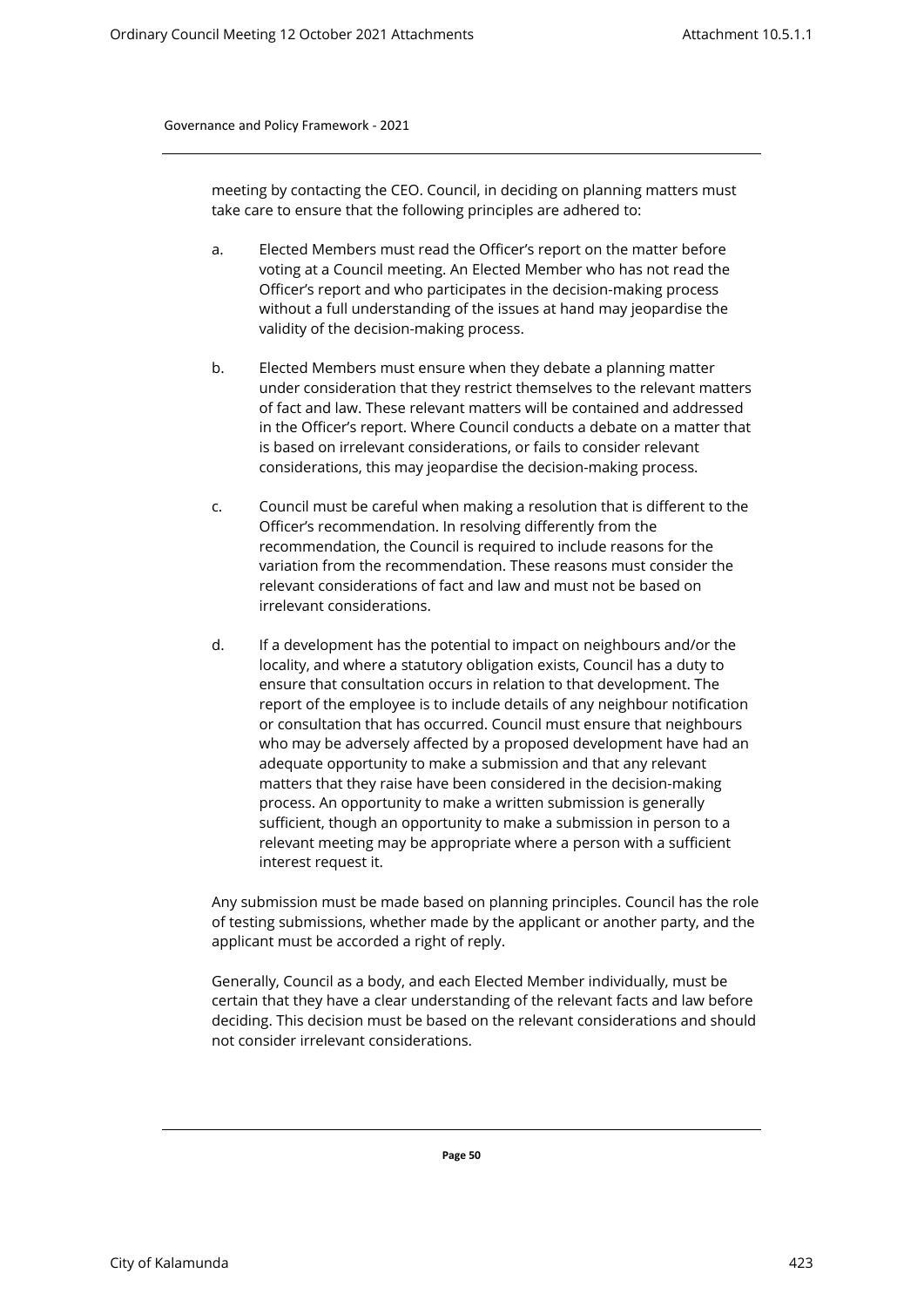meeting by contacting the CEO. Council, in deciding on planning matters must take care to ensure that the following principles are adhered to:

a. Elected Members must read the Officer's report on the matter before voting at a Council meeting. An Elected Member who has not read the Officer's report and who participates in the decision-making process without a full understanding of the issues at hand may jeopardise the validity of the decision-making process.

b. Elected Members must ensure when they debate a planning matter under consideration that they restrict themselves to the relevant matters of fact and law. These relevant matters will be contained and addressed in the Officer's report. Where Council conducts a debate on a matter that is based on irrelevant considerations, or fails to consider relevant considerations, this may jeopardise the decision-making process.

c. Council must be careful when making a resolution that is different to the Officer's recommendation. In resolving differently from the recommendation, the Council is required to include reasons for the variation from the recommendation. These reasons must consider the relevant considerations of fact and law and must not be based on irrelevant considerations.

d. If a development has the potential to impact on neighbours and/or the locality, and where a statutory obligation exists, Council has a duty to ensure that consultation occurs in relation to that development. The report of the employee is to include details of any neighbour notification or consultation that has occurred. Council must ensure that neighbours who may be adversely affected by a proposed development have had an adequate opportunity to make a submission and that any relevant matters that they raise have been considered in the decision-making process. An opportunity to make a written submission is generally sufficient, though an opportunity to make a submission in person to a relevant meeting may be appropriate where a person with a sufficient interest request it.

Any submission must be made based on planning principles. Council has the role of testing submissions, whether made by the applicant or another party, and the applicant must be accorded a right of reply.

Generally, Council as a body, and each Elected Member individually, must be certain that they have a clear understanding of the relevant facts and law before deciding. This decision must be based on the relevant considerations and should not consider irrelevant considerations.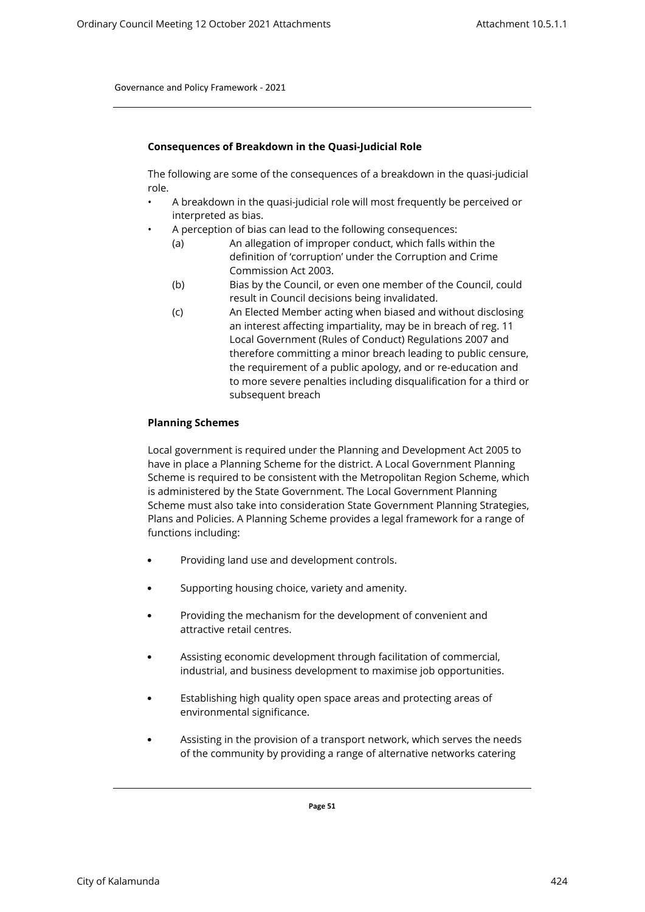**Consequences of Breakdown in the Quasi-Judicial Role**

The following are some of the consequences of a breakdown in the quasi-judicial role.

- A breakdown in the quasi-judicial role will most frequently be perceived or interpreted as bias.
- A perception of bias can lead to the following consequences:
  - (a) An allegation of improper conduct, which falls within the definition of 'corruption' under the Corruption and Crime Commission Act 2003.
  - (b) Bias by the Council, or even one member of the Council, could result in Council decisions being invalidated.
  - (c) An Elected Member acting when biased and without disclosing an interest affecting impartiality, may be in breach of reg. 11 Local Government (Rules of Conduct) Regulations 2007 and therefore committing a minor breach leading to public censure, the requirement of a public apology, and or re-education and to more severe penalties including disqualification for a third or subsequent breach

**Planning Schemes**

Local government is required under the Planning and Development Act 2005 to have in place a Planning Scheme for the district. A Local Government Planning Scheme is required to be consistent with the Metropolitan Region Scheme, which is administered by the State Government. The Local Government Planning Scheme must also take into consideration State Government Planning Strategies, Plans and Policies. A Planning Scheme provides a legal framework for a range of functions including:

- Providing land use and development controls.
- Supporting housing choice, variety and amenity.
- Providing the mechanism for the development of convenient and attractive retail centres.
- Assisting economic development through facilitation of commercial, industrial, and business development to maximise job opportunities.
- Establishing high quality open space areas and protecting areas of environmental significance.
- Assisting in the provision of a transport network, which serves the needs of the community by providing a range of alternative networks catering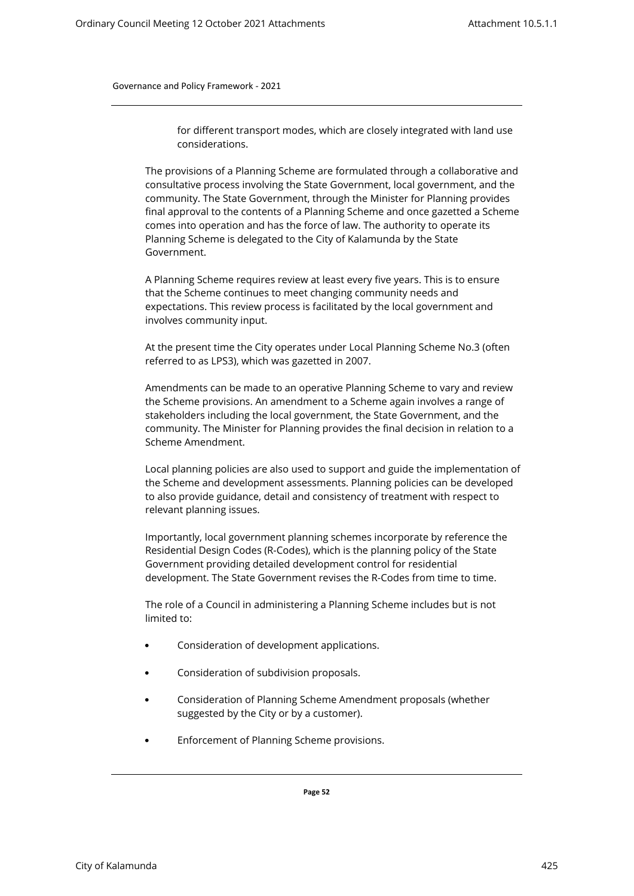for different transport modes, which are closely integrated with land use considerations.

The provisions of a Planning Scheme are formulated through a collaborative and consultative process involving the State Government, local government, and the community. The State Government, through the Minister for Planning provides final approval to the contents of a Planning Scheme and once gazetted a Scheme comes into operation and has the force of law. The authority to operate its Planning Scheme is delegated to the City of Kalamunda by the State Government.

A Planning Scheme requires review at least every five years. This is to ensure that the Scheme continues to meet changing community needs and expectations. This review process is facilitated by the local government and involves community input.

At the present time the City operates under Local Planning Scheme No.3 (often referred to as LPS3), which was gazetted in 2007.

Amendments can be made to an operative Planning Scheme to vary and review the Scheme provisions. An amendment to a Scheme again involves a range of stakeholders including the local government, the State Government, and the community. The Minister for Planning provides the final decision in relation to a Scheme Amendment.

Local planning policies are also used to support and guide the implementation of the Scheme and development assessments. Planning policies can be developed to also provide guidance, detail and consistency of treatment with respect to relevant planning issues.

Importantly, local government planning schemes incorporate by reference the Residential Design Codes (R-Codes), which is the planning policy of the State Government providing detailed development control for residential development. The State Government revises the R-Codes from time to time.

The role of a Council in administering a Planning Scheme includes but is not limited to:

- Consideration of development applications.
- Consideration of subdivision proposals.
- Consideration of Planning Scheme Amendment proposals (whether suggested by the City or by a customer).
- Enforcement of Planning Scheme provisions.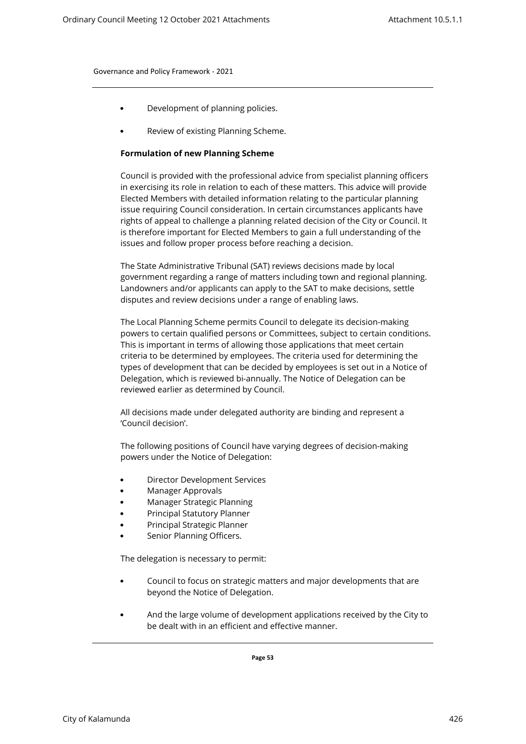- Development of planning policies.

- Review of existing Planning Scheme.

**Formulation of new Planning Scheme**

Council is provided with the professional advice from specialist planning officers in exercising its role in relation to each of these matters. This advice will provide Elected Members with detailed information relating to the particular planning issue requiring Council consideration. In certain circumstances applicants have rights of appeal to challenge a planning related decision of the City or Council. It is therefore important for Elected Members to gain a full understanding of the issues and follow proper process before reaching a decision.

The State Administrative Tribunal (SAT) reviews decisions made by local government regarding a range of matters including town and regional planning. Landowners and/or applicants can apply to the SAT to make decisions, settle disputes and review decisions under a range of enabling laws.

The Local Planning Scheme permits Council to delegate its decision-making powers to certain qualified persons or Committees, subject to certain conditions. This is important in terms of allowing those applications that meet certain criteria to be determined by employees. The criteria used for determining the types of development that can be decided by employees is set out in a Notice of Delegation, which is reviewed bi-annually. The Notice of Delegation can be reviewed earlier as determined by Council.

All decisions made under delegated authority are binding and represent a 'Council decision'.

The following positions of Council have varying degrees of decision-making powers under the Notice of Delegation:

- Director Development Services
- Manager Approvals
- Manager Strategic Planning
- Principal Statutory Planner
- Principal Strategic Planner
- Senior Planning Officers.

The delegation is necessary to permit:

- Council to focus on strategic matters and major developments that are beyond the Notice of Delegation.

- And the large volume of development applications received by the City to be dealt with in an efficient and effective manner.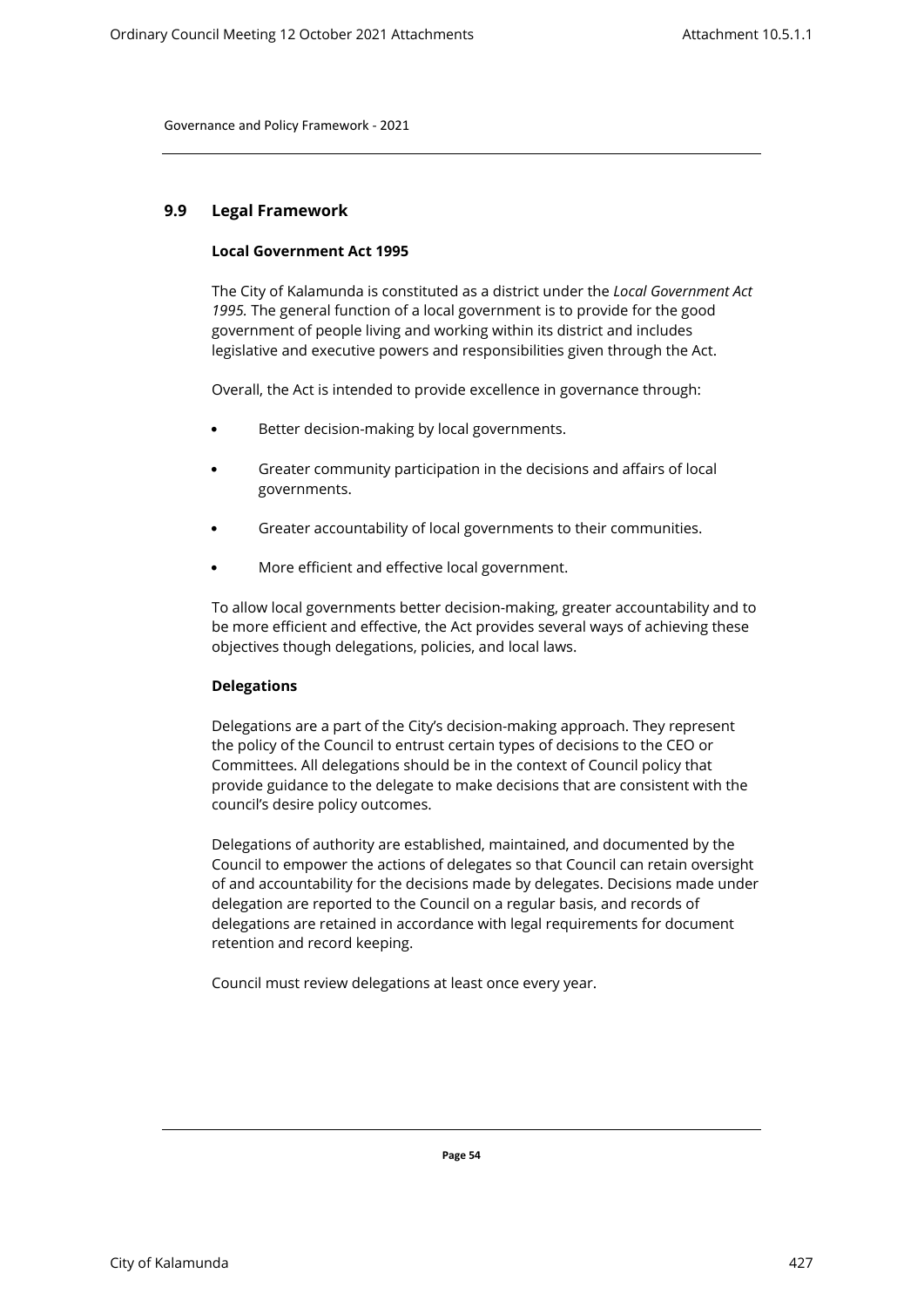## 9.9 Legal Framework

### Local Government Act 1995

The City of Kalamunda is constituted as a district under the *Local Government Act 1995.* The general function of a local government is to provide for the good government of people living and working within its district and includes legislative and executive powers and responsibilities given through the Act.

Overall, the Act is intended to provide excellence in governance through:

- Better decision-making by local governments.
- Greater community participation in the decisions and affairs of local governments.
- Greater accountability of local governments to their communities.
- More efficient and effective local government.

To allow local governments better decision-making, greater accountability and to be more efficient and effective, the Act provides several ways of achieving these objectives though delegations, policies, and local laws.

### Delegations

Delegations are a part of the City's decision-making approach. They represent the policy of the Council to entrust certain types of decisions to the CEO or Committees. All delegations should be in the context of Council policy that provide guidance to the delegate to make decisions that are consistent with the council's desire policy outcomes.

Delegations of authority are established, maintained, and documented by the Council to empower the actions of delegates so that Council can retain oversight of and accountability for the decisions made by delegates. Decisions made under delegation are reported to the Council on a regular basis, and records of delegations are retained in accordance with legal requirements for document retention and record keeping.

Council must review delegations at least once every year.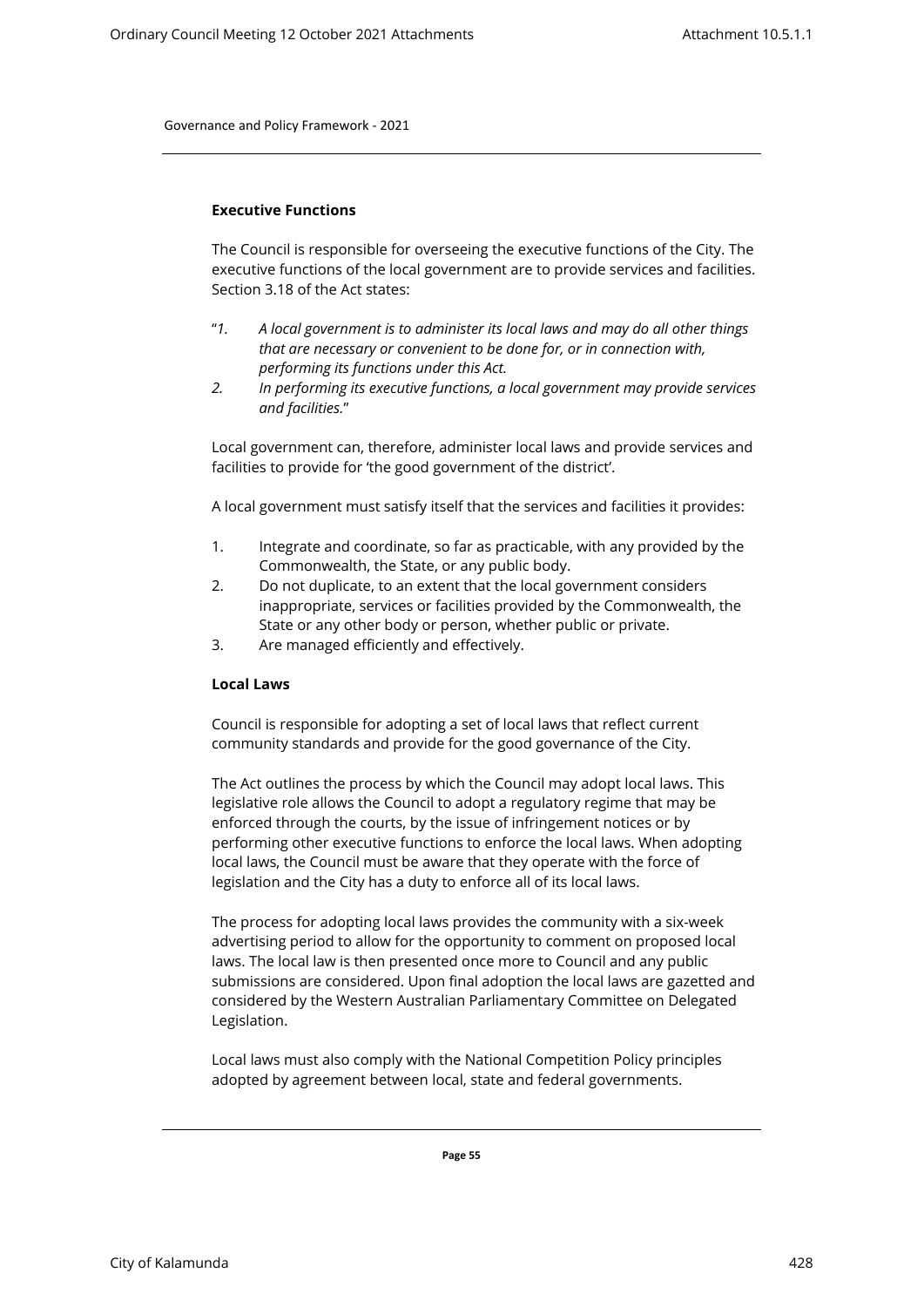## Executive Functions

The Council is responsible for overseeing the executive functions of the City. The executive functions of the local government are to provide services and facilities. Section 3.18 of the Act states:

"*1. A local government is to administer its local laws and may do all other things that are necessary or convenient to be done for, or in connection with, performing its functions under this Act.*
*2. In performing its executive functions, a local government may provide services and facilities.*"

Local government can, therefore, administer local laws and provide services and facilities to provide for 'the good government of the district'.

A local government must satisfy itself that the services and facilities it provides:

1. Integrate and coordinate, so far as practicable, with any provided by the Commonwealth, the State, or any public body.
2. Do not duplicate, to an extent that the local government considers inappropriate, services or facilities provided by the Commonwealth, the State or any other body or person, whether public or private.
3. Are managed efficiently and effectively.

## Local Laws

Council is responsible for adopting a set of local laws that reflect current community standards and provide for the good governance of the City.

The Act outlines the process by which the Council may adopt local laws. This legislative role allows the Council to adopt a regulatory regime that may be enforced through the courts, by the issue of infringement notices or by performing other executive functions to enforce the local laws. When adopting local laws, the Council must be aware that they operate with the force of legislation and the City has a duty to enforce all of its local laws.

The process for adopting local laws provides the community with a six-week advertising period to allow for the opportunity to comment on proposed local laws. The local law is then presented once more to Council and any public submissions are considered. Upon final adoption the local laws are gazetted and considered by the Western Australian Parliamentary Committee on Delegated Legislation.

Local laws must also comply with the National Competition Policy principles adopted by agreement between local, state and federal governments.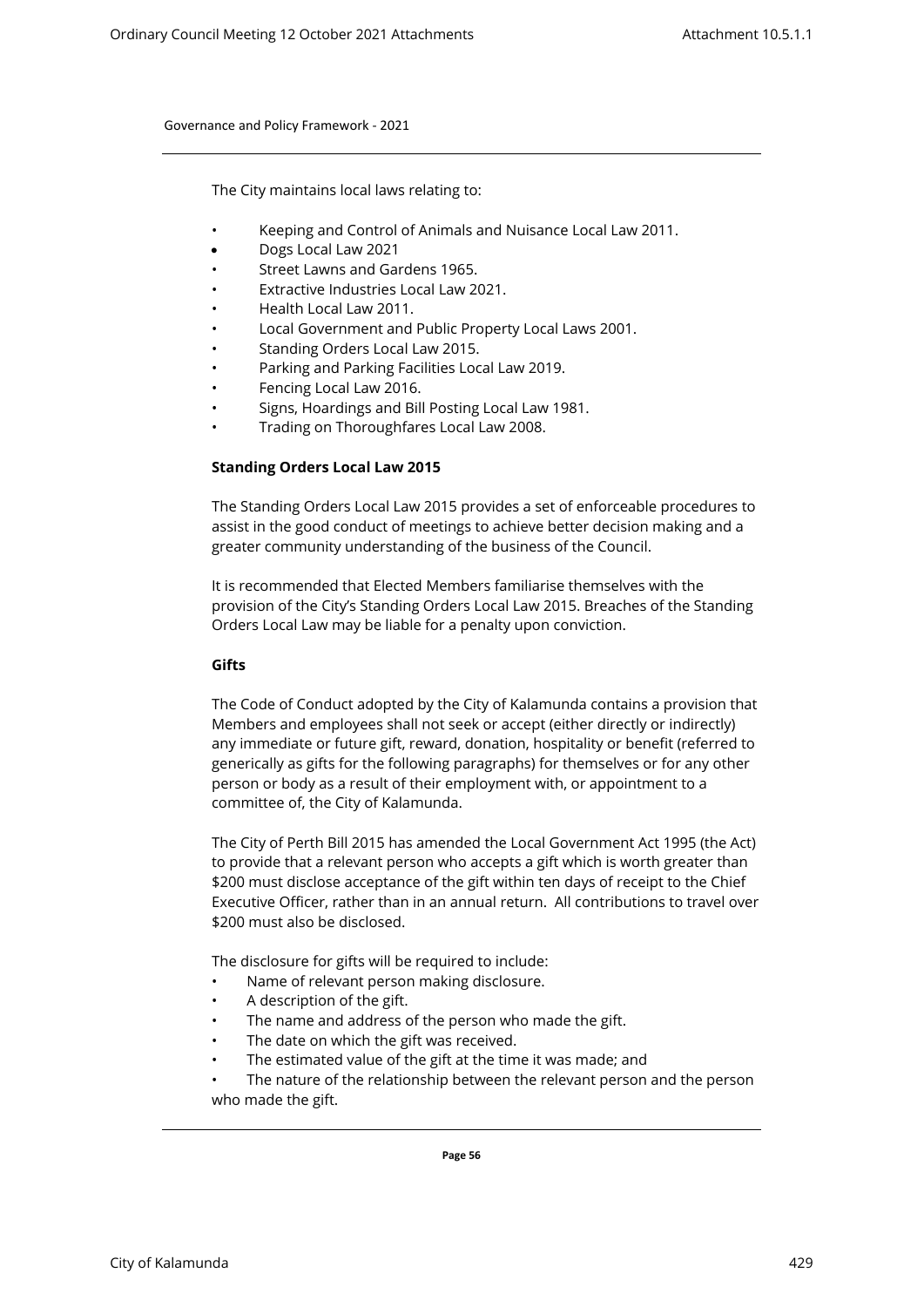The City maintains local laws relating to:

- Keeping and Control of Animals and Nuisance Local Law 2011.
- Dogs Local Law 2021
- Street Lawns and Gardens 1965.
- Extractive Industries Local Law 2021.
- Health Local Law 2011.
- Local Government and Public Property Local Laws 2001.
- Standing Orders Local Law 2015.
- Parking and Parking Facilities Local Law 2019.
- Fencing Local Law 2016.
- Signs, Hoardings and Bill Posting Local Law 1981.
- Trading on Thoroughfares Local Law 2008.

**Standing Orders Local Law 2015**

The Standing Orders Local Law 2015 provides a set of enforceable procedures to assist in the good conduct of meetings to achieve better decision making and a greater community understanding of the business of the Council.

It is recommended that Elected Members familiarise themselves with the provision of the City's Standing Orders Local Law 2015. Breaches of the Standing Orders Local Law may be liable for a penalty upon conviction.

**Gifts**

The Code of Conduct adopted by the City of Kalamunda contains a provision that Members and employees shall not seek or accept (either directly or indirectly) any immediate or future gift, reward, donation, hospitality or benefit (referred to generically as gifts for the following paragraphs) for themselves or for any other person or body as a result of their employment with, or appointment to a committee of, the City of Kalamunda.

The City of Perth Bill 2015 has amended the Local Government Act 1995 (the Act) to provide that a relevant person who accepts a gift which is worth greater than $200 must disclose acceptance of the gift within ten days of receipt to the Chief Executive Officer, rather than in an annual return. All contributions to travel over $200 must also be disclosed.

The disclosure for gifts will be required to include:

- Name of relevant person making disclosure.
- A description of the gift.
- The name and address of the person who made the gift.
- The date on which the gift was received.
- The estimated value of the gift at the time it was made; and
- The nature of the relationship between the relevant person and the person who made the gift.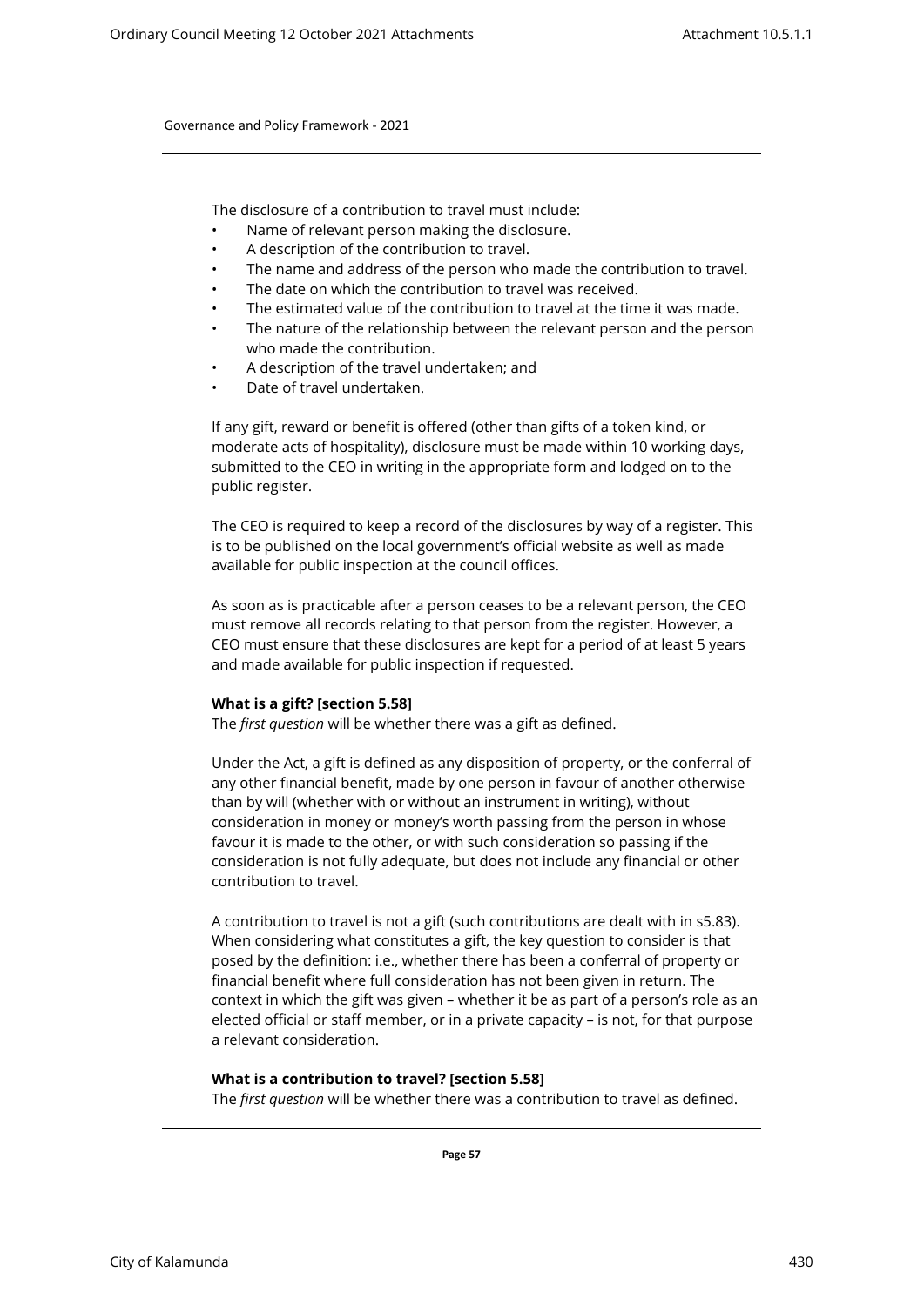The disclosure of a contribution to travel must include:

- Name of relevant person making the disclosure.
- A description of the contribution to travel.
- The name and address of the person who made the contribution to travel.
- The date on which the contribution to travel was received.
- The estimated value of the contribution to travel at the time it was made.
- The nature of the relationship between the relevant person and the person who made the contribution.
- A description of the travel undertaken; and
- Date of travel undertaken.

If any gift, reward or benefit is offered (other than gifts of a token kind, or moderate acts of hospitality), disclosure must be made within 10 working days, submitted to the CEO in writing in the appropriate form and lodged on to the public register.

The CEO is required to keep a record of the disclosures by way of a register. This is to be published on the local government's official website as well as made available for public inspection at the council offices.

As soon as is practicable after a person ceases to be a relevant person, the CEO must remove all records relating to that person from the register. However, a CEO must ensure that these disclosures are kept for a period of at least 5 years and made available for public inspection if requested.

**What is a gift? [section 5.58]**

The *first question* will be whether there was a gift as defined.

Under the Act, a gift is defined as any disposition of property, or the conferral of any other financial benefit, made by one person in favour of another otherwise than by will (whether with or without an instrument in writing), without consideration in money or money's worth passing from the person in whose favour it is made to the other, or with such consideration so passing if the consideration is not fully adequate, but does not include any financial or other contribution to travel.

A contribution to travel is not a gift (such contributions are dealt with in s5.83). When considering what constitutes a gift, the key question to consider is that posed by the definition: i.e., whether there has been a conferral of property or financial benefit where full consideration has not been given in return. The context in which the gift was given – whether it be as part of a person's role as an elected official or staff member, or in a private capacity – is not, for that purpose a relevant consideration.

**What is a contribution to travel? [section 5.58]**

The *first question* will be whether there was a contribution to travel as defined.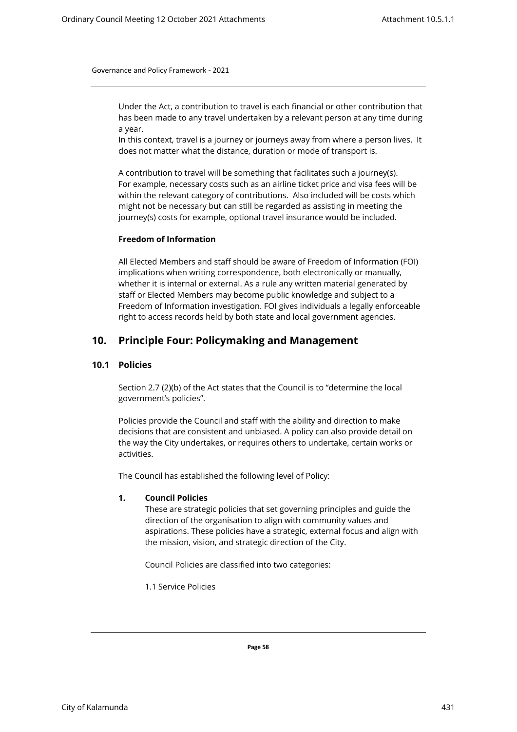Under the Act, a contribution to travel is each financial or other contribution that has been made to any travel undertaken by a relevant person at any time during a year.
In this context, travel is a journey or journeys away from where a person lives. It does not matter what the distance, duration or mode of transport is.

A contribution to travel will be something that facilitates such a journey(s). For example, necessary costs such as an airline ticket price and visa fees will be within the relevant category of contributions. Also included will be costs which might not be necessary but can still be regarded as assisting in meeting the journey(s) costs for example, optional travel insurance would be included.

**Freedom of Information**

All Elected Members and staff should be aware of Freedom of Information (FOI) implications when writing correspondence, both electronically or manually, whether it is internal or external. As a rule any written material generated by staff or Elected Members may become public knowledge and subject to a Freedom of Information investigation. FOI gives individuals a legally enforceable right to access records held by both state and local government agencies.

## 10. Principle Four: Policymaking and Management

### 10.1 Policies

Section 2.7 (2)(b) of the Act states that the Council is to "determine the local government's policies".

Policies provide the Council and staff with the ability and direction to make decisions that are consistent and unbiased. A policy can also provide detail on the way the City undertakes, or requires others to undertake, certain works or activities.

The Council has established the following level of Policy:

**1. Council Policies**

These are strategic policies that set governing principles and guide the direction of the organisation to align with community values and aspirations. These policies have a strategic, external focus and align with the mission, vision, and strategic direction of the City.

Council Policies are classified into two categories:

1.1 Service Policies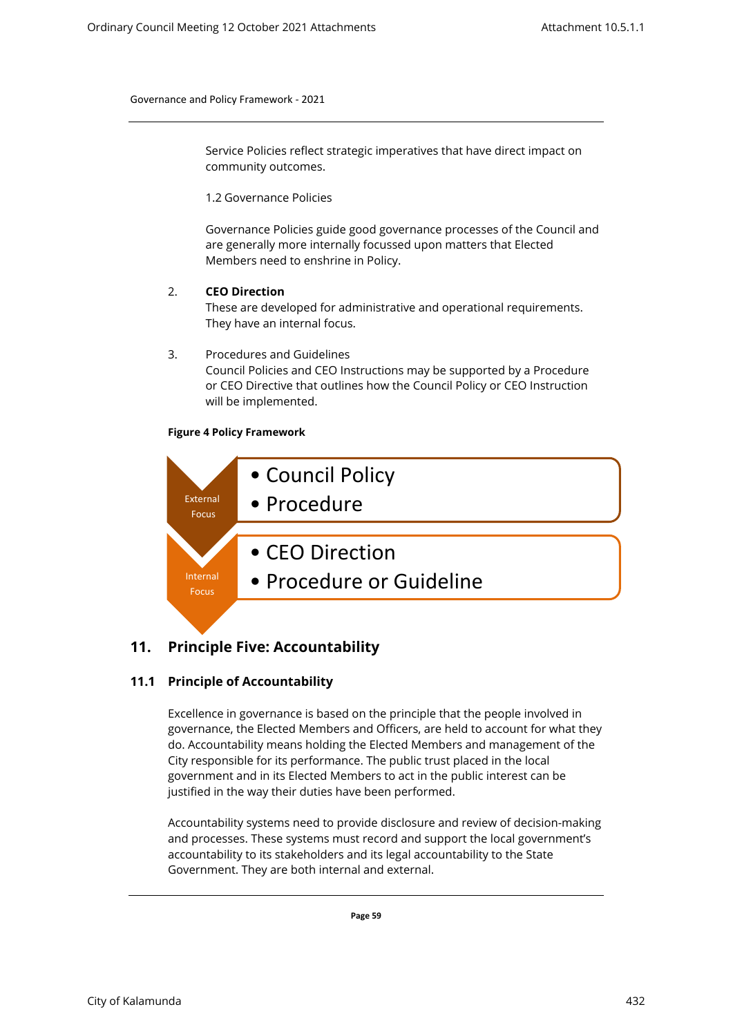Service Policies reflect strategic imperatives that have direct impact on community outcomes.

1.2 Governance Policies

Governance Policies guide good governance processes of the Council and are generally more internally focussed upon matters that Elected Members need to enshrine in Policy.

2. **CEO Direction**
   These are developed for administrative and operational requirements. They have an internal focus.

3. Procedures and Guidelines
   Council Policies and CEO Instructions may be supported by a Procedure or CEO Directive that outlines how the Council Policy or CEO Instruction will be implemented.

**Figure 4 Policy Framework**

External Focus
- Council Policy
- Procedure

Internal Focus
- CEO Direction
- Procedure or Guideline

## 11. Principle Five: Accountability

### 11.1 Principle of Accountability

Excellence in governance is based on the principle that the people involved in governance, the Elected Members and Officers, are held to account for what they do. Accountability means holding the Elected Members and management of the City responsible for its performance. The public trust placed in the local government and in its Elected Members to act in the public interest can be justified in the way their duties have been performed.

Accountability systems need to provide disclosure and review of decision-making and processes. These systems must record and support the local government's accountability to its stakeholders and its legal accountability to the State Government. They are both internal and external.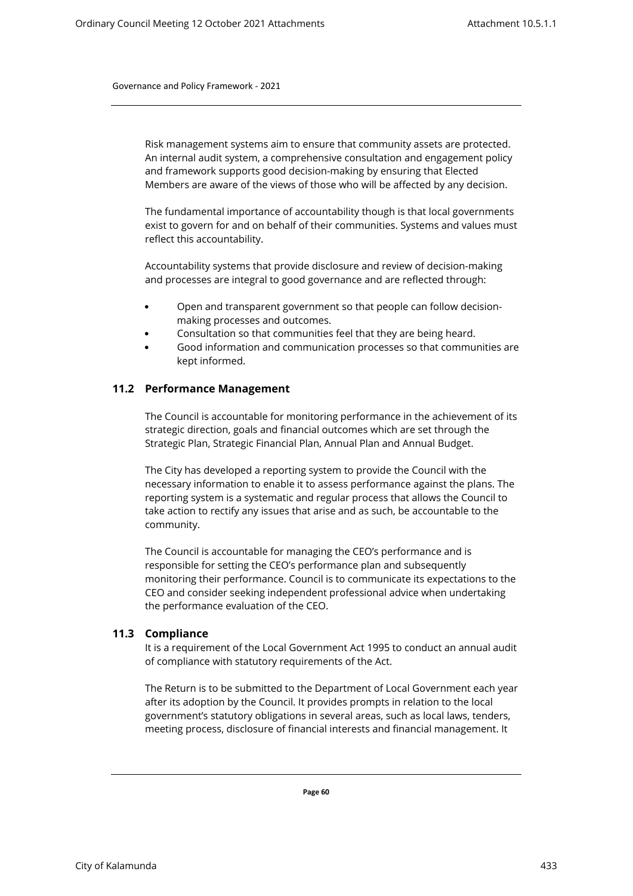Risk management systems aim to ensure that community assets are protected. An internal audit system, a comprehensive consultation and engagement policy and framework supports good decision-making by ensuring that Elected Members are aware of the views of those who will be affected by any decision.

The fundamental importance of accountability though is that local governments exist to govern for and on behalf of their communities. Systems and values must reflect this accountability.

Accountability systems that provide disclosure and review of decision-making and processes are integral to good governance and are reflected through:

- Open and transparent government so that people can follow decision-making processes and outcomes.
- Consultation so that communities feel that they are being heard.
- Good information and communication processes so that communities are kept informed.

### 11.2 Performance Management

The Council is accountable for monitoring performance in the achievement of its strategic direction, goals and financial outcomes which are set through the Strategic Plan, Strategic Financial Plan, Annual Plan and Annual Budget.

The City has developed a reporting system to provide the Council with the necessary information to enable it to assess performance against the plans. The reporting system is a systematic and regular process that allows the Council to take action to rectify any issues that arise and as such, be accountable to the community.

The Council is accountable for managing the CEO's performance and is responsible for setting the CEO's performance plan and subsequently monitoring their performance. Council is to communicate its expectations to the CEO and consider seeking independent professional advice when undertaking the performance evaluation of the CEO.

### 11.3 Compliance

It is a requirement of the Local Government Act 1995 to conduct an annual audit of compliance with statutory requirements of the Act.

The Return is to be submitted to the Department of Local Government each year after its adoption by the Council. It provides prompts in relation to the local government's statutory obligations in several areas, such as local laws, tenders, meeting process, disclosure of financial interests and financial management. It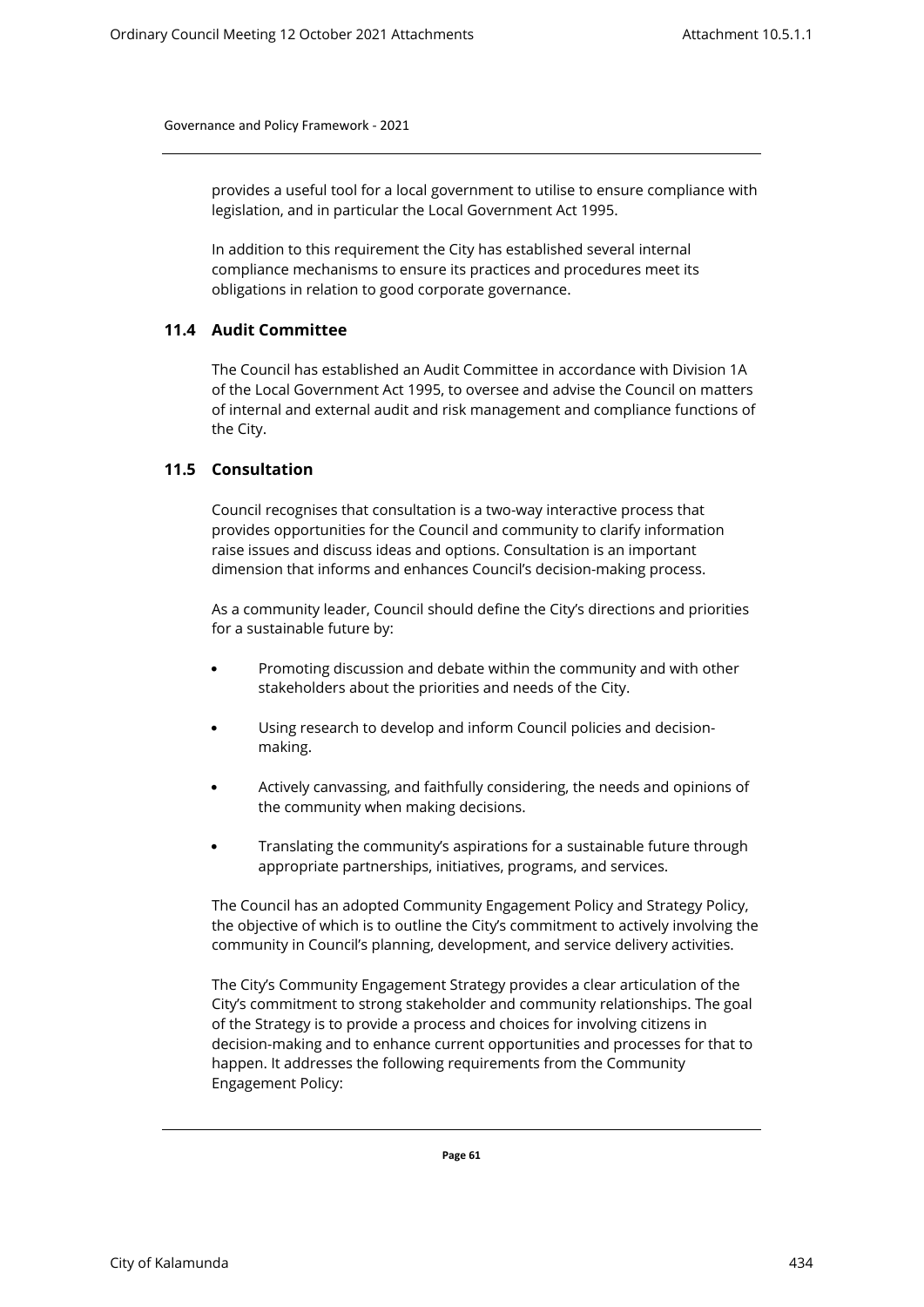provides a useful tool for a local government to utilise to ensure compliance with legislation, and in particular the Local Government Act 1995.

In addition to this requirement the City has established several internal compliance mechanisms to ensure its practices and procedures meet its obligations in relation to good corporate governance.

### 11.4 Audit Committee

The Council has established an Audit Committee in accordance with Division 1A of the Local Government Act 1995, to oversee and advise the Council on matters of internal and external audit and risk management and compliance functions of the City.

### 11.5 Consultation

Council recognises that consultation is a two-way interactive process that provides opportunities for the Council and community to clarify information raise issues and discuss ideas and options. Consultation is an important dimension that informs and enhances Council's decision-making process.

As a community leader, Council should define the City's directions and priorities for a sustainable future by:

- Promoting discussion and debate within the community and with other stakeholders about the priorities and needs of the City.
- Using research to develop and inform Council policies and decision-making.
- Actively canvassing, and faithfully considering, the needs and opinions of the community when making decisions.
- Translating the community's aspirations for a sustainable future through appropriate partnerships, initiatives, programs, and services.

The Council has an adopted Community Engagement Policy and Strategy Policy, the objective of which is to outline the City's commitment to actively involving the community in Council's planning, development, and service delivery activities.

The City's Community Engagement Strategy provides a clear articulation of the City's commitment to strong stakeholder and community relationships. The goal of the Strategy is to provide a process and choices for involving citizens in decision-making and to enhance current opportunities and processes for that to happen. It addresses the following requirements from the Community Engagement Policy: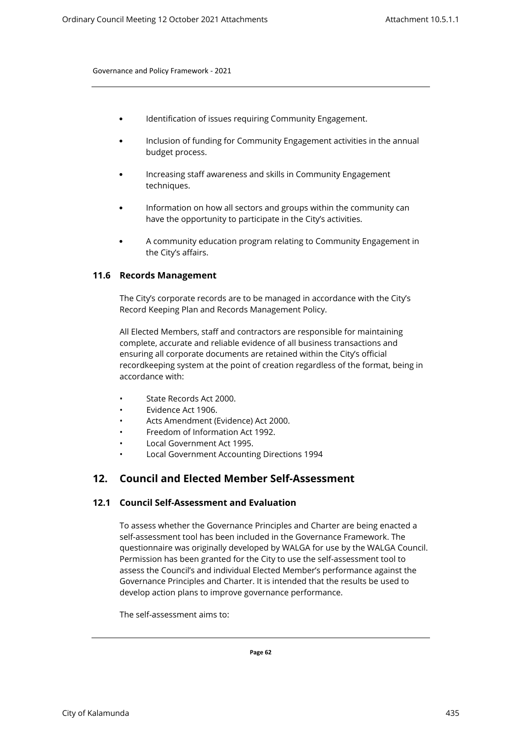- Identification of issues requiring Community Engagement.
- Inclusion of funding for Community Engagement activities in the annual budget process.
- Increasing staff awareness and skills in Community Engagement techniques.
- Information on how all sectors and groups within the community can have the opportunity to participate in the City's activities.
- A community education program relating to Community Engagement in the City's affairs.

### 11.6 Records Management

The City's corporate records are to be managed in accordance with the City's Record Keeping Plan and Records Management Policy.

All Elected Members, staff and contractors are responsible for maintaining complete, accurate and reliable evidence of all business transactions and ensuring all corporate documents are retained within the City's official recordkeeping system at the point of creation regardless of the format, being in accordance with:

- State Records Act 2000.
- Evidence Act 1906.
- Acts Amendment (Evidence) Act 2000.
- Freedom of Information Act 1992.
- Local Government Act 1995.
- Local Government Accounting Directions 1994

## 12. Council and Elected Member Self-Assessment

### 12.1 Council Self-Assessment and Evaluation

To assess whether the Governance Principles and Charter are being enacted a self-assessment tool has been included in the Governance Framework. The questionnaire was originally developed by WALGA for use by the WALGA Council. Permission has been granted for the City to use the self-assessment tool to assess the Council's and individual Elected Member's performance against the Governance Principles and Charter. It is intended that the results be used to develop action plans to improve governance performance.

The self-assessment aims to: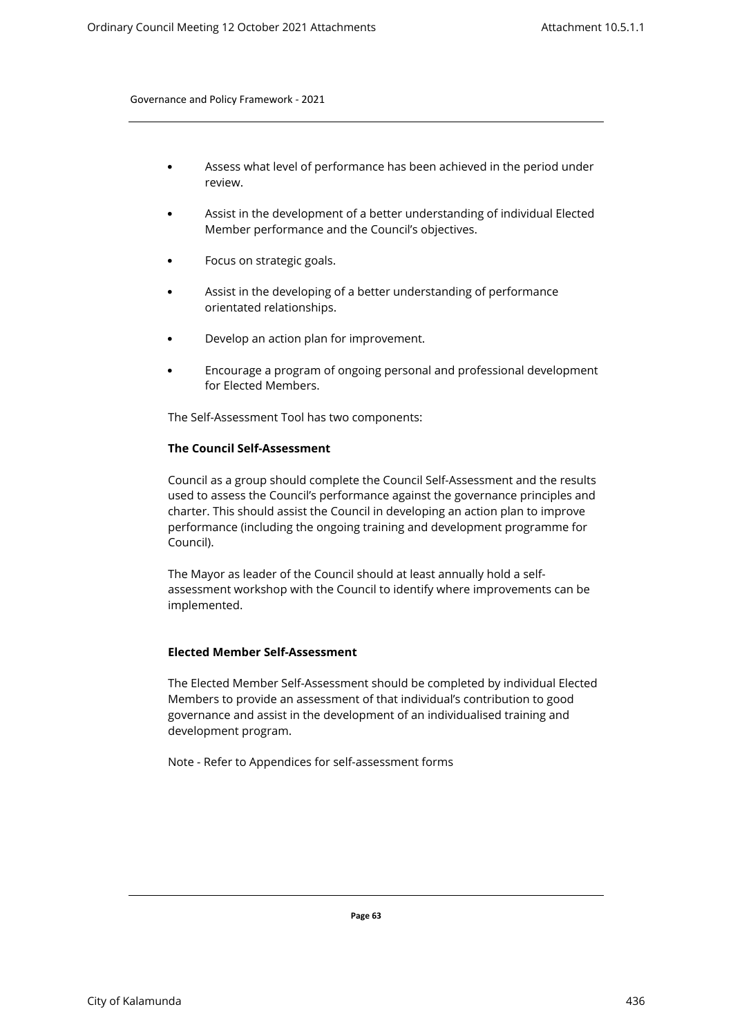- Assess what level of performance has been achieved in the period under review.
- Assist in the development of a better understanding of individual Elected Member performance and the Council's objectives.
- Focus on strategic goals.
- Assist in the developing of a better understanding of performance orientated relationships.
- Develop an action plan for improvement.
- Encourage a program of ongoing personal and professional development for Elected Members.

The Self-Assessment Tool has two components:

**The Council Self-Assessment**

Council as a group should complete the Council Self-Assessment and the results used to assess the Council's performance against the governance principles and charter. This should assist the Council in developing an action plan to improve performance (including the ongoing training and development programme for Council).

The Mayor as leader of the Council should at least annually hold a self-assessment workshop with the Council to identify where improvements can be implemented.

**Elected Member Self-Assessment**

The Elected Member Self-Assessment should be completed by individual Elected Members to provide an assessment of that individual's contribution to good governance and assist in the development of an individualised training and development program.

Note - Refer to Appendices for self-assessment forms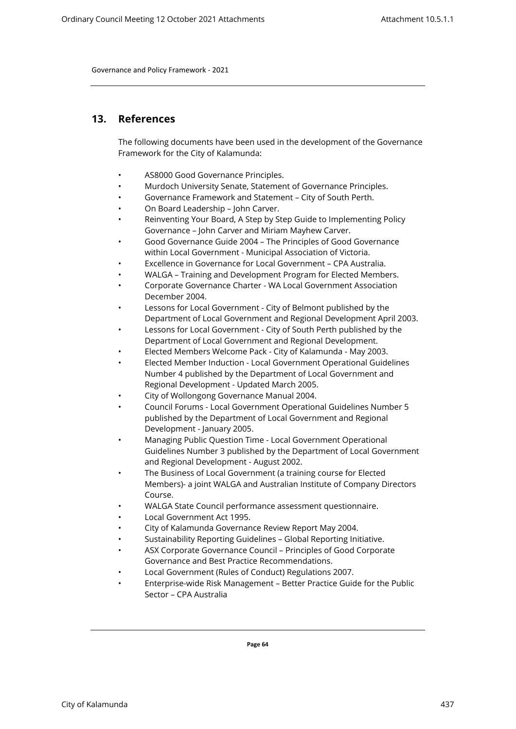## 13. References

The following documents have been used in the development of the Governance Framework for the City of Kalamunda:

- AS8000 Good Governance Principles.
- Murdoch University Senate, Statement of Governance Principles.
- Governance Framework and Statement – City of South Perth.
- On Board Leadership – John Carver.
- Reinventing Your Board, A Step by Step Guide to Implementing Policy Governance – John Carver and Miriam Mayhew Carver.
- Good Governance Guide 2004 – The Principles of Good Governance within Local Government - Municipal Association of Victoria.
- Excellence in Governance for Local Government – CPA Australia.
- WALGA – Training and Development Program for Elected Members.
- Corporate Governance Charter - WA Local Government Association December 2004.
- Lessons for Local Government - City of Belmont published by the Department of Local Government and Regional Development April 2003.
- Lessons for Local Government - City of South Perth published by the Department of Local Government and Regional Development.
- Elected Members Welcome Pack - City of Kalamunda - May 2003.
- Elected Member Induction - Local Government Operational Guidelines Number 4 published by the Department of Local Government and Regional Development - Updated March 2005.
- City of Wollongong Governance Manual 2004.
- Council Forums - Local Government Operational Guidelines Number 5 published by the Department of Local Government and Regional Development - January 2005.
- Managing Public Question Time - Local Government Operational Guidelines Number 3 published by the Department of Local Government and Regional Development - August 2002.
- The Business of Local Government (a training course for Elected Members)- a joint WALGA and Australian Institute of Company Directors Course.
- WALGA State Council performance assessment questionnaire.
- Local Government Act 1995.
- City of Kalamunda Governance Review Report May 2004.
- Sustainability Reporting Guidelines – Global Reporting Initiative.
- ASX Corporate Governance Council – Principles of Good Corporate Governance and Best Practice Recommendations.
- Local Government (Rules of Conduct) Regulations 2007.
- Enterprise-wide Risk Management – Better Practice Guide for the Public Sector – CPA Australia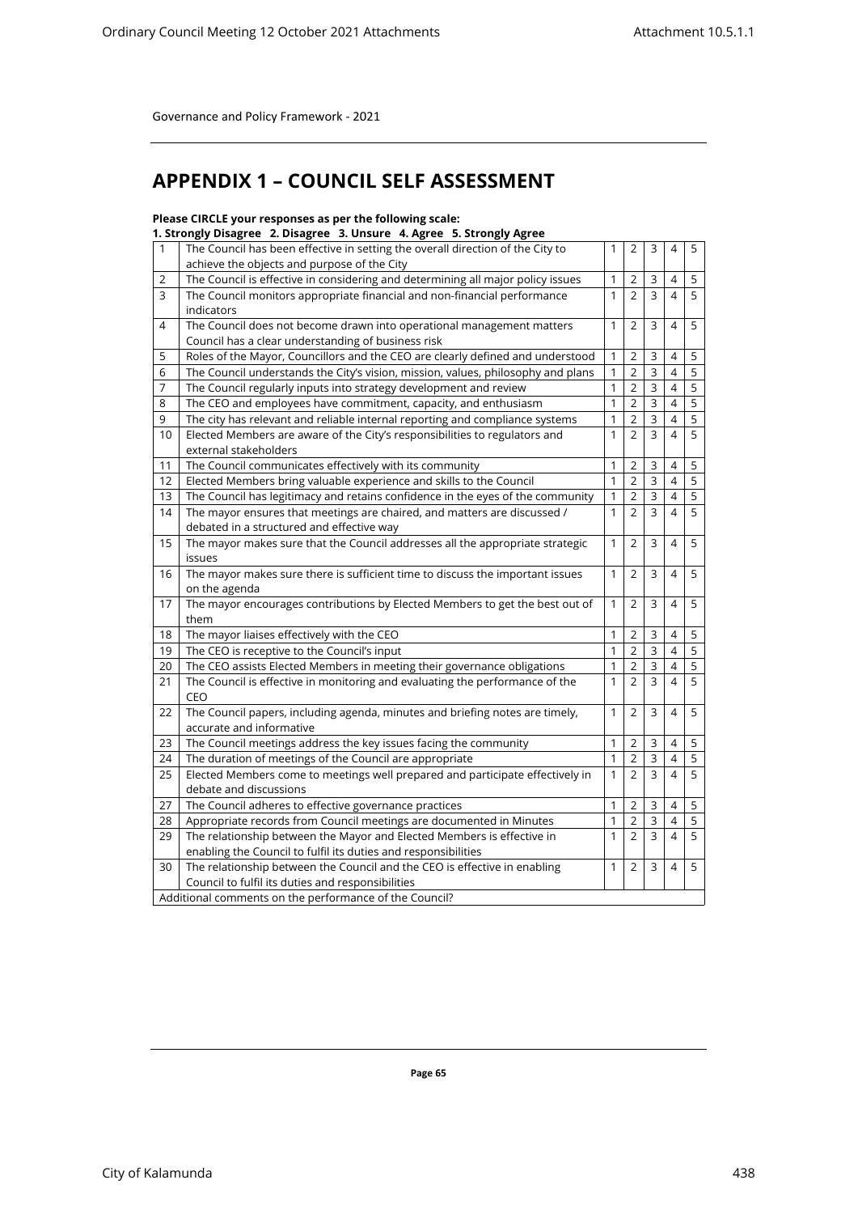Governance and Policy Framework - 2021

# APPENDIX 1 – COUNCIL SELF ASSESSMENT

**Please CIRCLE your responses as per the following scale:**
**1. Strongly Disagree 2. Disagree 3. Unsure 4. Agree 5. Strongly Agree**

| | | | | | | |
|---|---|---|---|---|---|---|
| 1 | The Council has been effective in setting the overall direction of the City to achieve the objects and purpose of the City | 1 | 2 | 3 | 4 | 5 |
| 2 | The Council is effective in considering and determining all major policy issues | 1 | 2 | 3 | 4 | 5 |
| 3 | The Council monitors appropriate financial and non-financial performance indicators | 1 | 2 | 3 | 4 | 5 |
| 4 | The Council does not become drawn into operational management matters Council has a clear understanding of business risk | 1 | 2 | 3 | 4 | 5 |
| 5 | Roles of the Mayor, Councillors and the CEO are clearly defined and understood | 1 | 2 | 3 | 4 | 5 |
| 6 | The Council understands the City's vision, mission, values, philosophy and plans | 1 | 2 | 3 | 4 | 5 |
| 7 | The Council regularly inputs into strategy development and review | 1 | 2 | 3 | 4 | 5 |
| 8 | The CEO and employees have commitment, capacity, and enthusiasm | 1 | 2 | 3 | 4 | 5 |
| 9 | The city has relevant and reliable internal reporting and compliance systems | 1 | 2 | 3 | 4 | 5 |
| 10 | Elected Members are aware of the City's responsibilities to regulators and external stakeholders | 1 | 2 | 3 | 4 | 5 |
| 11 | The Council communicates effectively with its community | 1 | 2 | 3 | 4 | 5 |
| 12 | Elected Members bring valuable experience and skills to the Council | 1 | 2 | 3 | 4 | 5 |
| 13 | The Council has legitimacy and retains confidence in the eyes of the community | 1 | 2 | 3 | 4 | 5 |
| 14 | The mayor ensures that meetings are chaired, and matters are discussed / debated in a structured and effective way | 1 | 2 | 3 | 4 | 5 |
| 15 | The mayor makes sure that the Council addresses all the appropriate strategic issues | 1 | 2 | 3 | 4 | 5 |
| 16 | The mayor makes sure there is sufficient time to discuss the important issues on the agenda | 1 | 2 | 3 | 4 | 5 |
| 17 | The mayor encourages contributions by Elected Members to get the best out of them | 1 | 2 | 3 | 4 | 5 |
| 18 | The mayor liaises effectively with the CEO | 1 | 2 | 3 | 4 | 5 |
| 19 | The CEO is receptive to the Council's input | 1 | 2 | 3 | 4 | 5 |
| 20 | The CEO assists Elected Members in meeting their governance obligations | 1 | 2 | 3 | 4 | 5 |
| 21 | The Council is effective in monitoring and evaluating the performance of the CEO | 1 | 2 | 3 | 4 | 5 |
| 22 | The Council papers, including agenda, minutes and briefing notes are timely, accurate and informative | 1 | 2 | 3 | 4 | 5 |
| 23 | The Council meetings address the key issues facing the community | 1 | 2 | 3 | 4 | 5 |
| 24 | The duration of meetings of the Council are appropriate | 1 | 2 | 3 | 4 | 5 |
| 25 | Elected Members come to meetings well prepared and participate effectively in debate and discussions | 1 | 2 | 3 | 4 | 5 |
| 27 | The Council adheres to effective governance practices | 1 | 2 | 3 | 4 | 5 |
| 28 | Appropriate records from Council meetings are documented in Minutes | 1 | 2 | 3 | 4 | 5 |
| 29 | The relationship between the Mayor and Elected Members is effective in enabling the Council to fulfil its duties and responsibilities | 1 | 2 | 3 | 4 | 5 |
| 30 | The relationship between the Council and the CEO is effective in enabling Council to fulfil its duties and responsibilities | 1 | 2 | 3 | 4 | 5 |
| Additional comments on the performance of the Council? | | | | | | |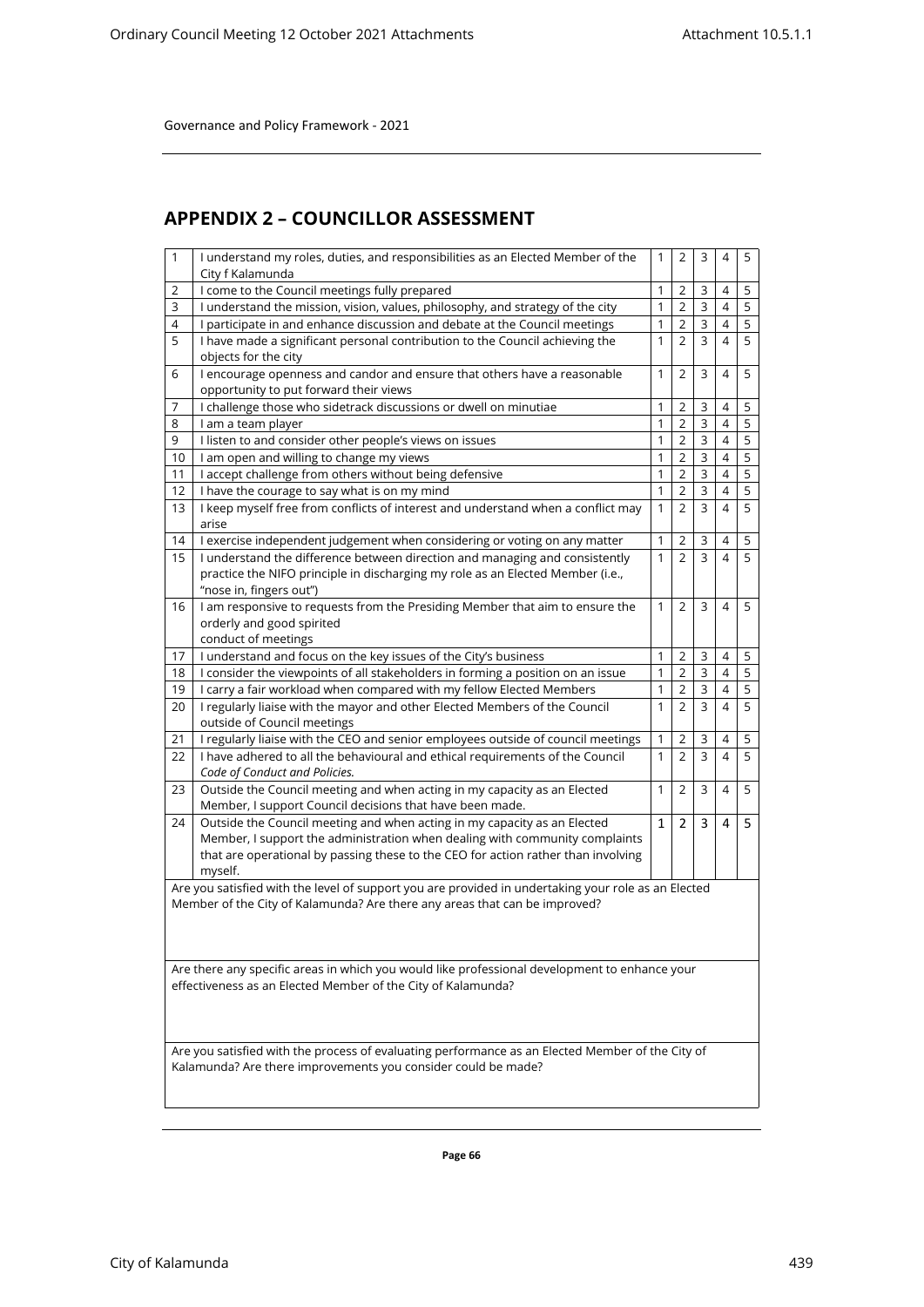Governance and Policy Framework - 2021

## APPENDIX 2 – COUNCILLOR ASSESSMENT

| | | | | | | |
|---|---|---|---|---|---|---|
| 1 | I understand my roles, duties, and responsibilities as an Elected Member of the City f Kalamunda | 1 | 2 | 3 | 4 | 5 |
| 2 | I come to the Council meetings fully prepared | 1 | 2 | 3 | 4 | 5 |
| 3 | I understand the mission, vision, values, philosophy, and strategy of the city | 1 | 2 | 3 | 4 | 5 |
| 4 | I participate in and enhance discussion and debate at the Council meetings | 1 | 2 | 3 | 4 | 5 |
| 5 | I have made a significant personal contribution to the Council achieving the objects for the city | 1 | 2 | 3 | 4 | 5 |
| 6 | I encourage openness and candor and ensure that others have a reasonable opportunity to put forward their views | 1 | 2 | 3 | 4 | 5 |
| 7 | I challenge those who sidetrack discussions or dwell on minutiae | 1 | 2 | 3 | 4 | 5 |
| 8 | I am a team player | 1 | 2 | 3 | 4 | 5 |
| 9 | I listen to and consider other people's views on issues | 1 | 2 | 3 | 4 | 5 |
| 10 | I am open and willing to change my views | 1 | 2 | 3 | 4 | 5 |
| 11 | I accept challenge from others without being defensive | 1 | 2 | 3 | 4 | 5 |
| 12 | I have the courage to say what is on my mind | 1 | 2 | 3 | 4 | 5 |
| 13 | I keep myself free from conflicts of interest and understand when a conflict may arise | 1 | 2 | 3 | 4 | 5 |
| 14 | I exercise independent judgement when considering or voting on any matter | 1 | 2 | 3 | 4 | 5 |
| 15 | I understand the difference between direction and managing and consistently practice the NIFO principle in discharging my role as an Elected Member (i.e., "nose in, fingers out") | 1 | 2 | 3 | 4 | 5 |
| 16 | I am responsive to requests from the Presiding Member that aim to ensure the orderly and good spirited conduct of meetings | 1 | 2 | 3 | 4 | 5 |
| 17 | I understand and focus on the key issues of the City's business | 1 | 2 | 3 | 4 | 5 |
| 18 | I consider the viewpoints of all stakeholders in forming a position on an issue | 1 | 2 | 3 | 4 | 5 |
| 19 | I carry a fair workload when compared with my fellow Elected Members | 1 | 2 | 3 | 4 | 5 |
| 20 | I regularly liaise with the mayor and other Elected Members of the Council outside of Council meetings | 1 | 2 | 3 | 4 | 5 |
| 21 | I regularly liaise with the CEO and senior employees outside of council meetings | 1 | 2 | 3 | 4 | 5 |
| 22 | I have adhered to all the behavioural and ethical requirements of the Council *Code of Conduct and Policies.* | 1 | 2 | 3 | 4 | 5 |
| 23 | Outside the Council meeting and when acting in my capacity as an Elected Member, I support Council decisions that have been made. | 1 | 2 | 3 | 4 | 5 |
| 24 | Outside the Council meeting and when acting in my capacity as an Elected Member, I support the administration when dealing with community complaints that are operational by passing these to the CEO for action rather than involving myself. | 1 | 2 | 3 | 4 | 5 |

Are you satisfied with the level of support you are provided in undertaking your role as an Elected Member of the City of Kalamunda? Are there any areas that can be improved?

Are there any specific areas in which you would like professional development to enhance your effectiveness as an Elected Member of the City of Kalamunda?

Are you satisfied with the process of evaluating performance as an Elected Member of the City of Kalamunda? Are there improvements you consider could be made?